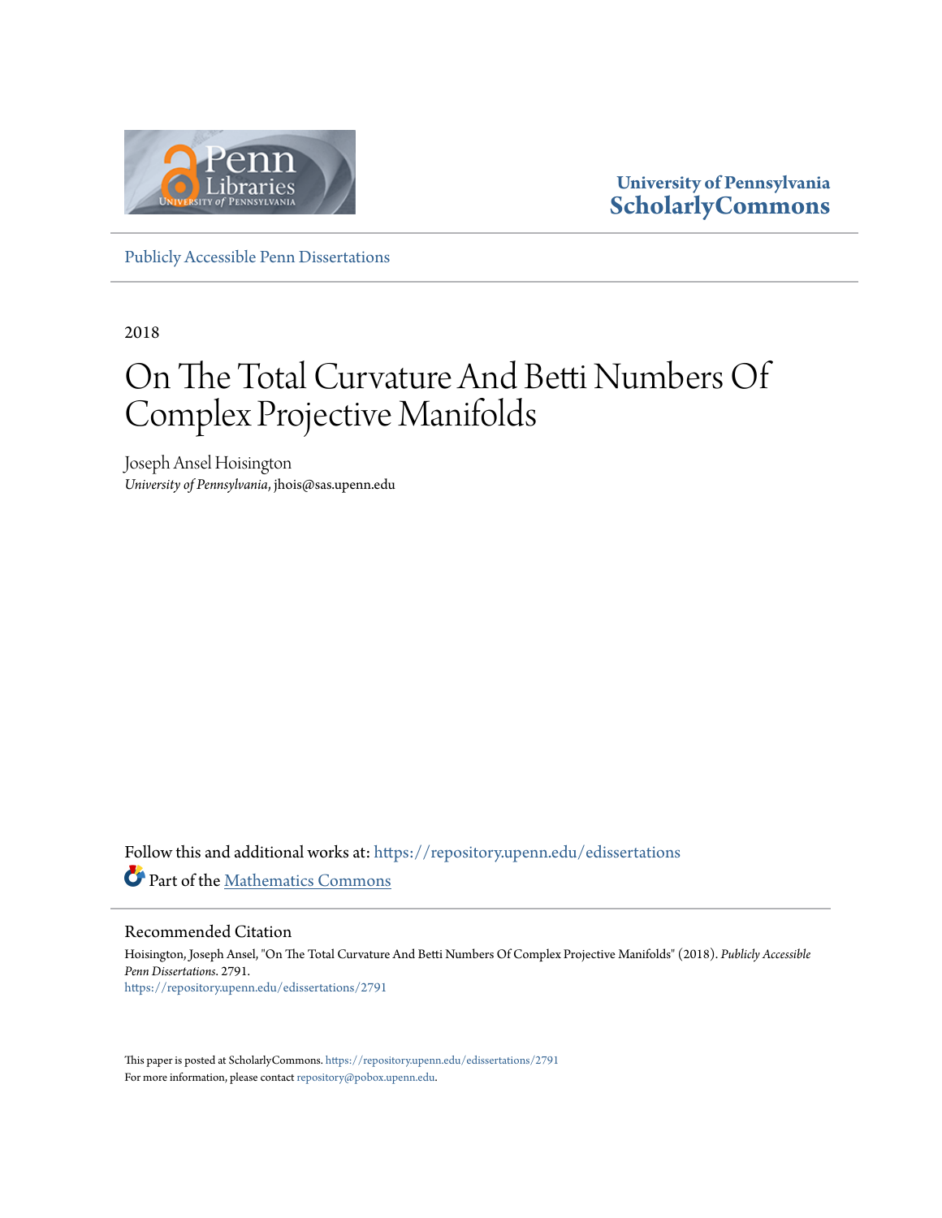University of Pennsylvania
ScholarlyCommons

Publicly Accessible Penn Dissertations

2018

# On The Total Curvature And Betti Numbers Of Complex Projective Manifolds

Joseph Ansel Hoisington
*University of Pennsylvania*, jhois@sas.upenn.edu

Follow this and additional works at: https://repository.upenn.edu/edissertations

Part of the Mathematics Commons

## Recommended Citation

Hoisington, Joseph Ansel, "On The Total Curvature And Betti Numbers Of Complex Projective Manifolds" (2018). *Publicly Accessible Penn Dissertations*. 2791.
https://repository.upenn.edu/edissertations/2791

This paper is posted at ScholarlyCommons. https://repository.upenn.edu/edissertations/2791
For more information, please contact repository@pobox.upenn.edu.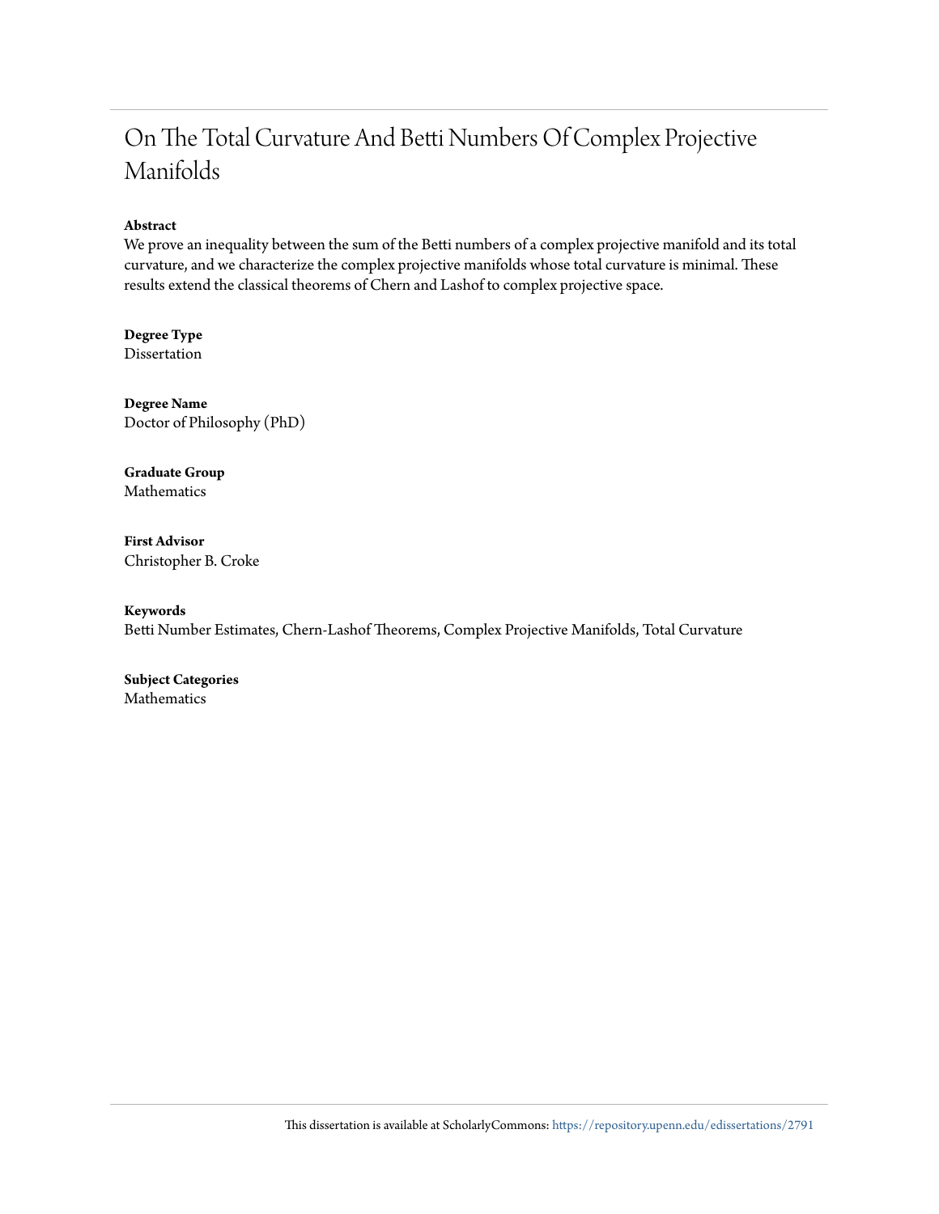# On The Total Curvature And Betti Numbers Of Complex Projective Manifolds

**Abstract**

We prove an inequality between the sum of the Betti numbers of a complex projective manifold and its total curvature, and we characterize the complex projective manifolds whose total curvature is minimal. These results extend the classical theorems of Chern and Lashof to complex projective space.

**Degree Type**

Dissertation

**Degree Name**

Doctor of Philosophy (PhD)

**Graduate Group**

Mathematics

**First Advisor**

Christopher B. Croke

**Keywords**

Betti Number Estimates, Chern-Lashof Theorems, Complex Projective Manifolds, Total Curvature

**Subject Categories**

Mathematics

This dissertation is available at ScholarlyCommons: https://repository.upenn.edu/edissertations/2791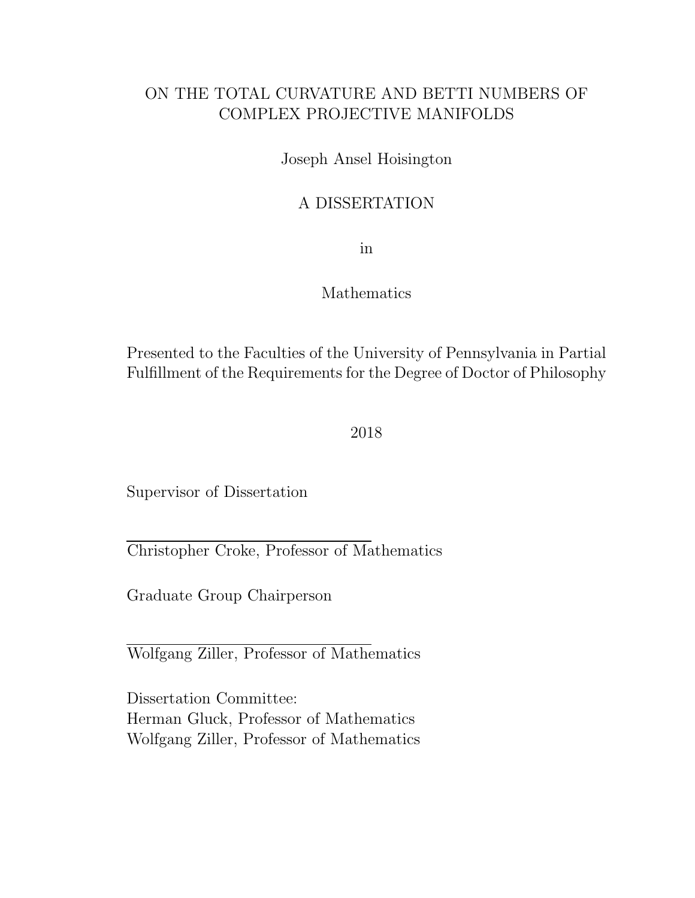# ON THE TOTAL CURVATURE AND BETTI NUMBERS OF COMPLEX PROJECTIVE MANIFOLDS

Joseph Ansel Hoisington

A DISSERTATION

in

Mathematics

Presented to the Faculties of the University of Pennsylvania in Partial Fulfillment of the Requirements for the Degree of Doctor of Philosophy

2018

Supervisor of Dissertation

Christopher Croke, Professor of Mathematics

Graduate Group Chairperson

Wolfgang Ziller, Professor of Mathematics

Dissertation Committee:
Herman Gluck, Professor of Mathematics
Wolfgang Ziller, Professor of Mathematics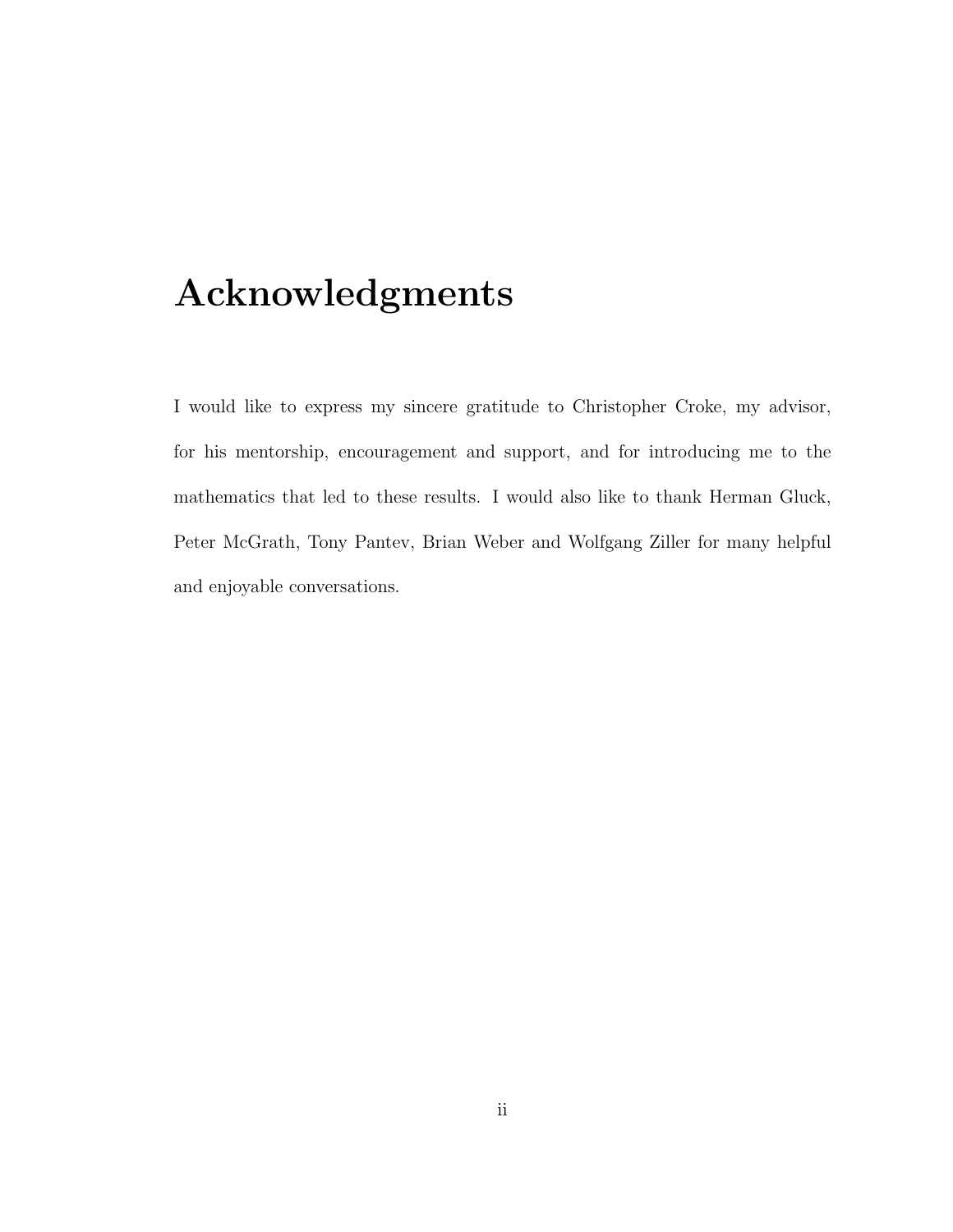# Acknowledgments

I would like to express my sincere gratitude to Christopher Croke, my advisor, for his mentorship, encouragement and support, and for introducing me to the mathematics that led to these results. I would also like to thank Herman Gluck, Peter McGrath, Tony Pantev, Brian Weber and Wolfgang Ziller for many helpful and enjoyable conversations.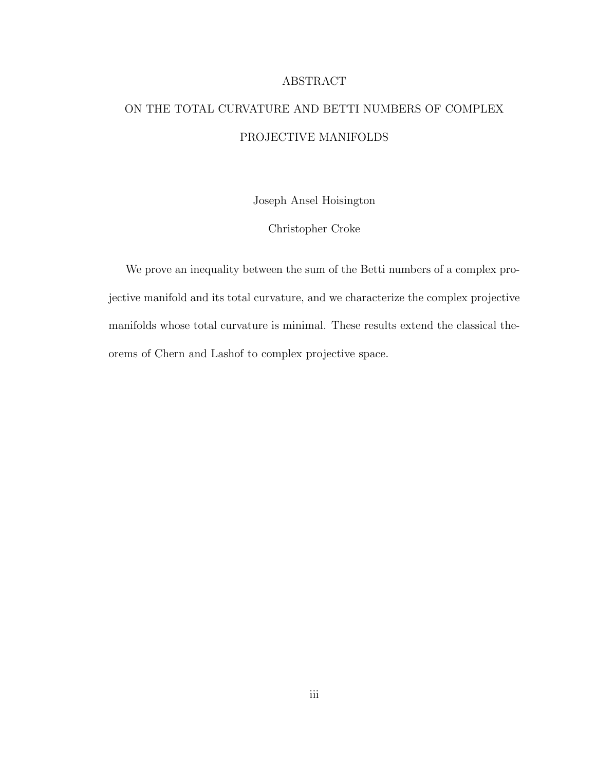# ABSTRACT

## ON THE TOTAL CURVATURE AND BETTI NUMBERS OF COMPLEX PROJECTIVE MANIFOLDS

Joseph Ansel Hoisington

Christopher Croke

We prove an inequality between the sum of the Betti numbers of a complex projective manifold and its total curvature, and we characterize the complex projective manifolds whose total curvature is minimal. These results extend the classical theorems of Chern and Lashof to complex projective space.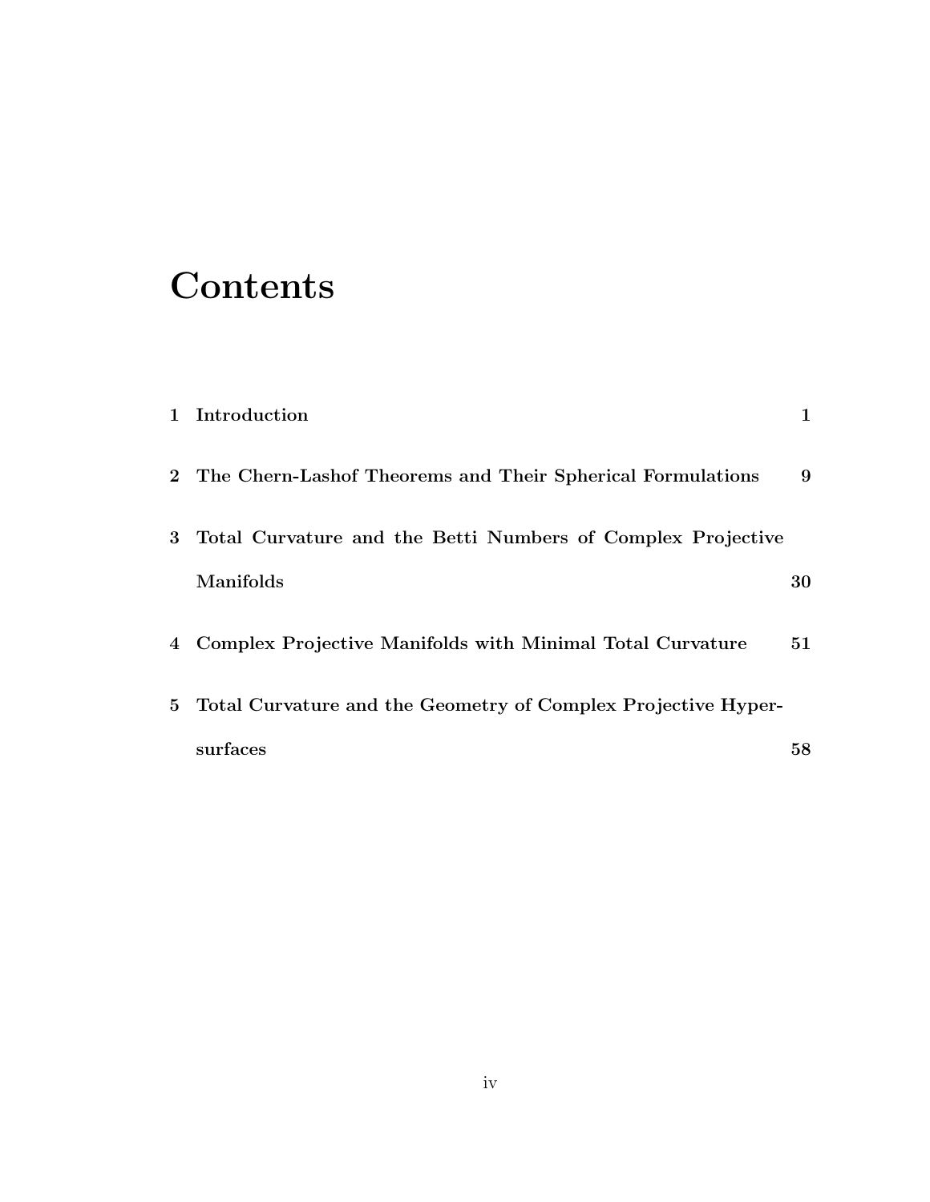# Contents

| | | |
|---|---|---|
| **1** | **Introduction** | **1** |
| **2** | **The Chern-Lashof Theorems and Their Spherical Formulations** | **9** |
| **3** | **Total Curvature and the Betti Numbers of Complex Projective Manifolds** | **30** |
| **4** | **Complex Projective Manifolds with Minimal Total Curvature** | **51** |
| **5** | **Total Curvature and the Geometry of Complex Projective Hypersurfaces** | **58** |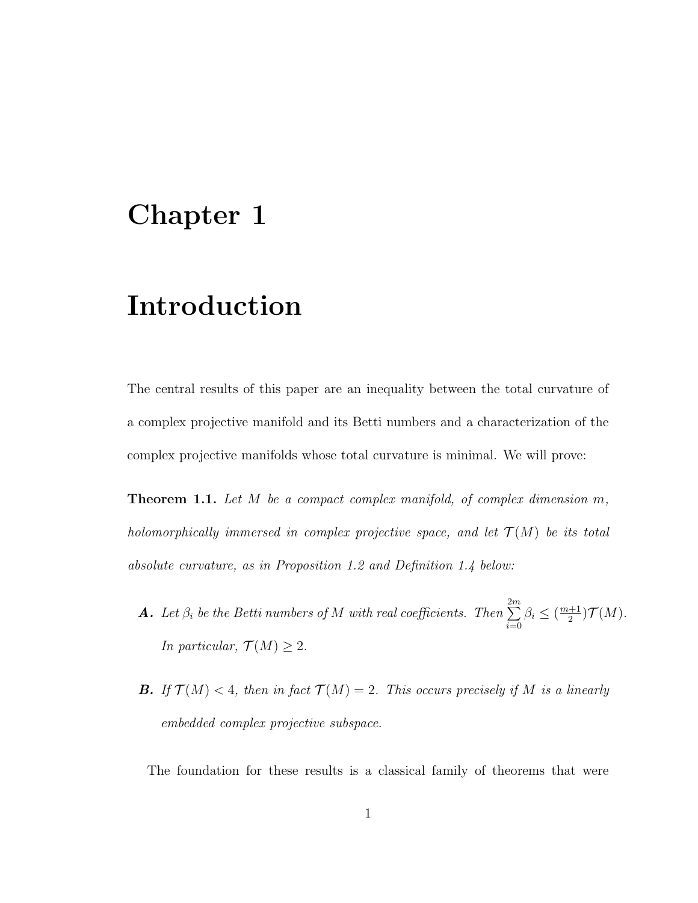# Chapter 1

# Introduction

The central results of this paper are an inequality between the total curvature of a complex projective manifold and its Betti numbers and a characterization of the complex projective manifolds whose total curvature is minimal. We will prove:

**Theorem 1.1.** *Let $M$ be a compact complex manifold, of complex dimension $m$, holomorphically immersed in complex projective space, and let $\mathcal{T}(M)$ be its total absolute curvature, as in Proposition 1.2 and Definition 1.4 below:*

- ***A.*** *Let $\beta_i$ be the Betti numbers of $M$ with real coefficients. Then $\sum_{i=0}^{2m} \beta_i \leq (\frac{m+1}{2})\mathcal{T}(M)$. In particular, $\mathcal{T}(M) \geq 2$.*

- ***B.*** *If $\mathcal{T}(M) < 4$, then in fact $\mathcal{T}(M) = 2$. This occurs precisely if $M$ is a linearly embedded complex projective subspace.*

The foundation for these results is a classical family of theorems that were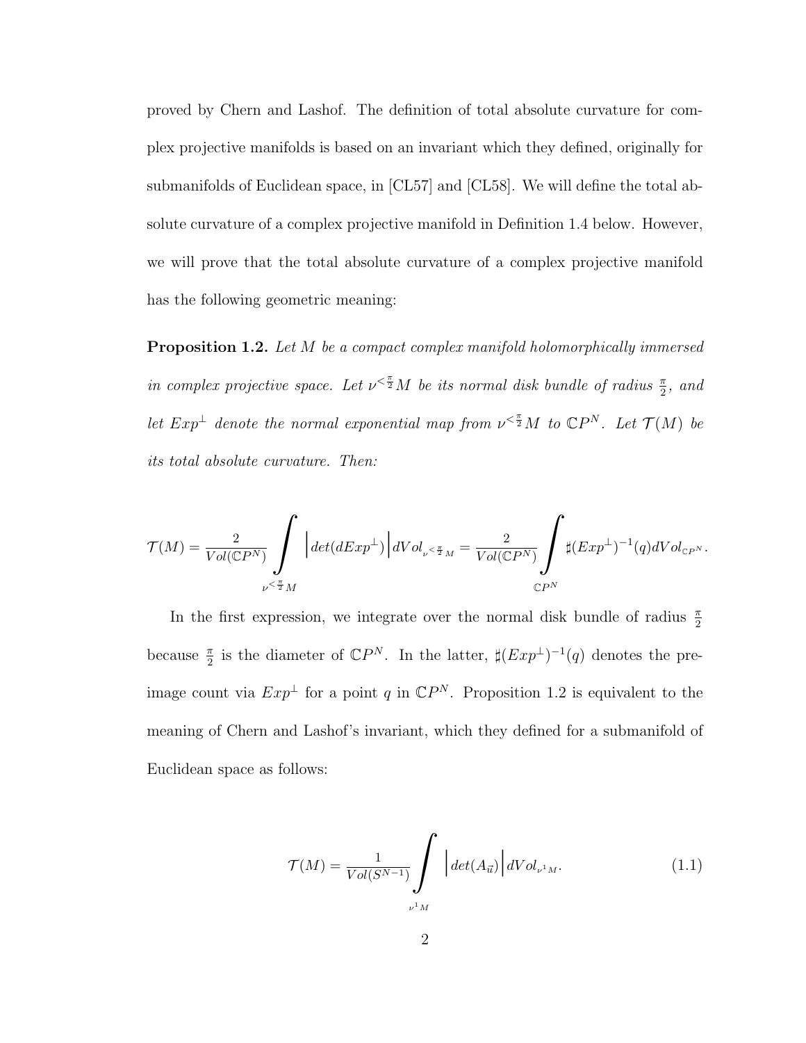proved by Chern and Lashof. The definition of total absolute curvature for complex projective manifolds is based on an invariant which they defined, originally for submanifolds of Euclidean space, in [CL57] and [CL58]. We will define the total absolute curvature of a complex projective manifold in Definition 1.4 below. However, we will prove that the total absolute curvature of a complex projective manifold has the following geometric meaning:

**Proposition 1.2.** *Let $M$ be a compact complex manifold holomorphically immersed in complex projective space. Let $\nu^{<\frac{\pi}{2}}M$ be its normal disk bundle of radius $\frac{\pi}{2}$, and let $Exp^{\perp}$ denote the normal exponential map from $\nu^{<\frac{\pi}{2}}M$ to $\mathbb{C}P^N$. Let $\mathcal{T}(M)$ be its total absolute curvature. Then:*

$$\mathcal{T}(M) = \frac{2}{Vol(\mathbb{C}P^N)} \int\limits_{\nu^{<\frac{\pi}{2}}M} \Big| det(dExp^{\perp}) \Big| dVol_{\nu^{<\frac{\pi}{2}}M} = \frac{2}{Vol(\mathbb{C}P^N)} \int\limits_{\mathbb{C}P^N} \sharp (Exp^{\perp})^{-1}(q) dVol_{\mathbb{C}P^N}.$$

In the first expression, we integrate over the normal disk bundle of radius $\frac{\pi}{2}$ because $\frac{\pi}{2}$ is the diameter of $\mathbb{C}P^N$. In the latter, $\sharp(Exp^{\perp})^{-1}(q)$ denotes the pre-image count via $Exp^{\perp}$ for a point $q$ in $\mathbb{C}P^N$. Proposition 1.2 is equivalent to the meaning of Chern and Lashof's invariant, which they defined for a submanifold of Euclidean space as follows:

$$\mathcal{T}(M) = \frac{1}{Vol(S^{N-1})} \int\limits_{\nu^1 M} \Big| det(A_{\vec{u}}) \Big| dVol_{\nu^1 M}. \tag{1.1}$$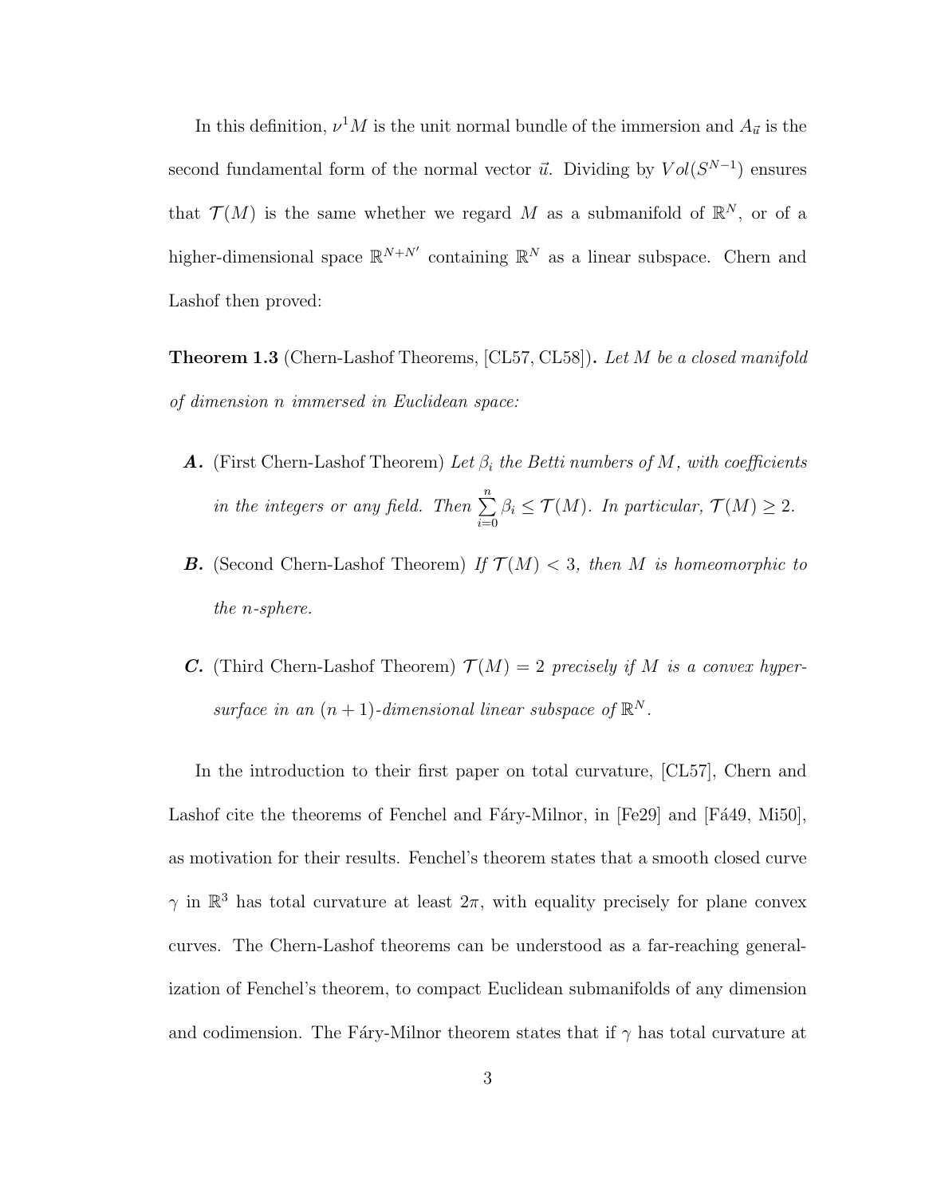In this definition, $\nu^1 M$ is the unit normal bundle of the immersion and $A_{\vec{u}}$ is the second fundamental form of the normal vector $\vec{u}$. Dividing by $Vol(S^{N-1})$ ensures that $\mathcal{T}(M)$ is the same whether we regard $M$ as a submanifold of $\mathbb{R}^N$, or of a higher-dimensional space $\mathbb{R}^{N+N'}$ containing $\mathbb{R}^N$ as a linear subspace. Chern and Lashof then proved:

**Theorem 1.3** (Chern-Lashof Theorems, [CL57, CL58])**.** *Let $M$ be a closed manifold of dimension $n$ immersed in Euclidean space:*

- ***A.*** (First Chern-Lashof Theorem) *Let $\beta_i$ the Betti numbers of $M$, with coefficients in the integers or any field. Then $\sum_{i=0}^{n} \beta_i \leq \mathcal{T}(M)$. In particular, $\mathcal{T}(M) \geq 2$.*
- ***B.*** (Second Chern-Lashof Theorem) *If $\mathcal{T}(M) < 3$, then $M$ is homeomorphic to the $n$-sphere.*
- ***C.*** (Third Chern-Lashof Theorem) *$\mathcal{T}(M) = 2$ precisely if $M$ is a convex hypersurface in an $(n+1)$-dimensional linear subspace of $\mathbb{R}^N$.*

In the introduction to their first paper on total curvature, [CL57], Chern and Lashof cite the theorems of Fenchel and Fáry-Milnor, in [Fe29] and [Fá49, Mi50], as motivation for their results. Fenchel's theorem states that a smooth closed curve $\gamma$ in $\mathbb{R}^3$ has total curvature at least $2\pi$, with equality precisely for plane convex curves. The Chern-Lashof theorems can be understood as a far-reaching generalization of Fenchel's theorem, to compact Euclidean submanifolds of any dimension and codimension. The Fáry-Milnor theorem states that if $\gamma$ has total curvature at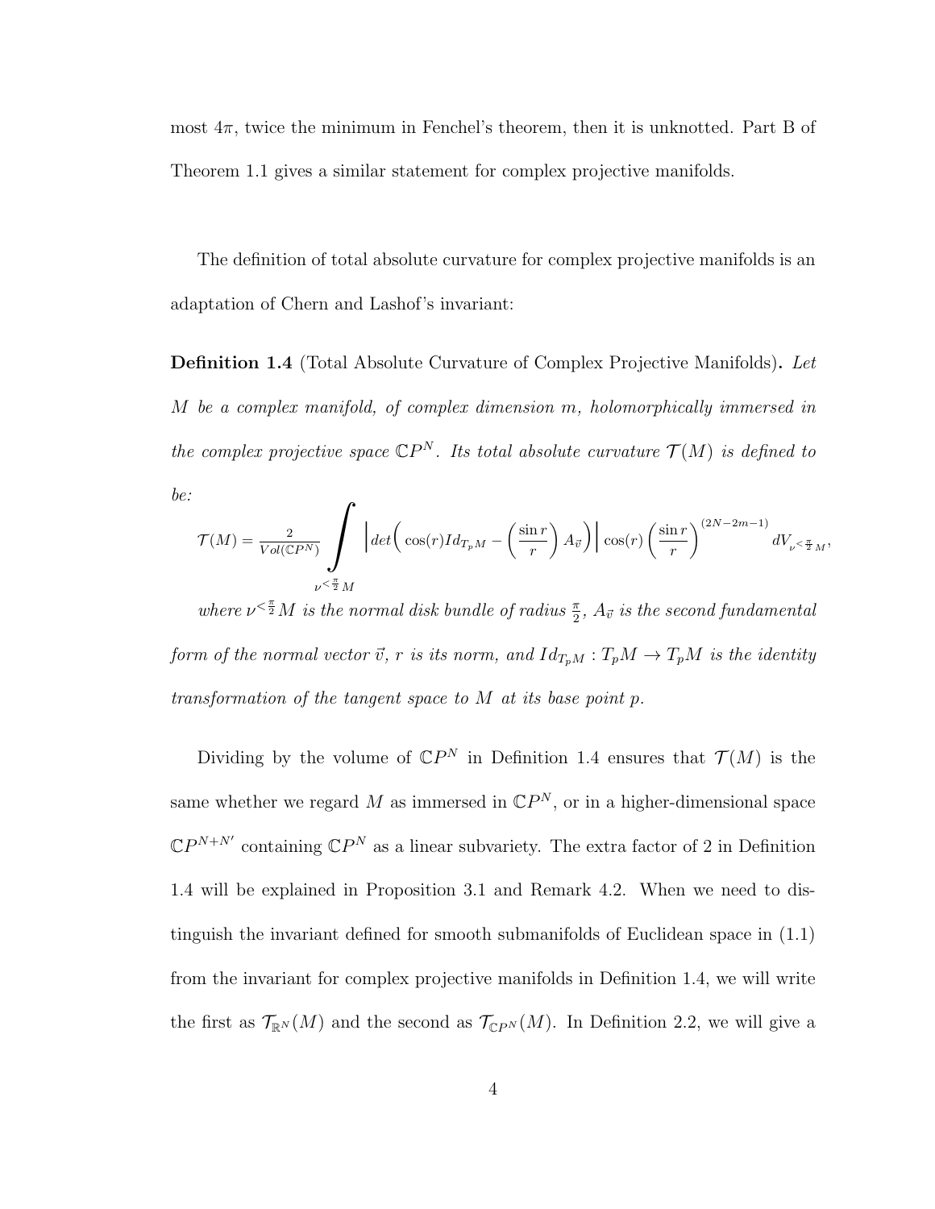most $4\pi$, twice the minimum in Fenchel's theorem, then it is unknotted. Part B of Theorem 1.1 gives a similar statement for complex projective manifolds.

The definition of total absolute curvature for complex projective manifolds is an adaptation of Chern and Lashof's invariant:

**Definition 1.4** (Total Absolute Curvature of Complex Projective Manifolds)**.** *Let $M$ be a complex manifold, of complex dimension $m$, holomorphically immersed in the complex projective space $\mathbb{C}P^N$. Its total absolute curvature $\mathcal{T}(M)$ is defined to be:*

$$\mathcal{T}(M) = \frac{2}{Vol(\mathbb{C}P^N)} \int\limits_{\nu^{<\frac{\pi}{2}} M} \left| det\Big( \cos(r) Id_{T_pM} - \left(\frac{\sin r}{r}\right) A_{\vec{v}} \Big) \right| \cos(r) \left(\frac{\sin r}{r}\right)^{(2N-2m-1)} dV_{\nu^{<\frac{\pi}{2}} M},$$

*where $\nu^{<\frac{\pi}{2}} M$ is the normal disk bundle of radius $\frac{\pi}{2}$, $A_{\vec{v}}$ is the second fundamental form of the normal vector $\vec{v}$, $r$ is its norm, and $Id_{T_pM} : T_pM \to T_pM$ is the identity transformation of the tangent space to $M$ at its base point $p$.*

Dividing by the volume of $\mathbb{C}P^N$ in Definition 1.4 ensures that $\mathcal{T}(M)$ is the same whether we regard $M$ as immersed in $\mathbb{C}P^N$, or in a higher-dimensional space $\mathbb{C}P^{N+N'}$ containing $\mathbb{C}P^N$ as a linear subvariety. The extra factor of 2 in Definition 1.4 will be explained in Proposition 3.1 and Remark 4.2. When we need to distinguish the invariant defined for smooth submanifolds of Euclidean space in (1.1) from the invariant for complex projective manifolds in Definition 1.4, we will write the first as $\mathcal{T}_{\mathbb{R}^N}(M)$ and the second as $\mathcal{T}_{\mathbb{C}P^N}(M)$. In Definition 2.2, we will give a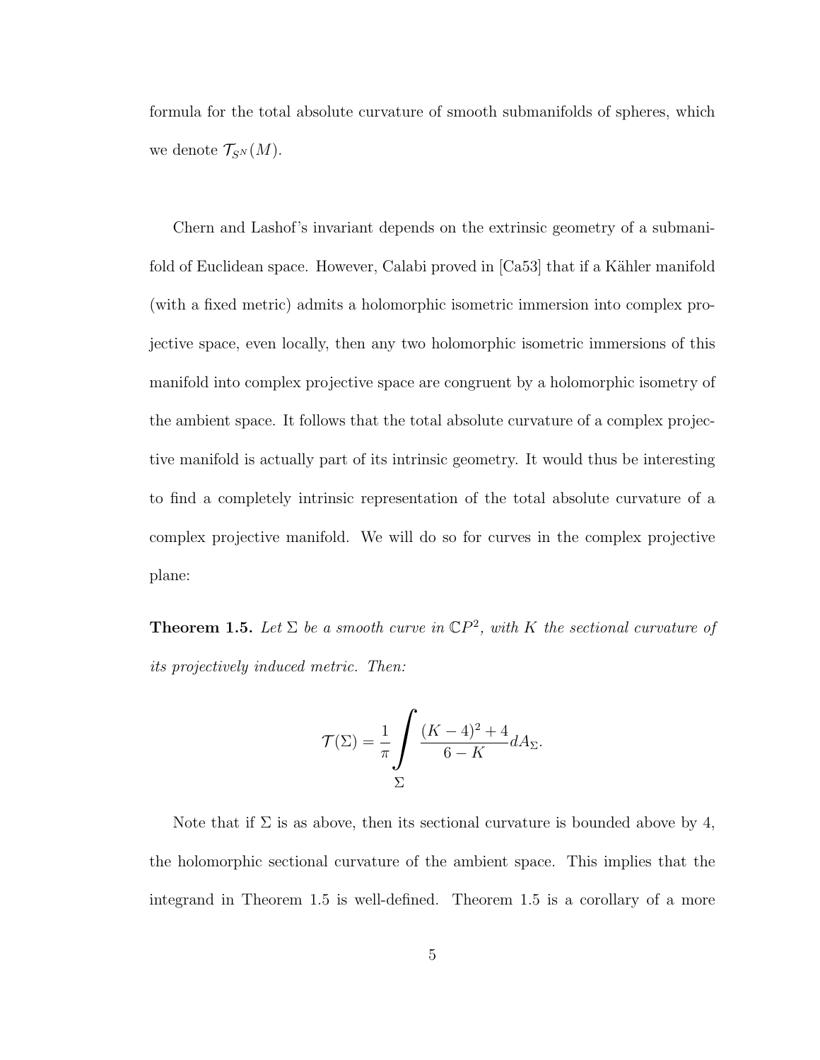formula for the total absolute curvature of smooth submanifolds of spheres, which we denote $\mathcal{T}_{S^N}(M)$.

Chern and Lashof's invariant depends on the extrinsic geometry of a submanifold of Euclidean space. However, Calabi proved in [Ca53] that if a Kähler manifold (with a fixed metric) admits a holomorphic isometric immersion into complex projective space, even locally, then any two holomorphic isometric immersions of this manifold into complex projective space are congruent by a holomorphic isometry of the ambient space. It follows that the total absolute curvature of a complex projective manifold is actually part of its intrinsic geometry. It would thus be interesting to find a completely intrinsic representation of the total absolute curvature of a complex projective manifold. We will do so for curves in the complex projective plane:

**Theorem 1.5.** *Let $\Sigma$ be a smooth curve in $\mathbb{C}P^2$, with $K$ the sectional curvature of its projectively induced metric. Then:*

$$\mathcal{T}(\Sigma) = \frac{1}{\pi} \int_{\Sigma} \frac{(K-4)^2 + 4}{6 - K} dA_{\Sigma}.$$

Note that if $\Sigma$ is as above, then its sectional curvature is bounded above by 4, the holomorphic sectional curvature of the ambient space. This implies that the integrand in Theorem 1.5 is well-defined. Theorem 1.5 is a corollary of a more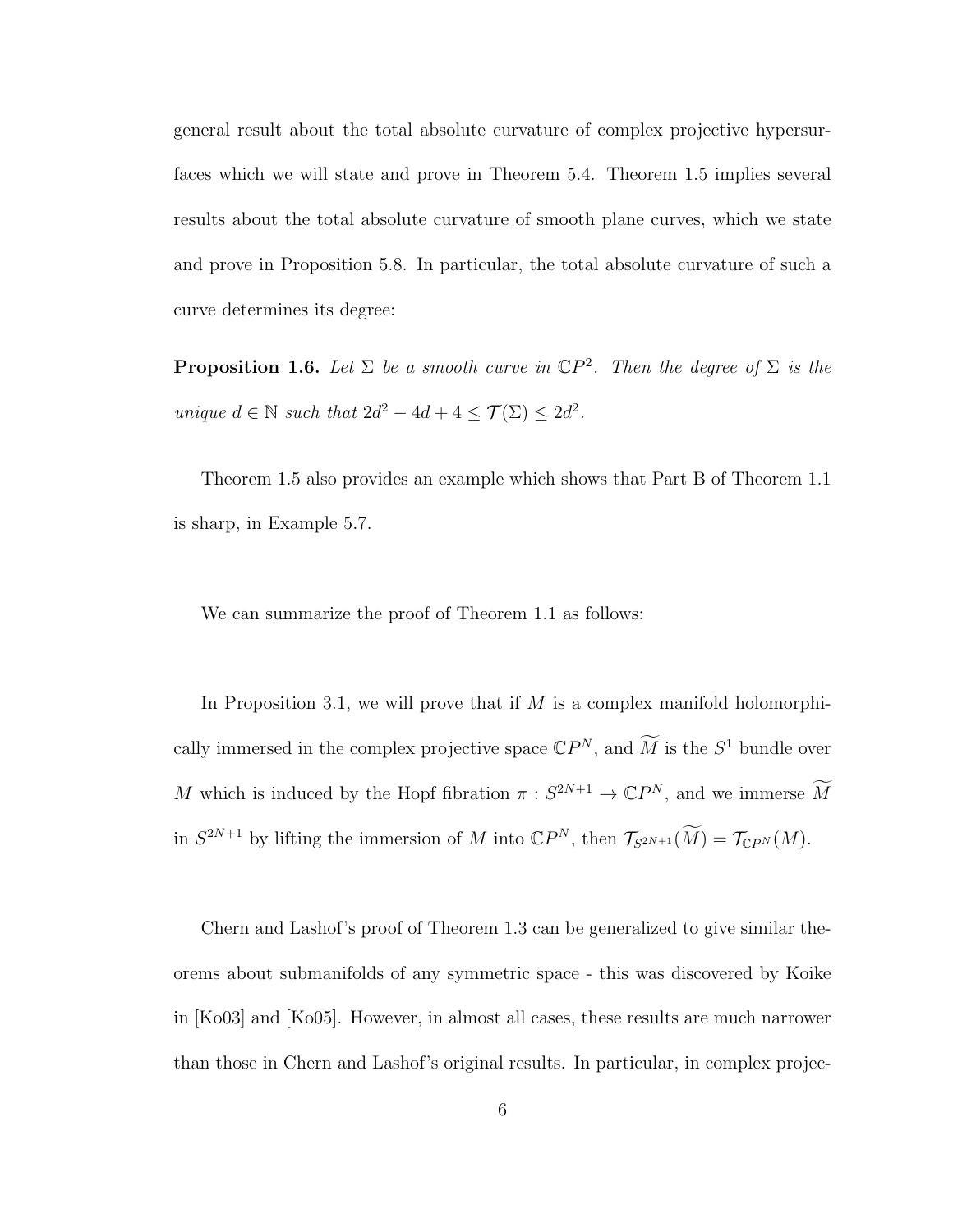general result about the total absolute curvature of complex projective hypersurfaces which we will state and prove in Theorem 5.4. Theorem 1.5 implies several results about the total absolute curvature of smooth plane curves, which we state and prove in Proposition 5.8. In particular, the total absolute curvature of such a curve determines its degree:

**Proposition 1.6.** *Let $\Sigma$ be a smooth curve in $\mathbb{C}P^2$. Then the degree of $\Sigma$ is the unique $d \in \mathbb{N}$ such that $2d^2 - 4d + 4 \leq \mathcal{T}(\Sigma) \leq 2d^2$.*

Theorem 1.5 also provides an example which shows that Part B of Theorem 1.1 is sharp, in Example 5.7.

We can summarize the proof of Theorem 1.1 as follows:

In Proposition 3.1, we will prove that if $M$ is a complex manifold holomorphically immersed in the complex projective space $\mathbb{C}P^N$, and $\widetilde{M}$ is the $S^1$ bundle over $M$ which is induced by the Hopf fibration $\pi : S^{2N+1} \to \mathbb{C}P^N$, and we immerse $\widetilde{M}$ in $S^{2N+1}$ by lifting the immersion of $M$ into $\mathbb{C}P^N$, then $\mathcal{T}_{S^{2N+1}}(\widetilde{M}) = \mathcal{T}_{\mathbb{C}P^N}(M)$.

Chern and Lashof's proof of Theorem 1.3 can be generalized to give similar theorems about submanifolds of any symmetric space - this was discovered by Koike in [Ko03] and [Ko05]. However, in almost all cases, these results are much narrower than those in Chern and Lashof's original results. In particular, in complex projec-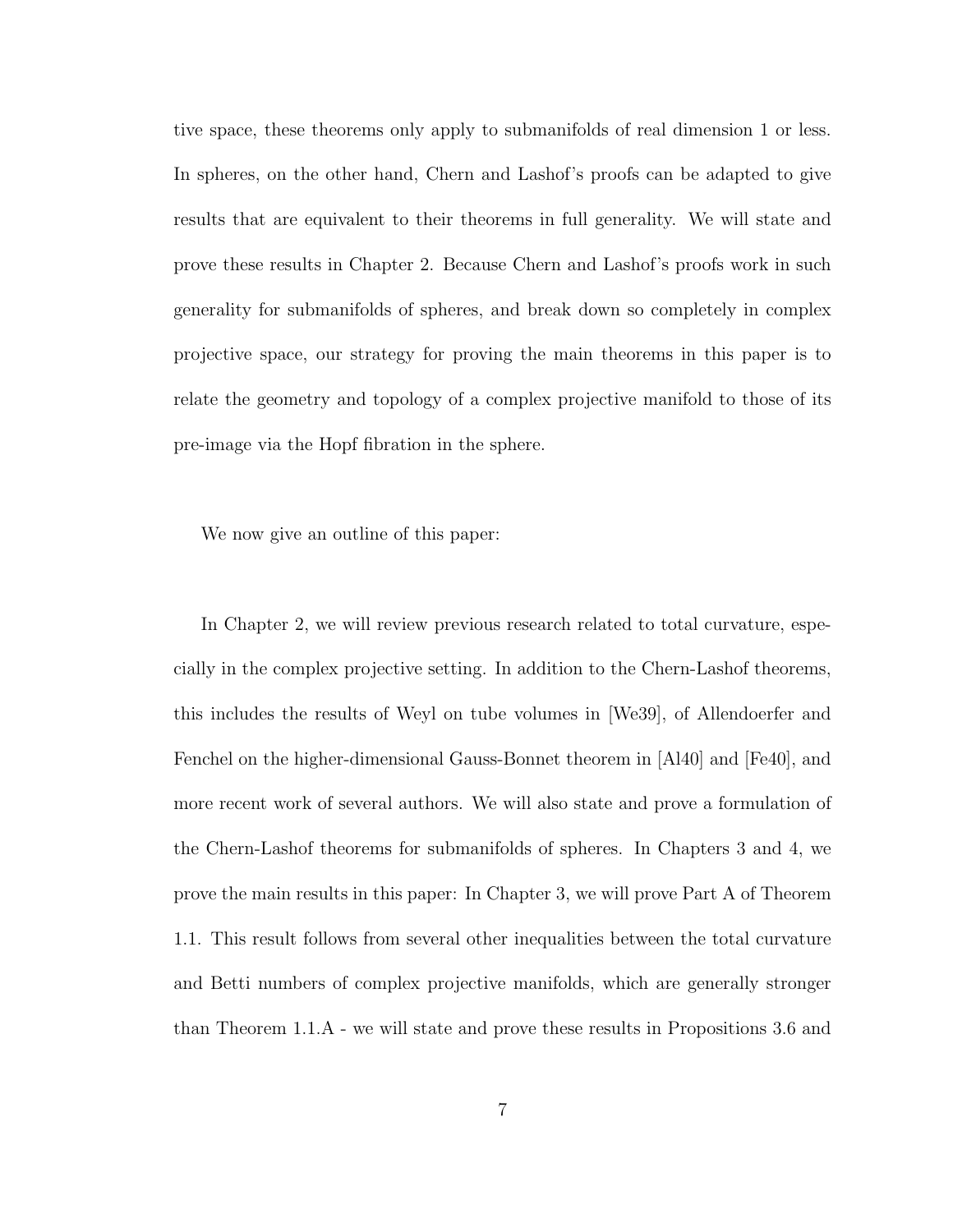tive space, these theorems only apply to submanifolds of real dimension 1 or less. In spheres, on the other hand, Chern and Lashof's proofs can be adapted to give results that are equivalent to their theorems in full generality. We will state and prove these results in Chapter 2. Because Chern and Lashof's proofs work in such generality for submanifolds of spheres, and break down so completely in complex projective space, our strategy for proving the main theorems in this paper is to relate the geometry and topology of a complex projective manifold to those of its pre-image via the Hopf fibration in the sphere.

We now give an outline of this paper:

In Chapter 2, we will review previous research related to total curvature, especially in the complex projective setting. In addition to the Chern-Lashof theorems, this includes the results of Weyl on tube volumes in [We39], of Allendoerfer and Fenchel on the higher-dimensional Gauss-Bonnet theorem in [Al40] and [Fe40], and more recent work of several authors. We will also state and prove a formulation of the Chern-Lashof theorems for submanifolds of spheres. In Chapters 3 and 4, we prove the main results in this paper: In Chapter 3, we will prove Part A of Theorem 1.1. This result follows from several other inequalities between the total curvature and Betti numbers of complex projective manifolds, which are generally stronger than Theorem 1.1.A - we will state and prove these results in Propositions 3.6 and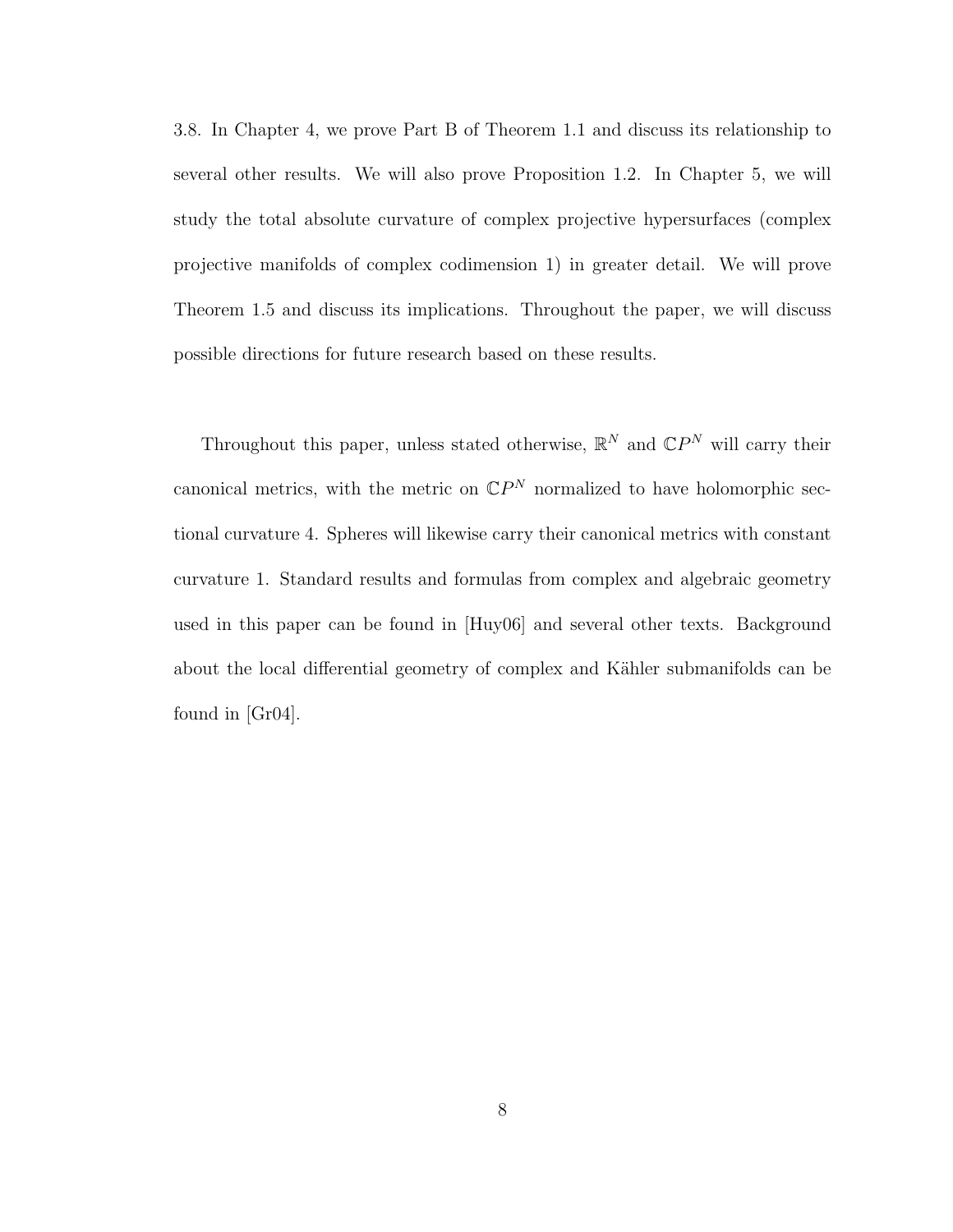3.8. In Chapter 4, we prove Part B of Theorem 1.1 and discuss its relationship to several other results. We will also prove Proposition 1.2. In Chapter 5, we will study the total absolute curvature of complex projective hypersurfaces (complex projective manifolds of complex codimension 1) in greater detail. We will prove Theorem 1.5 and discuss its implications. Throughout the paper, we will discuss possible directions for future research based on these results.

Throughout this paper, unless stated otherwise, $\mathbb{R}^N$ and $\mathbb{C}P^N$ will carry their canonical metrics, with the metric on $\mathbb{C}P^N$ normalized to have holomorphic sectional curvature 4. Spheres will likewise carry their canonical metrics with constant curvature 1. Standard results and formulas from complex and algebraic geometry used in this paper can be found in [Huy06] and several other texts. Background about the local differential geometry of complex and Kähler submanifolds can be found in [Gr04].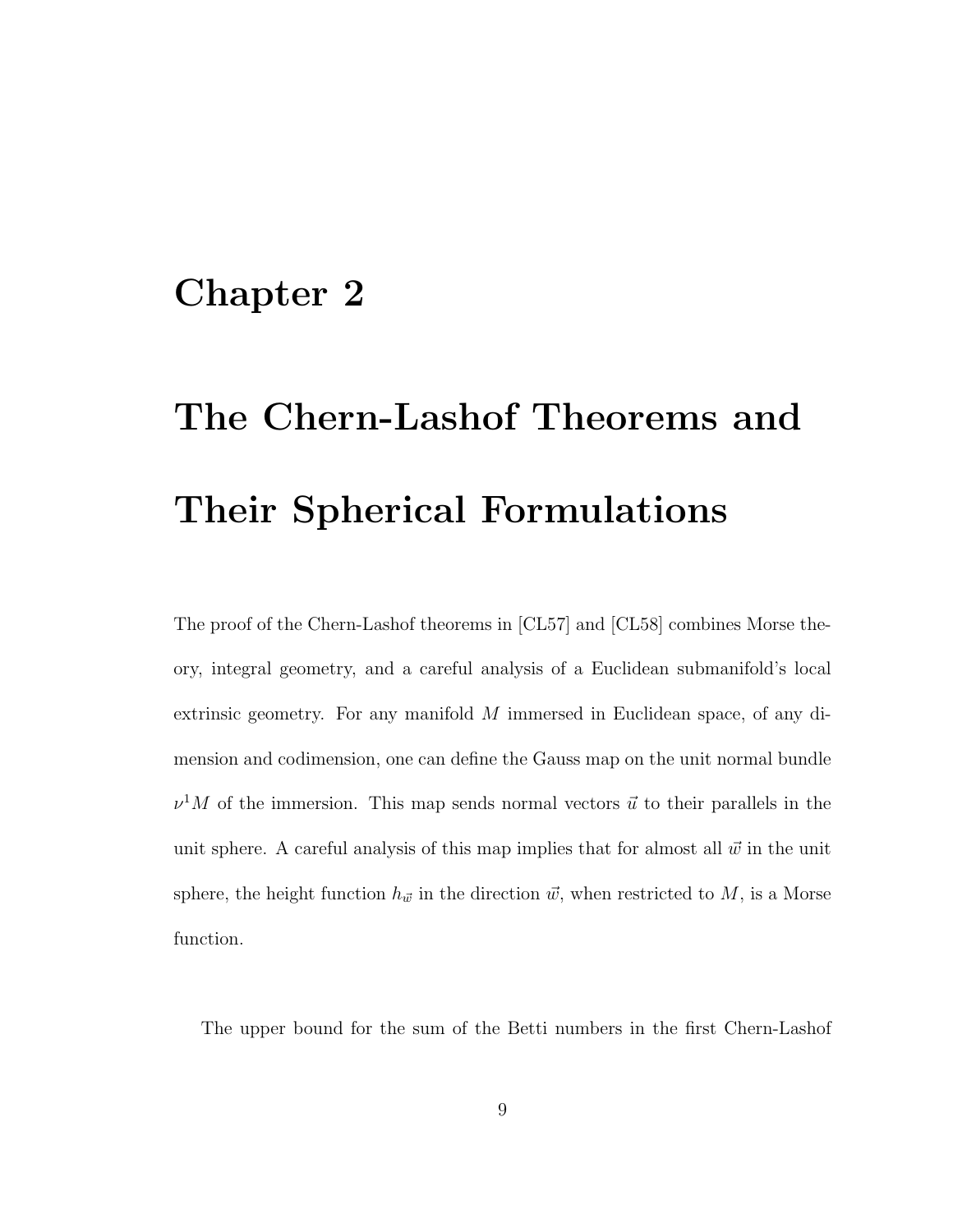# Chapter 2

# The Chern-Lashof Theorems and Their Spherical Formulations

The proof of the Chern-Lashof theorems in [CL57] and [CL58] combines Morse theory, integral geometry, and a careful analysis of a Euclidean submanifold's local extrinsic geometry. For any manifold $M$ immersed in Euclidean space, of any dimension and codimension, one can define the Gauss map on the unit normal bundle $\nu^1 M$ of the immersion. This map sends normal vectors $\vec{u}$ to their parallels in the unit sphere. A careful analysis of this map implies that for almost all $\vec{w}$ in the unit sphere, the height function $h_{\vec{w}}$ in the direction $\vec{w}$, when restricted to $M$, is a Morse function.

The upper bound for the sum of the Betti numbers in the first Chern-Lashof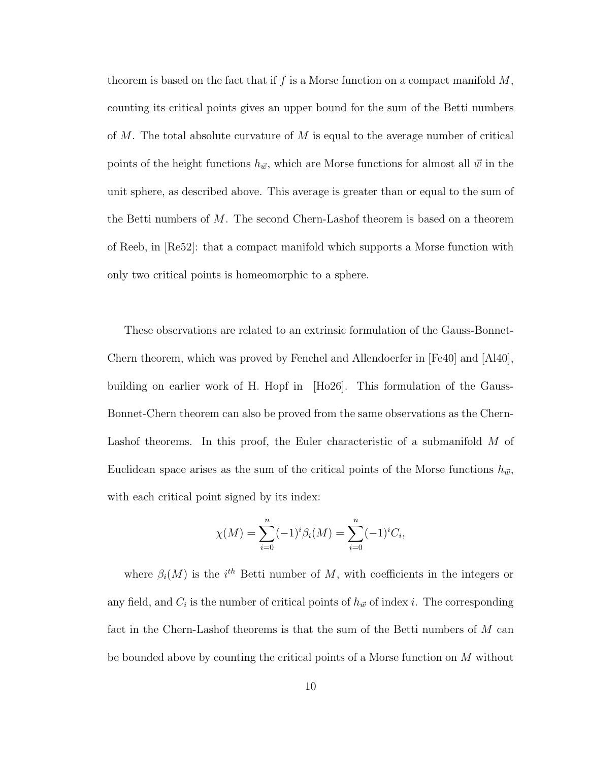theorem is based on the fact that if $f$ is a Morse function on a compact manifold $M$, counting its critical points gives an upper bound for the sum of the Betti numbers of $M$. The total absolute curvature of $M$ is equal to the average number of critical points of the height functions $h_{\vec{w}}$, which are Morse functions for almost all $\vec{w}$ in the unit sphere, as described above. This average is greater than or equal to the sum of the Betti numbers of $M$. The second Chern-Lashof theorem is based on a theorem of Reeb, in [Re52]: that a compact manifold which supports a Morse function with only two critical points is homeomorphic to a sphere.

These observations are related to an extrinsic formulation of the Gauss-Bonnet-Chern theorem, which was proved by Fenchel and Allendoerfer in [Fe40] and [Al40], building on earlier work of H. Hopf in [Ho26]. This formulation of the Gauss-Bonnet-Chern theorem can also be proved from the same observations as the Chern-Lashof theorems. In this proof, the Euler characteristic of a submanifold $M$ of Euclidean space arises as the sum of the critical points of the Morse functions $h_{\vec{w}}$, with each critical point signed by its index:

$$\chi(M) = \sum_{i=0}^{n} (-1)^i \beta_i(M) = \sum_{i=0}^{n} (-1)^i C_i,$$

where $\beta_i(M)$ is the $i^{th}$ Betti number of $M$, with coefficients in the integers or any field, and $C_i$ is the number of critical points of $h_{\vec{w}}$ of index $i$. The corresponding fact in the Chern-Lashof theorems is that the sum of the Betti numbers of $M$ can be bounded above by counting the critical points of a Morse function on $M$ without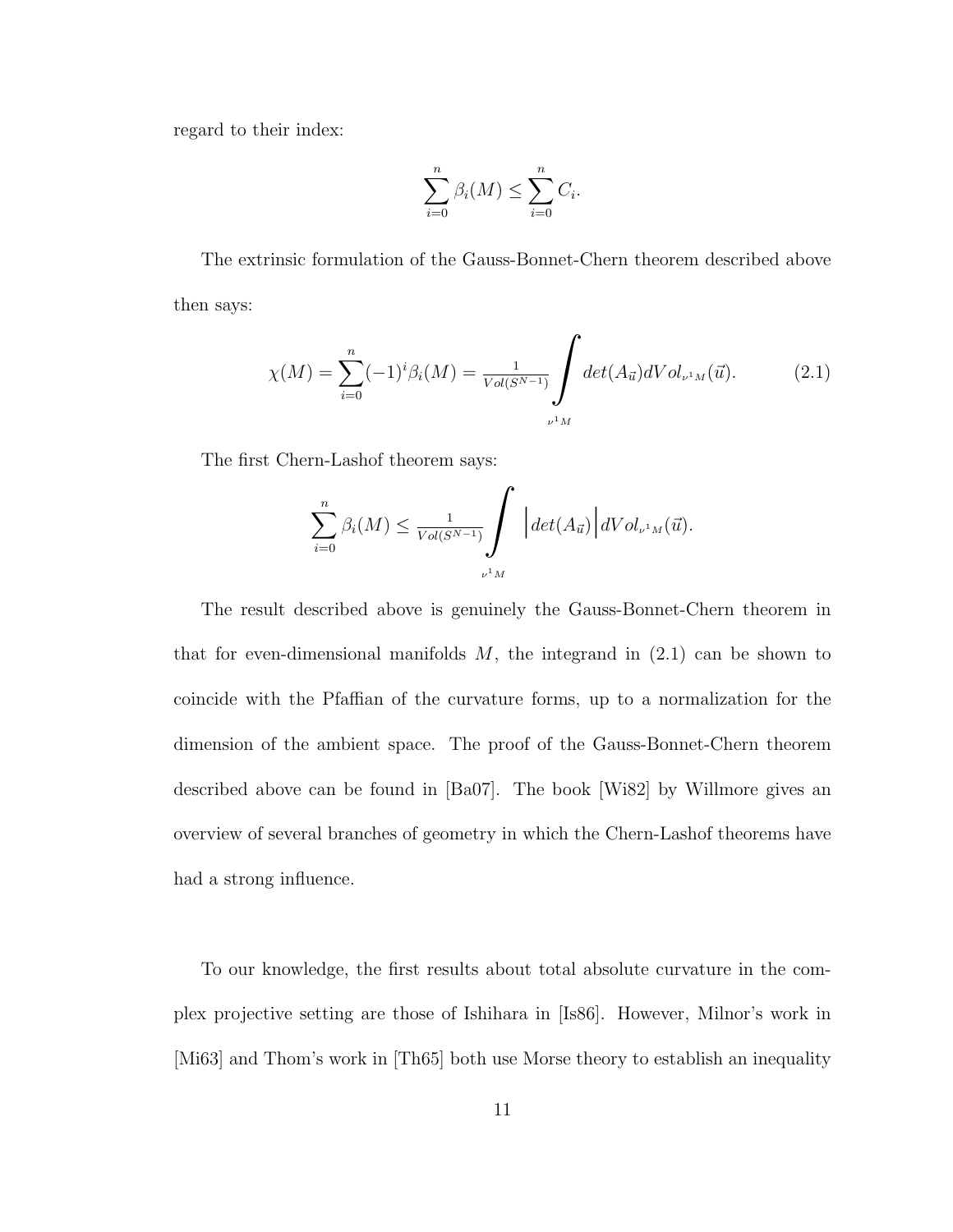regard to their index:

$$\sum_{i=0}^{n} \beta_i(M) \leq \sum_{i=0}^{n} C_i.$$

The extrinsic formulation of the Gauss-Bonnet-Chern theorem described above then says:

$$\chi(M) = \sum_{i=0}^{n} (-1)^i \beta_i(M) = \frac{1}{Vol(S^{N-1})} \int_{\nu^1 M} det(A_{\vec{u}}) dVol_{\nu^1 M}(\vec{u}). \tag{2.1}$$

The first Chern-Lashof theorem says:

$$\sum_{i=0}^{n} \beta_i(M) \leq \frac{1}{Vol(S^{N-1})} \int_{\nu^1 M} \Big| det(A_{\vec{u}}) \Big| dVol_{\nu^1 M}(\vec{u}).$$

The result described above is genuinely the Gauss-Bonnet-Chern theorem in that for even-dimensional manifolds $M$, the integrand in (2.1) can be shown to coincide with the Pfaffian of the curvature forms, up to a normalization for the dimension of the ambient space. The proof of the Gauss-Bonnet-Chern theorem described above can be found in [Ba07]. The book [Wi82] by Willmore gives an overview of several branches of geometry in which the Chern-Lashof theorems have had a strong influence.

To our knowledge, the first results about total absolute curvature in the complex projective setting are those of Ishihara in [Is86]. However, Milnor's work in [Mi63] and Thom's work in [Th65] both use Morse theory to establish an inequality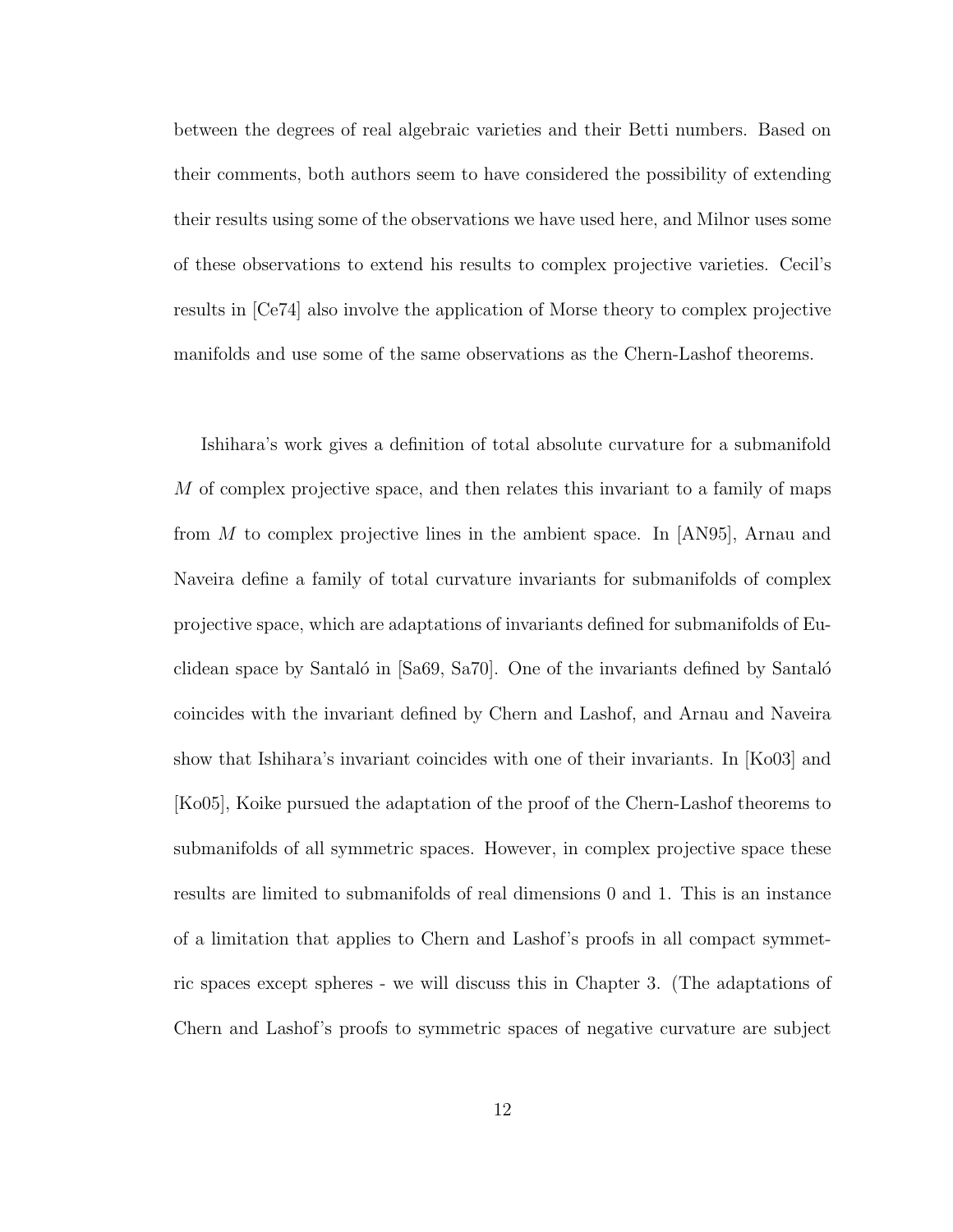between the degrees of real algebraic varieties and their Betti numbers. Based on their comments, both authors seem to have considered the possibility of extending their results using some of the observations we have used here, and Milnor uses some of these observations to extend his results to complex projective varieties. Cecil's results in [Ce74] also involve the application of Morse theory to complex projective manifolds and use some of the same observations as the Chern-Lashof theorems.

Ishihara's work gives a definition of total absolute curvature for a submanifold $M$ of complex projective space, and then relates this invariant to a family of maps from $M$ to complex projective lines in the ambient space. In [AN95], Arnau and Naveira define a family of total curvature invariants for submanifolds of complex projective space, which are adaptations of invariants defined for submanifolds of Euclidean space by Santaló in [Sa69, Sa70]. One of the invariants defined by Santaló coincides with the invariant defined by Chern and Lashof, and Arnau and Naveira show that Ishihara's invariant coincides with one of their invariants. In [Ko03] and [Ko05], Koike pursued the adaptation of the proof of the Chern-Lashof theorems to submanifolds of all symmetric spaces. However, in complex projective space these results are limited to submanifolds of real dimensions 0 and 1. This is an instance of a limitation that applies to Chern and Lashof's proofs in all compact symmetric spaces except spheres - we will discuss this in Chapter 3. (The adaptations of Chern and Lashof's proofs to symmetric spaces of negative curvature are subject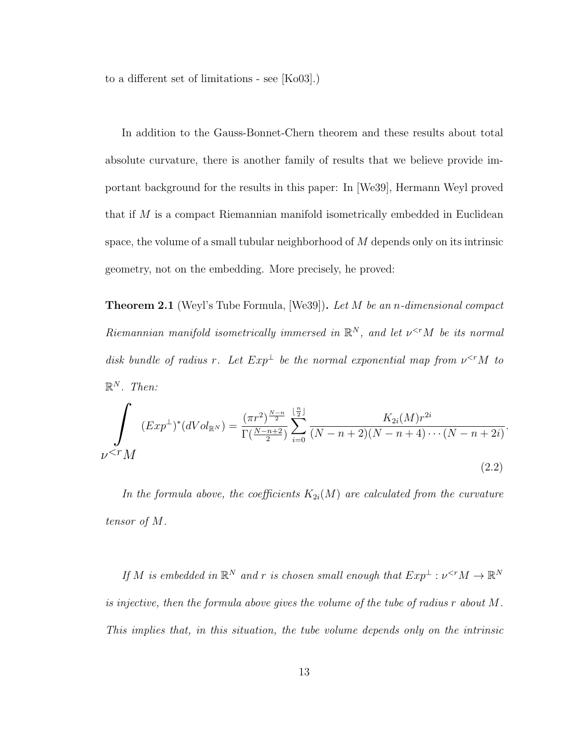to a different set of limitations - see [Ko03].)

In addition to the Gauss-Bonnet-Chern theorem and these results about total absolute curvature, there is another family of results that we believe provide important background for the results in this paper: In [We39], Hermann Weyl proved that if $M$ is a compact Riemannian manifold isometrically embedded in Euclidean space, the volume of a small tubular neighborhood of $M$ depends only on its intrinsic geometry, not on the embedding. More precisely, he proved:

**Theorem 2.1** (Weyl's Tube Formula, [We39])**.** *Let $M$ be an $n$-dimensional compact Riemannian manifold isometrically immersed in $\mathbb{R}^N$, and let $\nu^{<r}M$ be its normal disk bundle of radius $r$. Let $Exp^{\perp}$ be the normal exponential map from $\nu^{<r}M$ to $\mathbb{R}^N$. Then:*

$$\int_{\nu^{<r}M} (Exp^{\perp})^*(dVol_{\mathbb{R}^N}) = \frac{(\pi r^2)^{\frac{N-n}{2}}}{\Gamma(\frac{N-n+2}{2})} \sum_{i=0}^{\lfloor \frac{n}{2} \rfloor} \frac{K_{2i}(M) r^{2i}}{(N-n+2)(N-n+4)\cdots(N-n+2i)}. \tag{2.2}$$

*In the formula above, the coefficients $K_{2i}(M)$ are calculated from the curvature tensor of $M$.*

*If $M$ is embedded in $\mathbb{R}^N$ and $r$ is chosen small enough that $Exp^{\perp}: \nu^{<r}M \to \mathbb{R}^N$ is injective, then the formula above gives the volume of the tube of radius $r$ about $M$. This implies that, in this situation, the tube volume depends only on the intrinsic*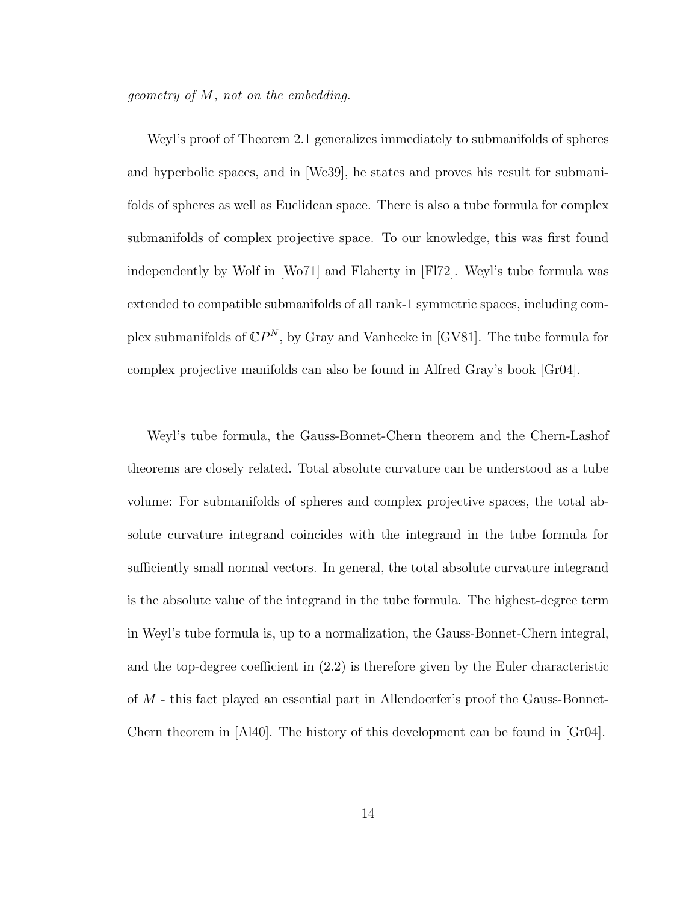*geometry of $M$, not on the embedding.*

Weyl's proof of Theorem 2.1 generalizes immediately to submanifolds of spheres and hyperbolic spaces, and in [We39], he states and proves his result for submanifolds of spheres as well as Euclidean space. There is also a tube formula for complex submanifolds of complex projective space. To our knowledge, this was first found independently by Wolf in [Wo71] and Flaherty in [Fl72]. Weyl's tube formula was extended to compatible submanifolds of all rank-1 symmetric spaces, including complex submanifolds of $\mathbb{C}P^N$, by Gray and Vanhecke in [GV81]. The tube formula for complex projective manifolds can also be found in Alfred Gray's book [Gr04].

Weyl's tube formula, the Gauss-Bonnet-Chern theorem and the Chern-Lashof theorems are closely related. Total absolute curvature can be understood as a tube volume: For submanifolds of spheres and complex projective spaces, the total absolute curvature integrand coincides with the integrand in the tube formula for sufficiently small normal vectors. In general, the total absolute curvature integrand is the absolute value of the integrand in the tube formula. The highest-degree term in Weyl's tube formula is, up to a normalization, the Gauss-Bonnet-Chern integral, and the top-degree coefficient in (2.2) is therefore given by the Euler characteristic of $M$ - this fact played an essential part in Allendoerfer's proof the Gauss-Bonnet-Chern theorem in [Al40]. The history of this development can be found in [Gr04].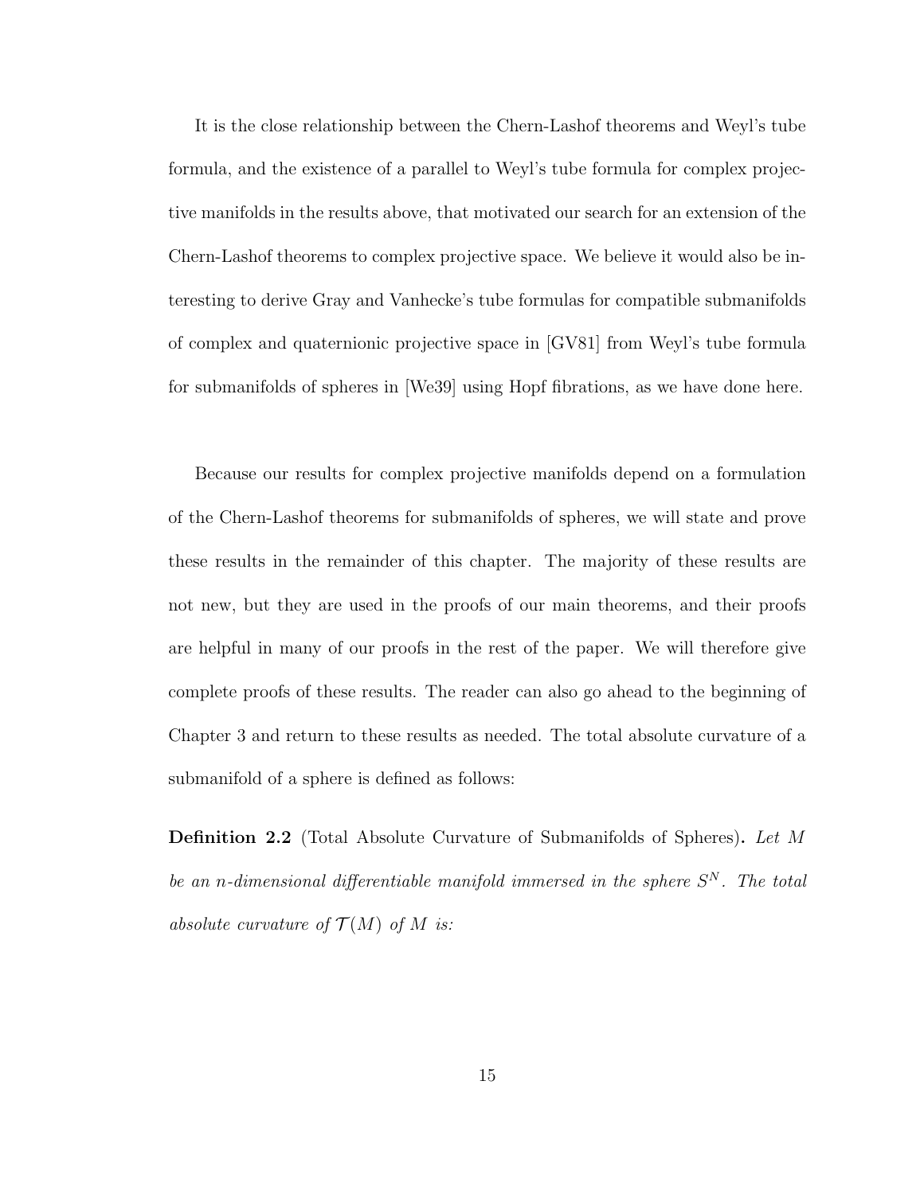It is the close relationship between the Chern-Lashof theorems and Weyl's tube formula, and the existence of a parallel to Weyl's tube formula for complex projective manifolds in the results above, that motivated our search for an extension of the Chern-Lashof theorems to complex projective space. We believe it would also be interesting to derive Gray and Vanhecke's tube formulas for compatible submanifolds of complex and quaternionic projective space in [GV81] from Weyl's tube formula for submanifolds of spheres in [We39] using Hopf fibrations, as we have done here.

Because our results for complex projective manifolds depend on a formulation of the Chern-Lashof theorems for submanifolds of spheres, we will state and prove these results in the remainder of this chapter. The majority of these results are not new, but they are used in the proofs of our main theorems, and their proofs are helpful in many of our proofs in the rest of the paper. We will therefore give complete proofs of these results. The reader can also go ahead to the beginning of Chapter 3 and return to these results as needed. The total absolute curvature of a submanifold of a sphere is defined as follows:

**Definition 2.2** (Total Absolute Curvature of Submanifolds of Spheres)**.** *Let $M$ be an $n$-dimensional differentiable manifold immersed in the sphere $S^N$. The total absolute curvature of $\mathcal{T}(M)$ of $M$ is:*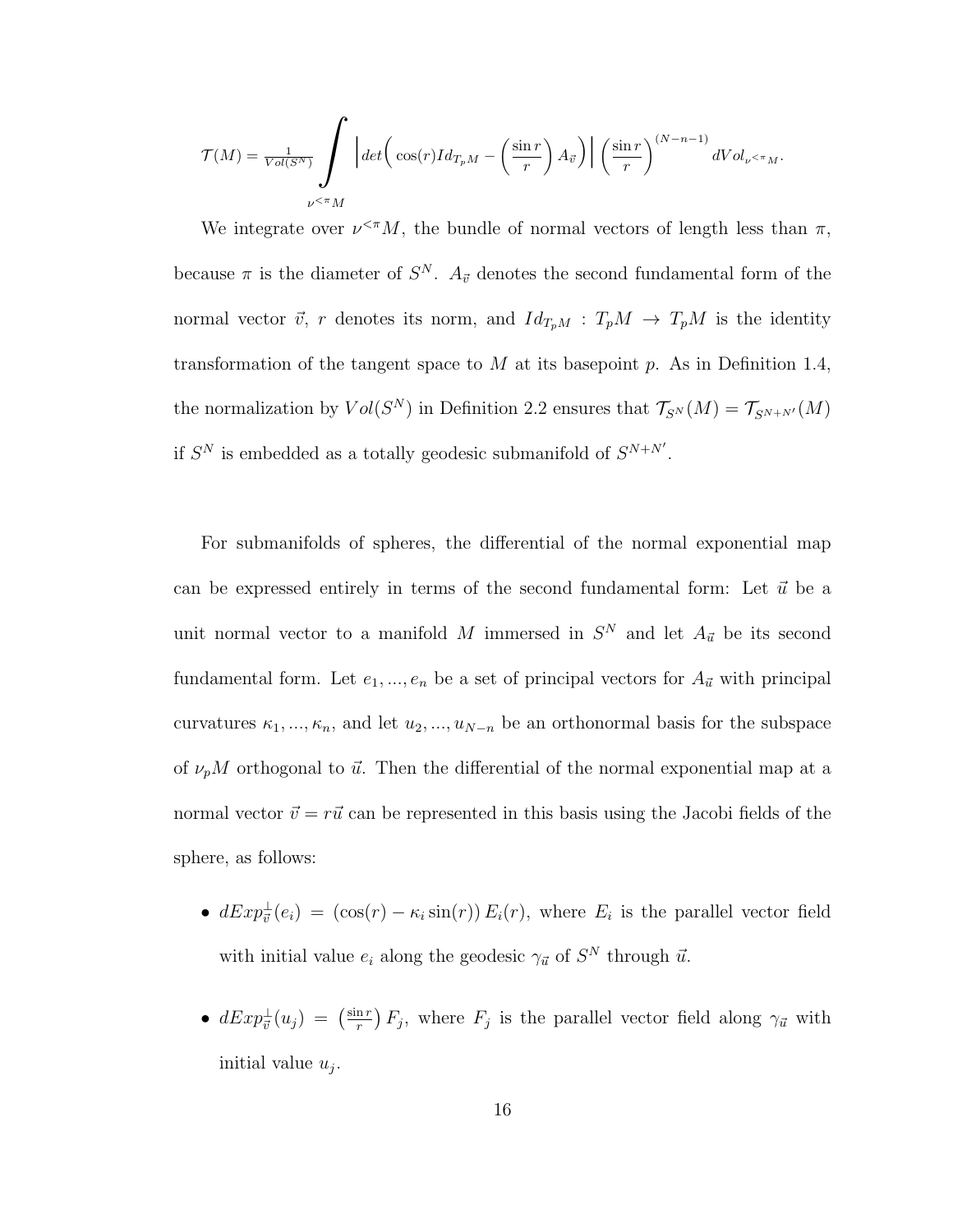$$\mathcal{T}(M) = \frac{1}{Vol(S^N)} \int\limits_{\nu^{<\pi}M} \left| det\Big( \cos(r) Id_{T_pM} - \left(\frac{\sin r}{r}\right) A_{\vec{v}} \Big) \right| \left(\frac{\sin r}{r}\right)^{(N-n-1)} dVol_{\nu^{<\pi}M}.$$

We integrate over $\nu^{<\pi}M$, the bundle of normal vectors of length less than $\pi$, because $\pi$ is the diameter of $S^N$. $A_{\vec{v}}$ denotes the second fundamental form of the normal vector $\vec{v}$, $r$ denotes its norm, and $Id_{T_pM} : T_pM \to T_pM$ is the identity transformation of the tangent space to $M$ at its basepoint $p$. As in Definition 1.4, the normalization by $Vol(S^N)$ in Definition 2.2 ensures that $\mathcal{T}_{S^N}(M) = \mathcal{T}_{S^{N+N'}}(M)$ if $S^N$ is embedded as a totally geodesic submanifold of $S^{N+N'}$.

For submanifolds of spheres, the differential of the normal exponential map can be expressed entirely in terms of the second fundamental form: Let $\vec{u}$ be a unit normal vector to a manifold $M$ immersed in $S^N$ and let $A_{\vec{u}}$ be its second fundamental form. Let $e_1, ..., e_n$ be a set of principal vectors for $A_{\vec{u}}$ with principal curvatures $\kappa_1, ..., \kappa_n$, and let $u_2, ..., u_{N-n}$ be an orthonormal basis for the subspace of $\nu_pM$ orthogonal to $\vec{u}$. Then the differential of the normal exponential map at a normal vector $\vec{v} = r\vec{u}$ can be represented in this basis using the Jacobi fields of the sphere, as follows:

- $dExp^{\perp}_{\vec{v}}(e_i) = (\cos(r) - \kappa_i \sin(r)) E_i(r)$, where $E_i$ is the parallel vector field with initial value $e_i$ along the geodesic $\gamma_{\vec{u}}$ of $S^N$ through $\vec{u}$.
- $dExp^{\perp}_{\vec{v}}(u_j) = \left(\frac{\sin r}{r}\right) F_j$, where $F_j$ is the parallel vector field along $\gamma_{\vec{u}}$ with initial value $u_j$.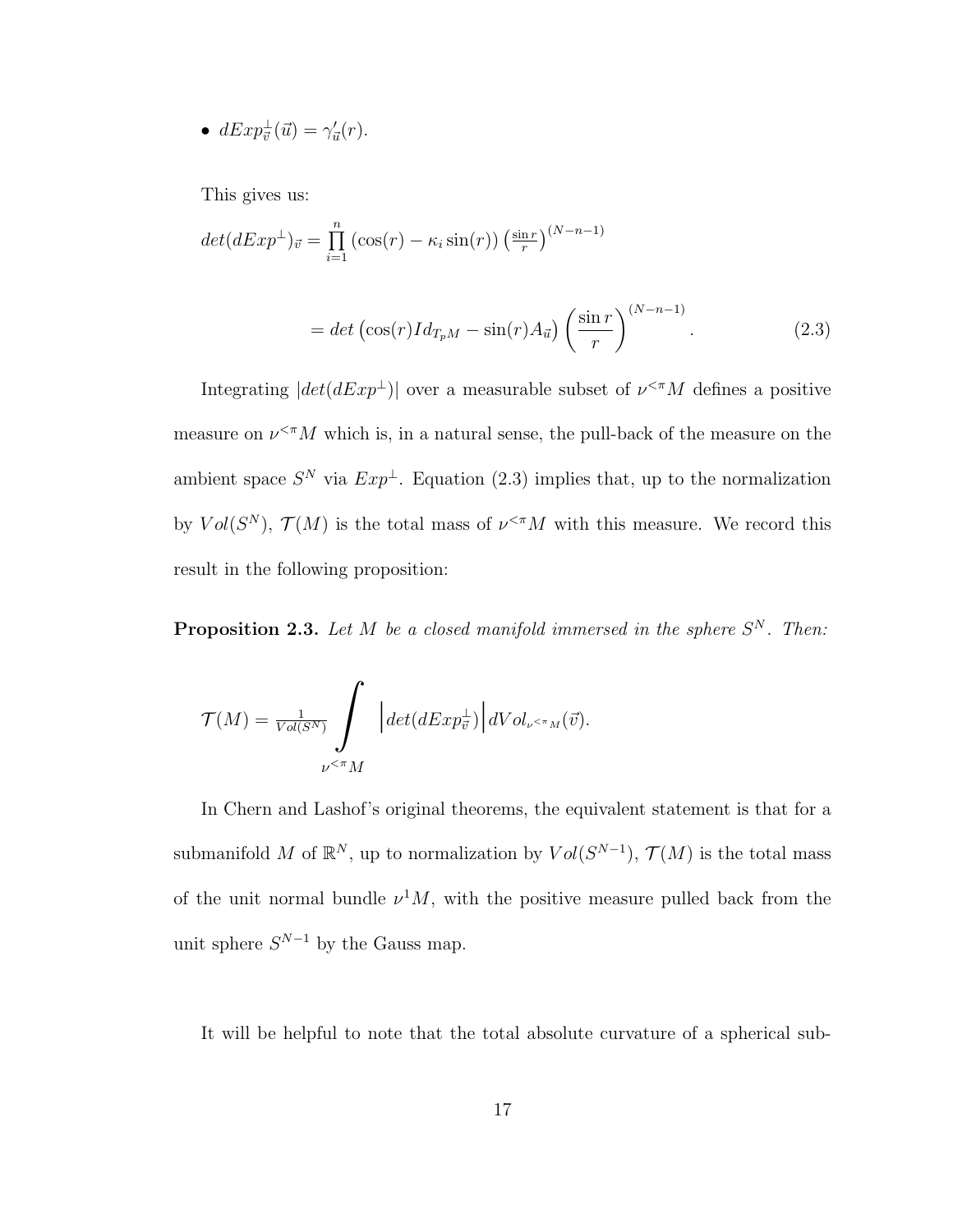- $dExp^{\perp}_{\vec{v}}(\vec{u}) = \gamma'_{\vec{u}}(r)$.

This gives us:

$$det(dExp^{\perp})_{\vec{v}} = \prod_{i=1}^{n} (\cos(r) - \kappa_i \sin(r)) \left(\tfrac{\sin r}{r}\right)^{(N-n-1)}$$

$$= det\left(\cos(r) Id_{T_pM} - \sin(r) A_{\vec{u}}\right) \left(\frac{\sin r}{r}\right)^{(N-n-1)}. \tag{2.3}$$

Integrating $|det(dExp^{\perp})|$ over a measurable subset of $\nu^{<\pi}M$ defines a positive measure on $\nu^{<\pi}M$ which is, in a natural sense, the pull-back of the measure on the ambient space $S^N$ via $Exp^{\perp}$. Equation (2.3) implies that, up to the normalization by $Vol(S^N)$, $\mathcal{T}(M)$ is the total mass of $\nu^{<\pi}M$ with this measure. We record this result in the following proposition:

**Proposition 2.3.** *Let $M$ be a closed manifold immersed in the sphere $S^N$. Then:*

$$\mathcal{T}(M) = \tfrac{1}{Vol(S^N)} \int_{\nu^{<\pi}M} \left| det(dExp^{\perp}_{\vec{v}}) \right| dVol_{\nu^{<\pi}M}(\vec{v}).$$

In Chern and Lashof's original theorems, the equivalent statement is that for a submanifold $M$ of $\mathbb{R}^N$, up to normalization by $Vol(S^{N-1})$, $\mathcal{T}(M)$ is the total mass of the unit normal bundle $\nu^1 M$, with the positive measure pulled back from the unit sphere $S^{N-1}$ by the Gauss map.

It will be helpful to note that the total absolute curvature of a spherical sub-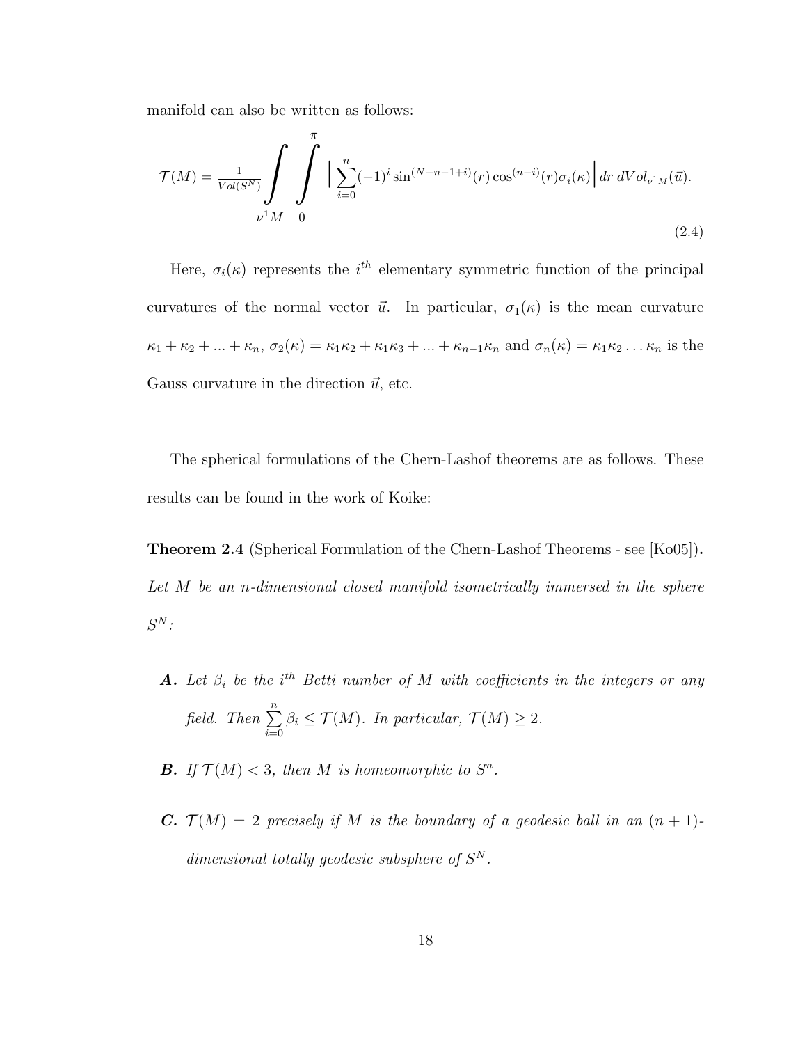manifold can also be written as follows:

$$\mathcal{T}(M) = \frac{1}{Vol(S^N)} \int\limits_{\nu^1 M} \int\limits_{0}^{\pi} \Big| \sum_{i=0}^{n} (-1)^i \sin^{(N-n-1+i)}(r) \cos^{(n-i)}(r) \sigma_i(\kappa) \Big| \, dr \, dVol_{\nu^1 M}(\vec{u}). \tag{2.4}$$

Here, $\sigma_i(\kappa)$ represents the $i^{th}$ elementary symmetric function of the principal curvatures of the normal vector $\vec{u}$. In particular, $\sigma_1(\kappa)$ is the mean curvature $\kappa_1 + \kappa_2 + ... + \kappa_n$, $\sigma_2(\kappa) = \kappa_1\kappa_2 + \kappa_1\kappa_3 + ... + \kappa_{n-1}\kappa_n$ and $\sigma_n(\kappa) = \kappa_1\kappa_2 \dots \kappa_n$ is the Gauss curvature in the direction $\vec{u}$, etc.

The spherical formulations of the Chern-Lashof theorems are as follows. These results can be found in the work of Koike:

**Theorem 2.4** (Spherical Formulation of the Chern-Lashof Theorems - see [Ko05])**.** *Let $M$ be an $n$-dimensional closed manifold isometrically immersed in the sphere $S^N$:*

- ***A.*** *Let $\beta_i$ be the $i^{th}$ Betti number of $M$ with coefficients in the integers or any field. Then $\sum_{i=0}^{n} \beta_i \leq \mathcal{T}(M)$. In particular, $\mathcal{T}(M) \geq 2$.*
- ***B.*** *If $\mathcal{T}(M) < 3$, then $M$ is homeomorphic to $S^n$.*
- ***C.*** *$\mathcal{T}(M) = 2$ precisely if $M$ is the boundary of a geodesic ball in an $(n+1)$-dimensional totally geodesic subsphere of $S^N$.*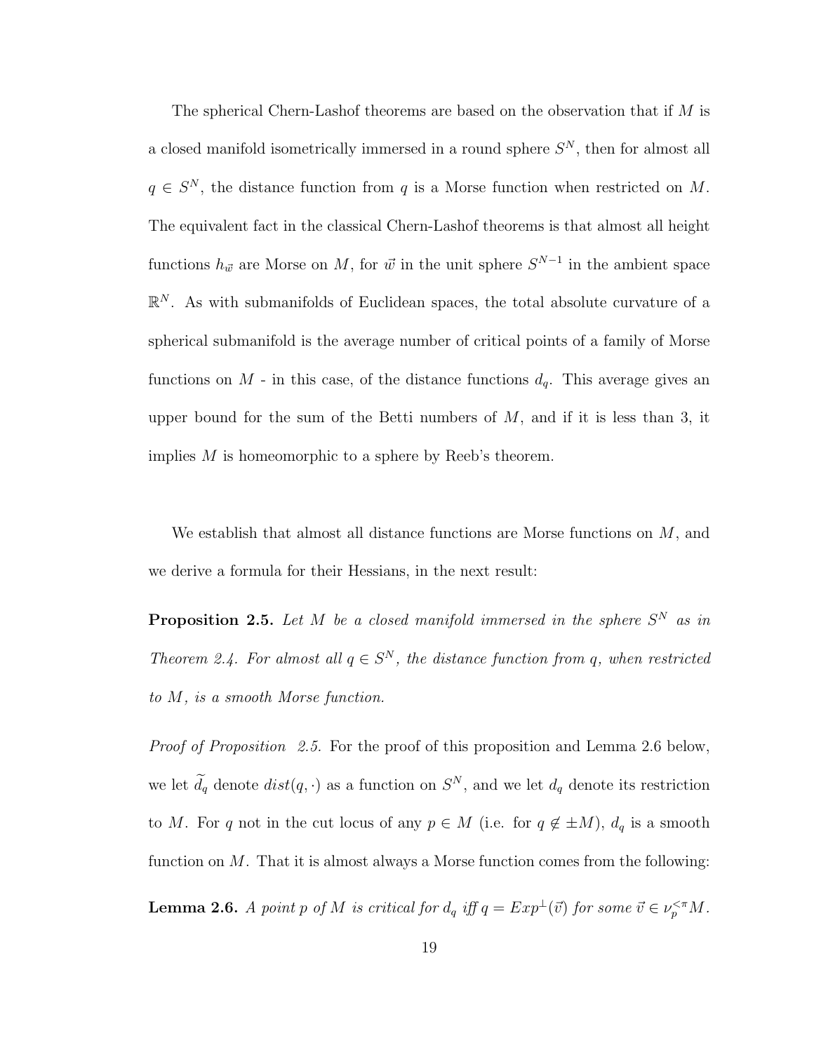The spherical Chern-Lashof theorems are based on the observation that if $M$ is a closed manifold isometrically immersed in a round sphere $S^N$, then for almost all $q \in S^N$, the distance function from $q$ is a Morse function when restricted on $M$. The equivalent fact in the classical Chern-Lashof theorems is that almost all height functions $h_{\vec{w}}$ are Morse on $M$, for $\vec{w}$ in the unit sphere $S^{N-1}$ in the ambient space $\mathbb{R}^N$. As with submanifolds of Euclidean spaces, the total absolute curvature of a spherical submanifold is the average number of critical points of a family of Morse functions on $M$ - in this case, of the distance functions $d_q$. This average gives an upper bound for the sum of the Betti numbers of $M$, and if it is less than 3, it implies $M$ is homeomorphic to a sphere by Reeb's theorem.

We establish that almost all distance functions are Morse functions on $M$, and we derive a formula for their Hessians, in the next result:

**Proposition 2.5.** *Let $M$ be a closed manifold immersed in the sphere $S^N$ as in Theorem 2.4. For almost all $q \in S^N$, the distance function from $q$, when restricted to $M$, is a smooth Morse function.*

*Proof of Proposition 2.5.* For the proof of this proposition and Lemma 2.6 below, we let $\widetilde{d}_q$ denote $dist(q, \cdot)$ as a function on $S^N$, and we let $d_q$ denote its restriction to $M$. For $q$ not in the cut locus of any $p \in M$ (i.e. for $q \notin \pm M$), $d_q$ is a smooth function on $M$. That it is almost always a Morse function comes from the following:

**Lemma 2.6.** *A point $p$ of $M$ is critical for $d_q$ iff $q = Exp^{\perp}(\vec{v})$ for some $\vec{v} \in \nu_p^{<\pi} M$.*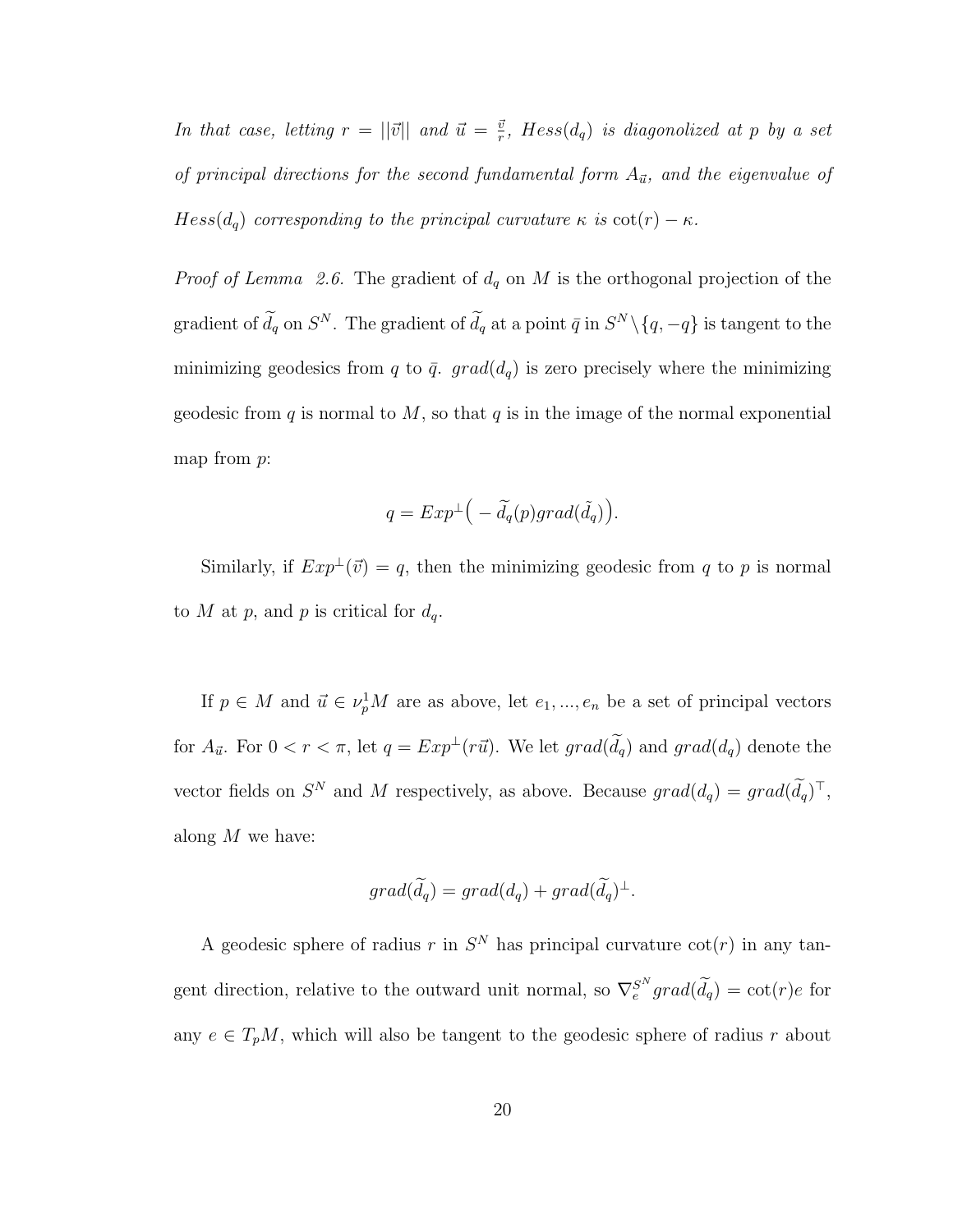*In that case, letting $r = ||\vec{v}||$ and $\vec{u} = \frac{\vec{v}}{r}$, $Hess(d_q)$ is diagonolized at $p$ by a set of principal directions for the second fundamental form $A_{\vec{u}}$, and the eigenvalue of $Hess(d_q)$ corresponding to the principal curvature $\kappa$ is $\cot(r) - \kappa$.*

*Proof of Lemma 2.6.* The gradient of $d_q$ on $M$ is the orthogonal projection of the gradient of $\widetilde{d}_q$ on $S^N$. The gradient of $\widetilde{d}_q$ at a point $\bar{q}$ in $S^N \backslash \{q, -q\}$ is tangent to the minimizing geodesics from $q$ to $\bar{q}$. $grad(d_q)$ is zero precisely where the minimizing geodesic from $q$ is normal to $M$, so that $q$ is in the image of the normal exponential map from $p$:

$$q = Exp^{\perp}\Big( - \widetilde{d}_q(p) grad(\tilde{d}_q)\Big).$$

Similarly, if $Exp^{\perp}(\vec{v}) = q$, then the minimizing geodesic from $q$ to $p$ is normal to $M$ at $p$, and $p$ is critical for $d_q$.

If $p \in M$ and $\vec{u} \in \nu_p^1 M$ are as above, let $e_1, ..., e_n$ be a set of principal vectors for $A_{\vec{u}}$. For $0 < r < \pi$, let $q = Exp^{\perp}(r\vec{u})$. We let $grad(\widetilde{d}_q)$ and $grad(d_q)$ denote the vector fields on $S^N$ and $M$ respectively, as above. Because $grad(d_q) = grad(\widetilde{d}_q)^{\top}$, along $M$ we have:

$$grad(\widetilde{d}_q) = grad(d_q) + grad(\widetilde{d}_q)^{\perp}.$$

A geodesic sphere of radius $r$ in $S^N$ has principal curvature $\cot(r)$ in any tangent direction, relative to the outward unit normal, so $\nabla_e^{S^N} grad(\widetilde{d}_q) = \cot(r)e$ for any $e \in T_pM$, which will also be tangent to the geodesic sphere of radius $r$ about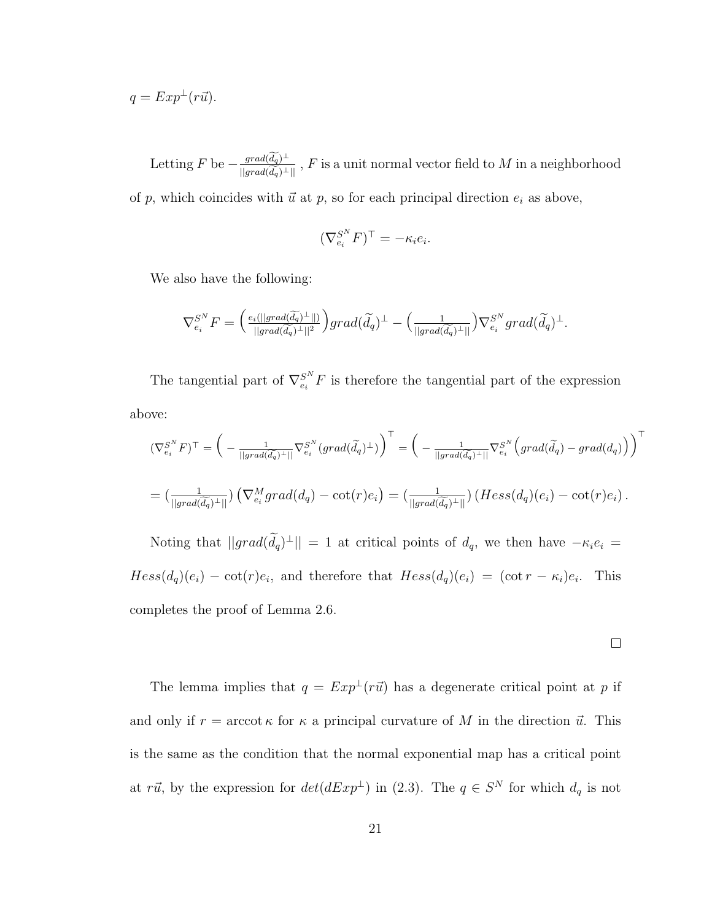$q = Exp^{\perp}(r\vec{u})$.

Letting $F$ be $-\frac{grad(\widetilde{d_q})^{\perp}}{||grad(\widetilde{d_q})^{\perp}||}$ , $F$ is a unit normal vector field to $M$ in a neighborhood of $p$, which coincides with $\vec{u}$ at $p$, so for each principal direction $e_i$ as above,

$$(\nabla^{S^N}_{e_i} F)^{\top} = -\kappa_i e_i.$$

We also have the following:

$$\nabla^{S^N}_{e_i} F = \Big(\frac{e_i(||grad(\widetilde{d_q})^{\perp}||)}{||grad(\widetilde{d_q})^{\perp}||^2}\Big) grad(\widetilde{d_q})^{\perp} - \Big(\frac{1}{||grad(\widetilde{d_q})^{\perp}||}\Big)\nabla^{S^N}_{e_i} grad(\widetilde{d_q})^{\perp}.$$

The tangential part of $\nabla^{S^N}_{e_i} F$ is therefore the tangential part of the expression above:

$$(\nabla^{S^N}_{e_i} F)^{\top} = \Big(-\frac{1}{||grad(\widetilde{d_q})^{\perp}||}\nabla^{S^N}_{e_i}(grad(\widetilde{d_q})^{\perp})\Big)^{\top} = \Big(-\frac{1}{||grad(\widetilde{d_q})^{\perp}||}\nabla^{S^N}_{e_i}\Big(grad(\widetilde{d_q}) - grad(d_q)\Big)\Big)^{\top}$$

$$= \big(\frac{1}{||grad(\widetilde{d_q})^{\perp}||}\big)\left(\nabla^{M}_{e_i} grad(d_q) - \cot(r) e_i\right) = \big(\frac{1}{||grad(\widetilde{d_q})^{\perp}||}\big)\left(Hess(d_q)(e_i) - \cot(r) e_i\right).$$

Noting that $||grad(\widetilde{d_q})^{\perp}|| = 1$ at critical points of $d_q$, we then have $-\kappa_i e_i = Hess(d_q)(e_i) - \cot(r)e_i$, and therefore that $Hess(d_q)(e_i) = (\cot r - \kappa_i)e_i$. This completes the proof of Lemma 2.6.

□

The lemma implies that $q = Exp^{\perp}(r\vec{u})$ has a degenerate critical point at $p$ if and only if $r = \operatorname{arccot} \kappa$ for $\kappa$ a principal curvature of $M$ in the direction $\vec{u}$. This is the same as the condition that the normal exponential map has a critical point at $r\vec{u}$, by the expression for $det(dExp^{\perp})$ in (2.3). The $q \in S^N$ for which $d_q$ is not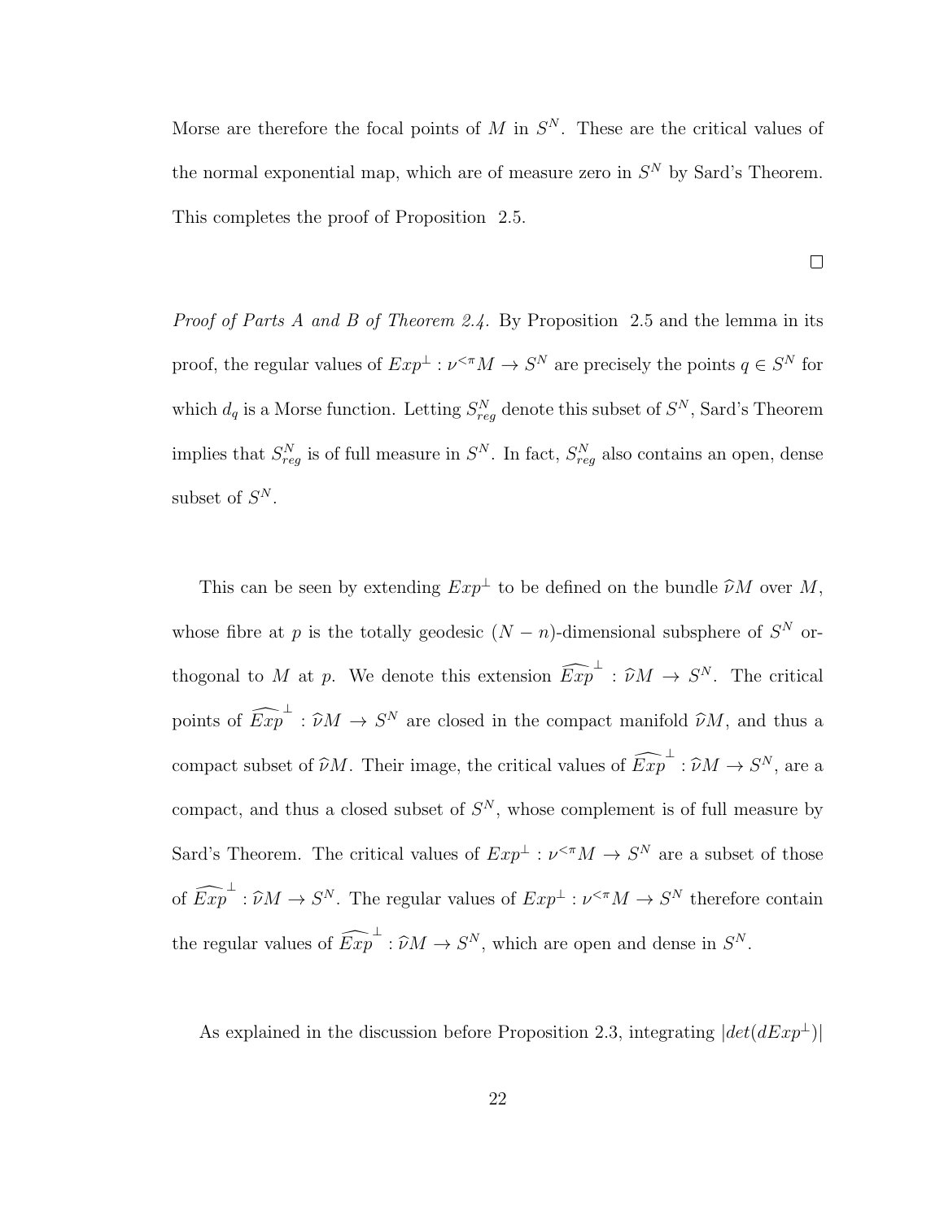Morse are therefore the focal points of $M$ in $S^N$. These are the critical values of the normal exponential map, which are of measure zero in $S^N$ by Sard's Theorem. This completes the proof of Proposition 2.5.

$\square$

*Proof of Parts A and B of Theorem 2.4.* By Proposition 2.5 and the lemma in its proof, the regular values of $Exp^{\perp} : \nu^{<\pi}M \to S^N$ are precisely the points $q \in S^N$ for which $d_q$ is a Morse function. Letting $S^N_{reg}$ denote this subset of $S^N$, Sard's Theorem implies that $S^N_{reg}$ is of full measure in $S^N$. In fact, $S^N_{reg}$ also contains an open, dense subset of $S^N$.

This can be seen by extending $Exp^{\perp}$ to be defined on the bundle $\widehat{\nu}M$ over $M$, whose fibre at $p$ is the totally geodesic $(N-n)$-dimensional subsphere of $S^N$ orthogonal to $M$ at $p$. We denote this extension $\widehat{Exp}^{\perp} : \widehat{\nu}M \to S^N$. The critical points of $\widehat{Exp}^{\perp} : \widehat{\nu}M \to S^N$ are closed in the compact manifold $\widehat{\nu}M$, and thus a compact subset of $\widehat{\nu}M$. Their image, the critical values of $\widehat{Exp}^{\perp} : \widehat{\nu}M \to S^N$, are a compact, and thus a closed subset of $S^N$, whose complement is of full measure by Sard's Theorem. The critical values of $Exp^{\perp} : \nu^{<\pi}M \to S^N$ are a subset of those of $\widehat{Exp}^{\perp} : \widehat{\nu}M \to S^N$. The regular values of $Exp^{\perp} : \nu^{<\pi}M \to S^N$ therefore contain the regular values of $\widehat{Exp}^{\perp} : \widehat{\nu}M \to S^N$, which are open and dense in $S^N$.

As explained in the discussion before Proposition 2.3, integrating $|det(dExp^{\perp})|$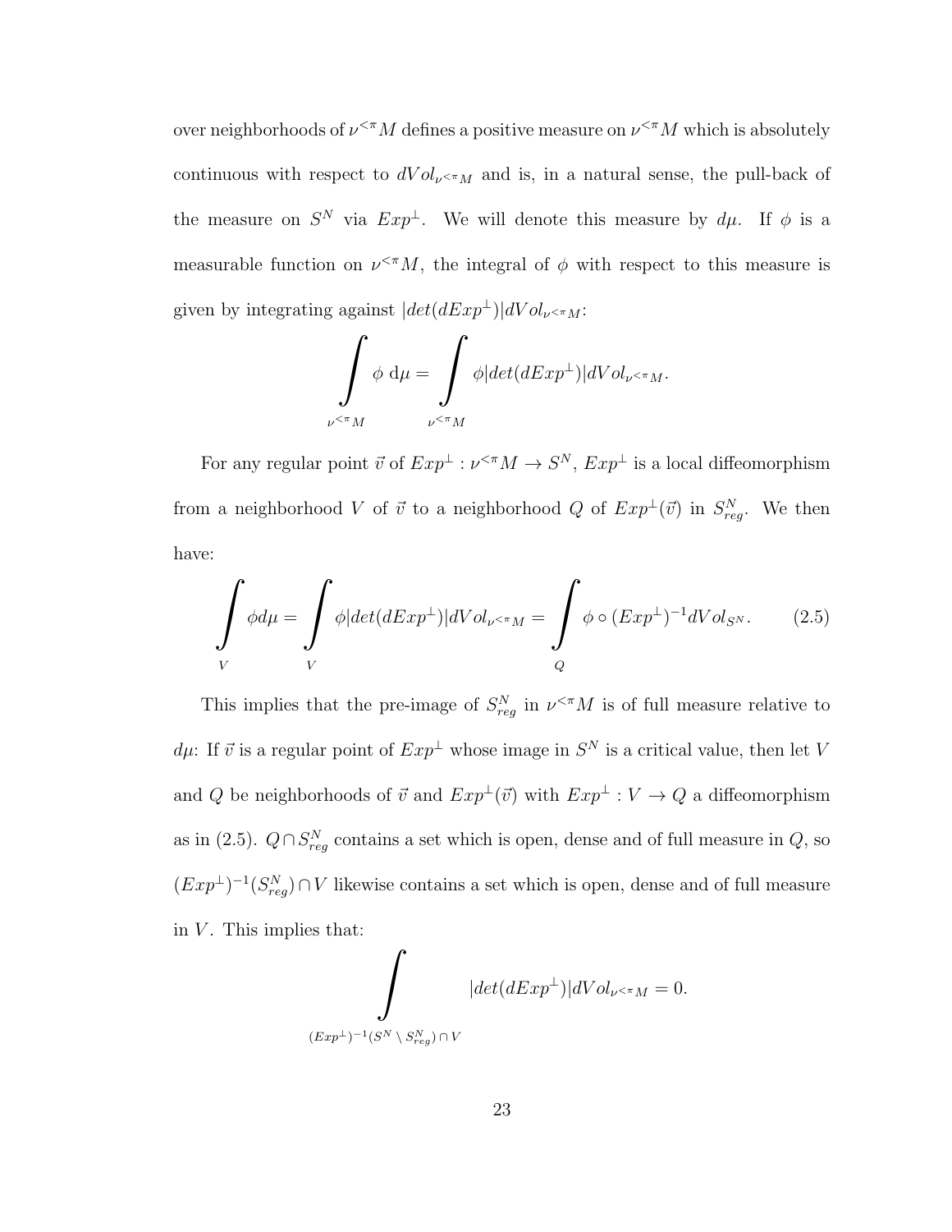over neighborhoods of $\nu^{<\pi}M$ defines a positive measure on $\nu^{<\pi}M$ which is absolutely continuous with respect to $dVol_{\nu^{<\pi}M}$ and is, in a natural sense, the pull-back of the measure on $S^N$ via $Exp^{\perp}$. We will denote this measure by $d\mu$. If $\phi$ is a measurable function on $\nu^{<\pi}M$, the integral of $\phi$ with respect to this measure is given by integrating against $|det(dExp^{\perp})|dVol_{\nu^{<\pi}M}$:

$$\int_{\nu^{<\pi}M} \phi \ \mathrm{d}\mu = \int_{\nu^{<\pi}M} \phi |det(dExp^{\perp})| dVol_{\nu^{<\pi}M}.$$

For any regular point $\vec{v}$ of $Exp^{\perp} : \nu^{<\pi}M \to S^N$, $Exp^{\perp}$ is a local diffeomorphism from a neighborhood $V$ of $\vec{v}$ to a neighborhood $Q$ of $Exp^{\perp}(\vec{v})$ in $S^N_{reg}$. We then have:

$$\int_V \phi d\mu = \int_V \phi |det(dExp^{\perp})| dVol_{\nu^{<\pi}M} = \int_Q \phi \circ (Exp^{\perp})^{-1} dVol_{S^N}. \tag{2.5}$$

This implies that the pre-image of $S^N_{reg}$ in $\nu^{<\pi}M$ is of full measure relative to $d\mu$: If $\vec{v}$ is a regular point of $Exp^{\perp}$ whose image in $S^N$ is a critical value, then let $V$ and $Q$ be neighborhoods of $\vec{v}$ and $Exp^{\perp}(\vec{v})$ with $Exp^{\perp} : V \to Q$ a diffeomorphism as in (2.5). $Q \cap S^N_{reg}$ contains a set which is open, dense and of full measure in $Q$, so $(Exp^{\perp})^{-1}(S^N_{reg}) \cap V$ likewise contains a set which is open, dense and of full measure in $V$. This implies that:

$$\int_{(Exp^{\perp})^{-1}(S^N \setminus S^N_{reg}) \cap V} |det(dExp^{\perp})| dVol_{\nu^{<\pi}M} = 0.$$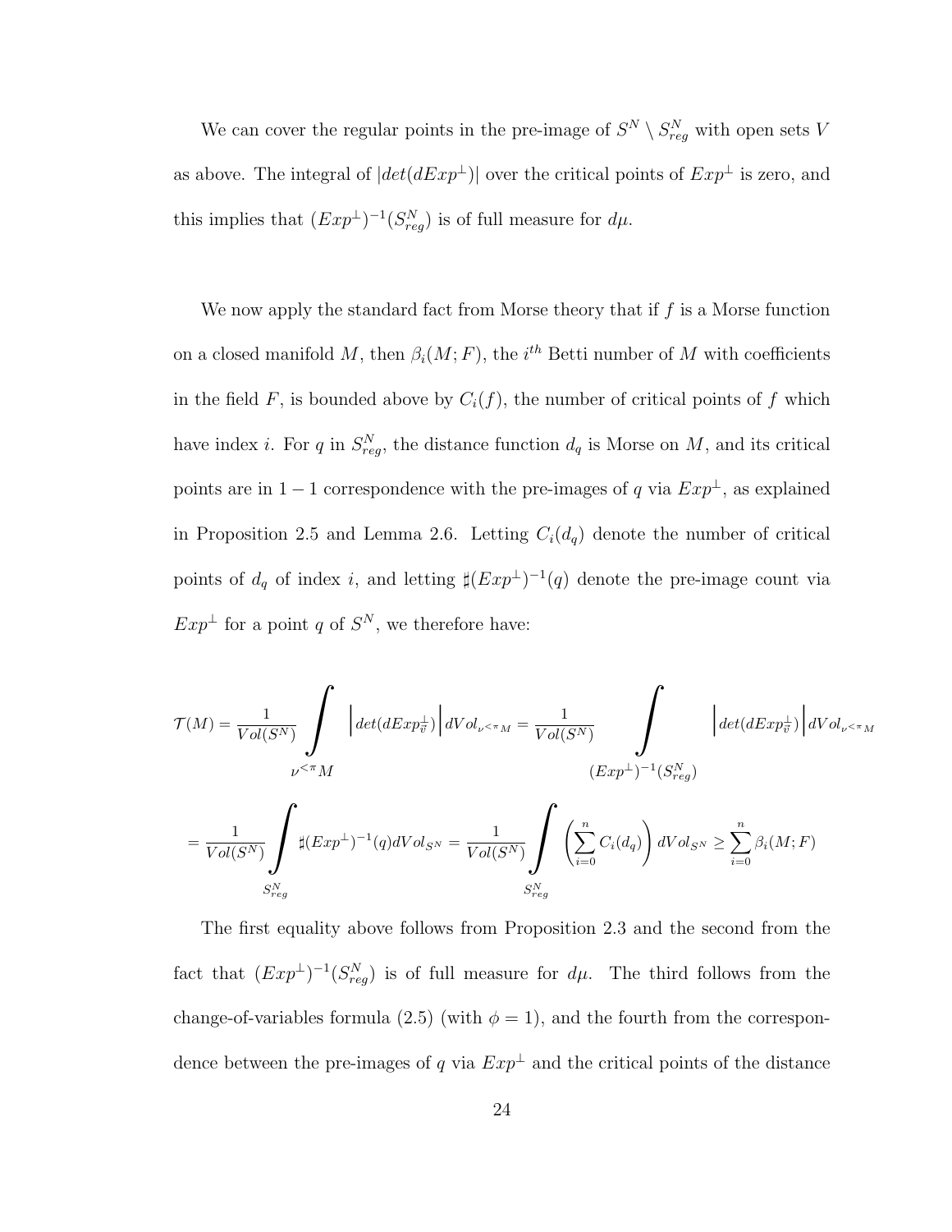We can cover the regular points in the pre-image of $S^N \setminus S^N_{reg}$ with open sets $V$ as above. The integral of $|det(dExp^{\perp})|$ over the critical points of $Exp^{\perp}$ is zero, and this implies that $(Exp^{\perp})^{-1}(S^N_{reg})$ is of full measure for $d\mu$.

We now apply the standard fact from Morse theory that if $f$ is a Morse function on a closed manifold $M$, then $\beta_i(M;F)$, the $i^{th}$ Betti number of $M$ with coefficients in the field $F$, is bounded above by $C_i(f)$, the number of critical points of $f$ which have index $i$. For $q$ in $S^N_{reg}$, the distance function $d_q$ is Morse on $M$, and its critical points are in $1-1$ correspondence with the pre-images of $q$ via $Exp^{\perp}$, as explained in Proposition 2.5 and Lemma 2.6. Letting $C_i(d_q)$ denote the number of critical points of $d_q$ of index $i$, and letting $\sharp(Exp^{\perp})^{-1}(q)$ denote the pre-image count via $Exp^{\perp}$ for a point $q$ of $S^N$, we therefore have:

$$\mathcal{T}(M) = \frac{1}{Vol(S^N)} \int\limits_{\nu^{<\pi}M} \left| det(dExp^{\perp}_{\vec{v}}) \right| dVol_{\nu^{<\pi}M} = \frac{1}{Vol(S^N)} \int\limits_{(Exp^{\perp})^{-1}(S^N_{reg})} \left| det(dExp^{\perp}_{\vec{v}}) \right| dVol_{\nu^{<\pi}M}$$

$$= \frac{1}{Vol(S^N)} \int\limits_{S^N_{reg}} \sharp(Exp^{\perp})^{-1}(q) dVol_{S^N} = \frac{1}{Vol(S^N)} \int\limits_{S^N_{reg}} \left( \sum_{i=0}^{n} C_i(d_q) \right) dVol_{S^N} \geq \sum_{i=0}^{n} \beta_i(M;F)$$

The first equality above follows from Proposition 2.3 and the second from the fact that $(Exp^{\perp})^{-1}(S^N_{reg})$ is of full measure for $d\mu$. The third follows from the change-of-variables formula (2.5) (with $\phi = 1$), and the fourth from the correspondence between the pre-images of $q$ via $Exp^{\perp}$ and the critical points of the distance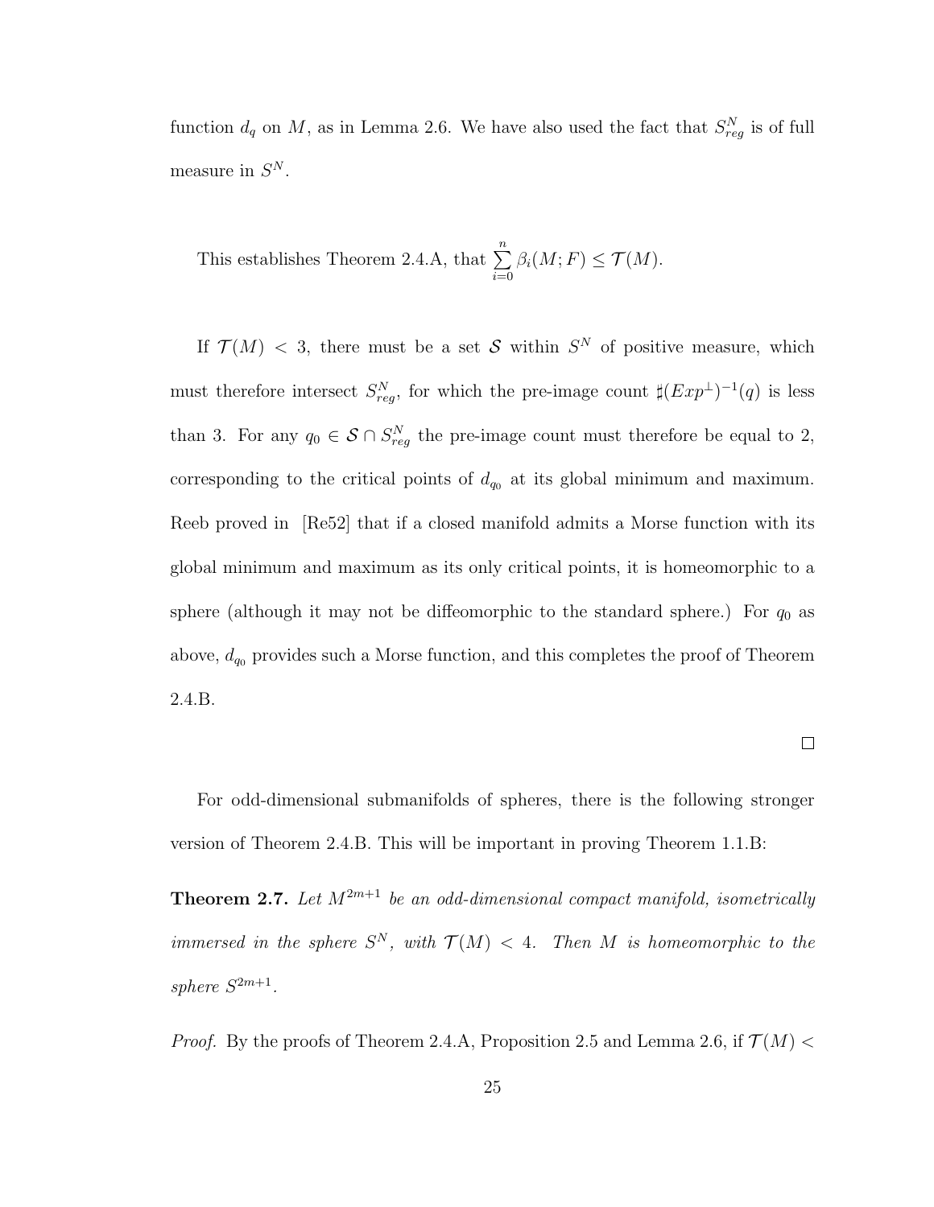function $d_q$ on $M$, as in Lemma 2.6. We have also used the fact that $S^N_{reg}$ is of full measure in $S^N$.

This establishes Theorem 2.4.A, that $\sum_{i=0}^{n} \beta_i(M; F) \leq \mathcal{T}(M)$.

If $\mathcal{T}(M) < 3$, there must be a set $\mathcal{S}$ within $S^N$ of positive measure, which must therefore intersect $S^N_{reg}$, for which the pre-image count $\sharp(Exp^{\perp})^{-1}(q)$ is less than 3. For any $q_0 \in \mathcal{S} \cap S^N_{reg}$ the pre-image count must therefore be equal to 2, corresponding to the critical points of $d_{q_0}$ at its global minimum and maximum. Reeb proved in [Re52] that if a closed manifold admits a Morse function with its global minimum and maximum as its only critical points, it is homeomorphic to a sphere (although it may not be diffeomorphic to the standard sphere.) For $q_0$ as above, $d_{q_0}$ provides such a Morse function, and this completes the proof of Theorem 2.4.B.

□

For odd-dimensional submanifolds of spheres, there is the following stronger version of Theorem 2.4.B. This will be important in proving Theorem 1.1.B:

**Theorem 2.7.** *Let $M^{2m+1}$ be an odd-dimensional compact manifold, isometrically immersed in the sphere $S^N$, with $\mathcal{T}(M) < 4$. Then $M$ is homeomorphic to the sphere $S^{2m+1}$.*

*Proof.* By the proofs of Theorem 2.4.A, Proposition 2.5 and Lemma 2.6, if $\mathcal{T}(M) <$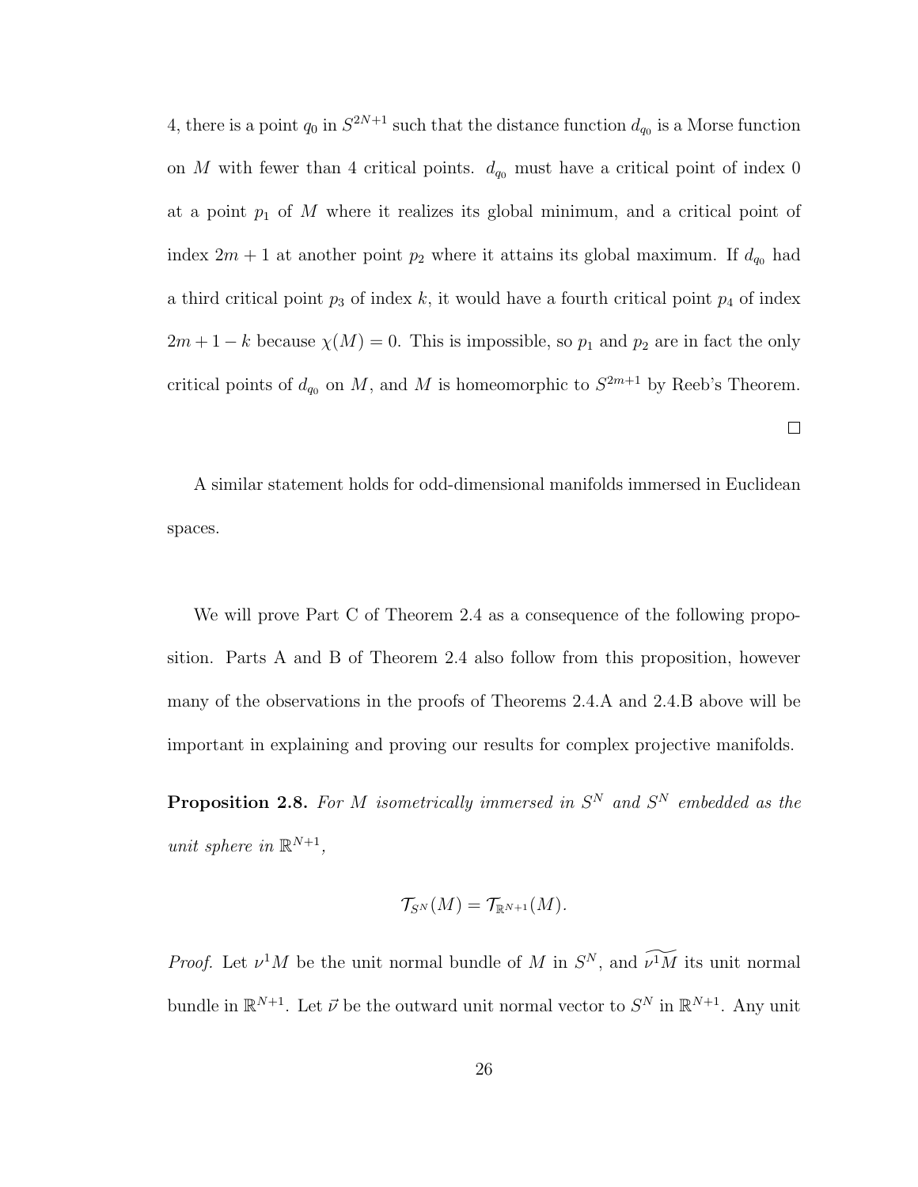4, there is a point $q_0$ in $S^{2N+1}$ such that the distance function $d_{q_0}$ is a Morse function on $M$ with fewer than 4 critical points. $d_{q_0}$ must have a critical point of index 0 at a point $p_1$ of $M$ where it realizes its global minimum, and a critical point of index $2m+1$ at another point $p_2$ where it attains its global maximum. If $d_{q_0}$ had a third critical point $p_3$ of index $k$, it would have a fourth critical point $p_4$ of index $2m+1-k$ because $\chi(M) = 0$. This is impossible, so $p_1$ and $p_2$ are in fact the only critical points of $d_{q_0}$ on $M$, and $M$ is homeomorphic to $S^{2m+1}$ by Reeb's Theorem.

□

A similar statement holds for odd-dimensional manifolds immersed in Euclidean spaces.

We will prove Part C of Theorem 2.4 as a consequence of the following proposition. Parts A and B of Theorem 2.4 also follow from this proposition, however many of the observations in the proofs of Theorems 2.4.A and 2.4.B above will be important in explaining and proving our results for complex projective manifolds.

**Proposition 2.8.** *For $M$ isometrically immersed in $S^N$ and $S^N$ embedded as the unit sphere in $\mathbb{R}^{N+1}$,*

$$\mathcal{T}_{S^N}(M) = \mathcal{T}_{\mathbb{R}^{N+1}}(M).$$

*Proof.* Let $\nu^1 M$ be the unit normal bundle of $M$ in $S^N$, and $\widetilde{\nu^1 M}$ its unit normal bundle in $\mathbb{R}^{N+1}$. Let $\vec{\nu}$ be the outward unit normal vector to $S^N$ in $\mathbb{R}^{N+1}$. Any unit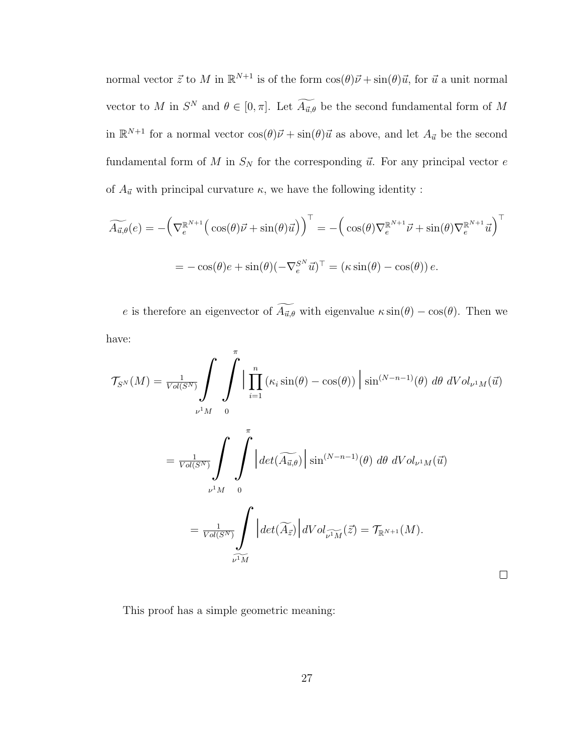normal vector $\vec{z}$ to $M$ in $\mathbb{R}^{N+1}$ is of the form $\cos(\theta)\vec{\nu} + \sin(\theta)\vec{u}$, for $\vec{u}$ a unit normal vector to $M$ in $S^N$ and $\theta \in [0, \pi]$. Let $\widetilde{A_{\vec{u},\theta}}$ be the second fundamental form of $M$ in $\mathbb{R}^{N+1}$ for a normal vector $\cos(\theta)\vec{\nu} + \sin(\theta)\vec{u}$ as above, and let $A_{\vec{u}}$ be the second fundamental form of $M$ in $S_N$ for the corresponding $\vec{u}$. For any principal vector $e$ of $A_{\vec{u}}$ with principal curvature $\kappa$, we have the following identity :

$$\widetilde{A_{\vec{u},\theta}}(e) = -\Big(\nabla_e^{\mathbb{R}^{N+1}}\big(\cos(\theta)\vec{\nu} + \sin(\theta)\vec{u}\big)\Big)^{\top} = -\Big(\cos(\theta)\nabla_e^{\mathbb{R}^{N+1}}\vec{\nu} + \sin(\theta)\nabla_e^{\mathbb{R}^{N+1}}\vec{u}\Big)^{\top}$$

$$= -\cos(\theta)e + \sin(\theta)(-\nabla_e^{S^N}\vec{u})^{\top} = (\kappa\sin(\theta) - \cos(\theta))\, e.$$

$e$ is therefore an eigenvector of $\widetilde{A_{\vec{u},\theta}}$ with eigenvalue $\kappa\sin(\theta) - \cos(\theta)$. Then we have:

$$\mathcal{T}_{S^N}(M) = \tfrac{1}{Vol(S^N)} \int\limits_{\nu^1 M} \int\limits_0^{\pi} \Big| \prod_{i=1}^{n} (\kappa_i \sin(\theta) - \cos(\theta)) \Big| \sin^{(N-n-1)}(\theta)\ d\theta\ dVol_{\nu^1 M}(\vec{u})$$

$$= \tfrac{1}{Vol(S^N)} \int\limits_{\nu^1 M} \int\limits_0^{\pi} \Big| det(\widetilde{A_{\vec{u},\theta}}) \Big| \sin^{(N-n-1)}(\theta)\ d\theta\ dVol_{\nu^1 M}(\vec{u})$$

$$= \tfrac{1}{Vol(S^N)} \int\limits_{\widetilde{\nu^1 M}} \Big| det(\widetilde{A_{\vec{z}}}) \Big| dVol_{\widetilde{\nu^1 M}}(\vec{z}) = \mathcal{T}_{\mathbb{R}^{N+1}}(M).$$

□

This proof has a simple geometric meaning: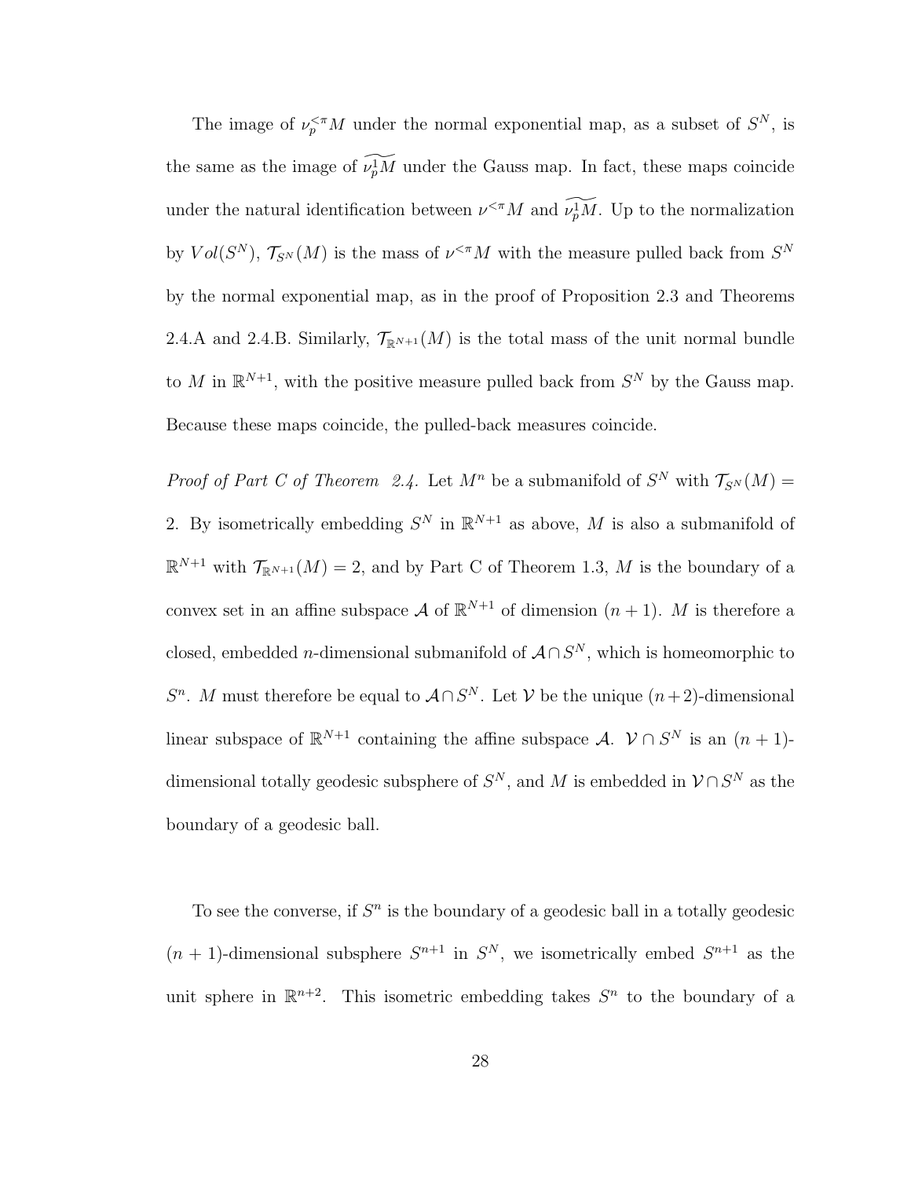The image of $\nu_p^{<\pi}M$ under the normal exponential map, as a subset of $S^N$, is the same as the image of $\widetilde{\nu_p^1 M}$ under the Gauss map. In fact, these maps coincide under the natural identification between $\nu^{<\pi}M$ and $\widetilde{\nu_p^1 M}$. Up to the normalization by $Vol(S^N)$, $\mathcal{T}_{S^N}(M)$ is the mass of $\nu^{<\pi}M$ with the measure pulled back from $S^N$ by the normal exponential map, as in the proof of Proposition 2.3 and Theorems 2.4.A and 2.4.B. Similarly, $\mathcal{T}_{\mathbb{R}^{N+1}}(M)$ is the total mass of the unit normal bundle to $M$ in $\mathbb{R}^{N+1}$, with the positive measure pulled back from $S^N$ by the Gauss map. Because these maps coincide, the pulled-back measures coincide.

*Proof of Part C of Theorem 2.4.* Let $M^n$ be a submanifold of $S^N$ with $\mathcal{T}_{S^N}(M) = 2$. By isometrically embedding $S^N$ in $\mathbb{R}^{N+1}$ as above, $M$ is also a submanifold of $\mathbb{R}^{N+1}$ with $\mathcal{T}_{\mathbb{R}^{N+1}}(M) = 2$, and by Part C of Theorem 1.3, $M$ is the boundary of a convex set in an affine subspace $\mathcal{A}$ of $\mathbb{R}^{N+1}$ of dimension $(n+1)$. $M$ is therefore a closed, embedded $n$-dimensional submanifold of $\mathcal{A} \cap S^N$, which is homeomorphic to $S^n$. $M$ must therefore be equal to $\mathcal{A} \cap S^N$. Let $\mathcal{V}$ be the unique $(n+2)$-dimensional linear subspace of $\mathbb{R}^{N+1}$ containing the affine subspace $\mathcal{A}$. $\mathcal{V} \cap S^N$ is an $(n+1)$-dimensional totally geodesic subsphere of $S^N$, and $M$ is embedded in $\mathcal{V} \cap S^N$ as the boundary of a geodesic ball.

To see the converse, if $S^n$ is the boundary of a geodesic ball in a totally geodesic $(n+1)$-dimensional subsphere $S^{n+1}$ in $S^N$, we isometrically embed $S^{n+1}$ as the unit sphere in $\mathbb{R}^{n+2}$. This isometric embedding takes $S^n$ to the boundary of a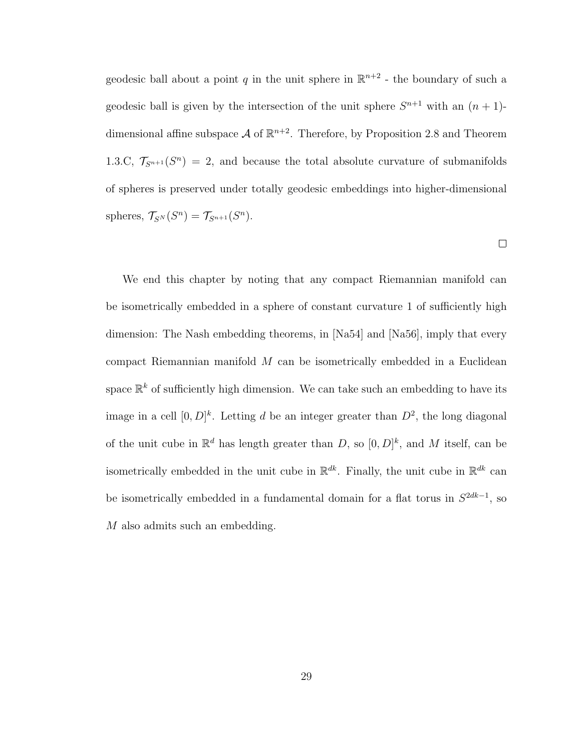geodesic ball about a point $q$ in the unit sphere in $\mathbb{R}^{n+2}$ - the boundary of such a geodesic ball is given by the intersection of the unit sphere $S^{n+1}$ with an $(n+1)$-dimensional affine subspace $\mathcal{A}$ of $\mathbb{R}^{n+2}$. Therefore, by Proposition 2.8 and Theorem 1.3.C, $\mathcal{T}_{S^{n+1}}(S^n) = 2$, and because the total absolute curvature of submanifolds of spheres is preserved under totally geodesic embeddings into higher-dimensional spheres, $\mathcal{T}_{S^N}(S^n) = \mathcal{T}_{S^{n+1}}(S^n)$.

□

We end this chapter by noting that any compact Riemannian manifold can be isometrically embedded in a sphere of constant curvature 1 of sufficiently high dimension: The Nash embedding theorems, in [Na54] and [Na56], imply that every compact Riemannian manifold $M$ can be isometrically embedded in a Euclidean space $\mathbb{R}^k$ of sufficiently high dimension. We can take such an embedding to have its image in a cell $[0, D]^k$. Letting $d$ be an integer greater than $D^2$, the long diagonal of the unit cube in $\mathbb{R}^d$ has length greater than $D$, so $[0, D]^k$, and $M$ itself, can be isometrically embedded in the unit cube in $\mathbb{R}^{dk}$. Finally, the unit cube in $\mathbb{R}^{dk}$ can be isometrically embedded in a fundamental domain for a flat torus in $S^{2dk-1}$, so $M$ also admits such an embedding.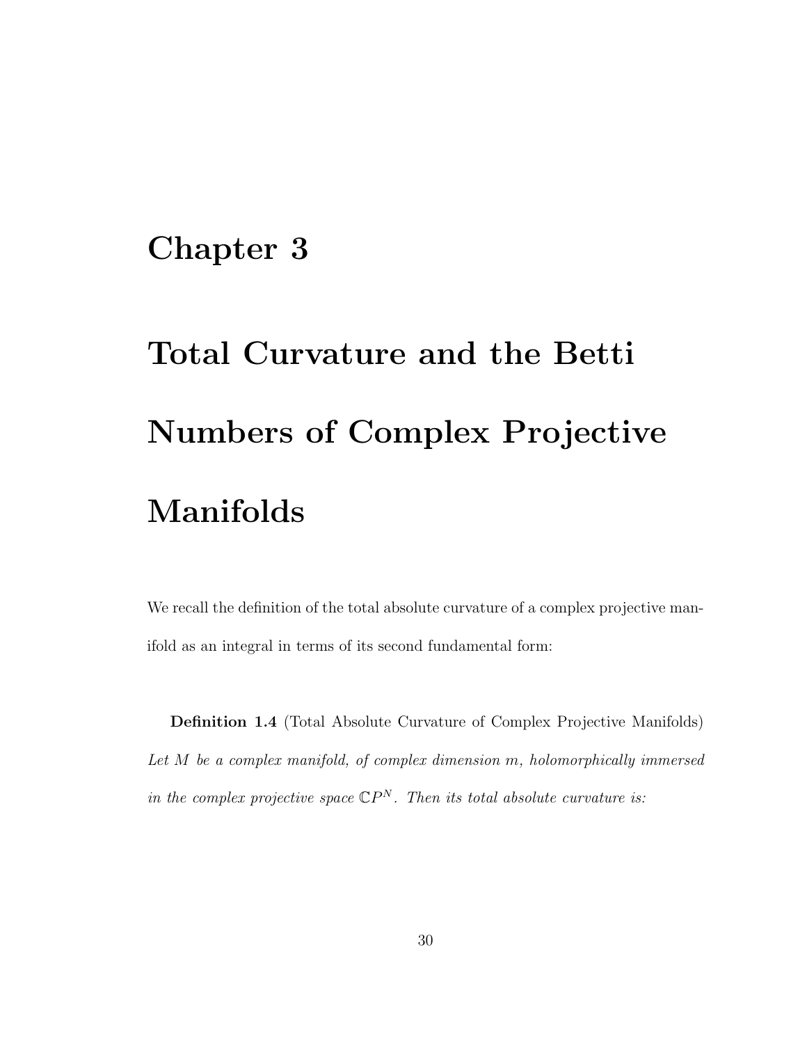# Chapter 3

# Total Curvature and the Betti Numbers of Complex Projective Manifolds

We recall the definition of the total absolute curvature of a complex projective manifold as an integral in terms of its second fundamental form:

**Definition 1.4** (Total Absolute Curvature of Complex Projective Manifolds) *Let $M$ be a complex manifold, of complex dimension $m$, holomorphically immersed in the complex projective space $\mathbb{C}P^N$. Then its total absolute curvature is:*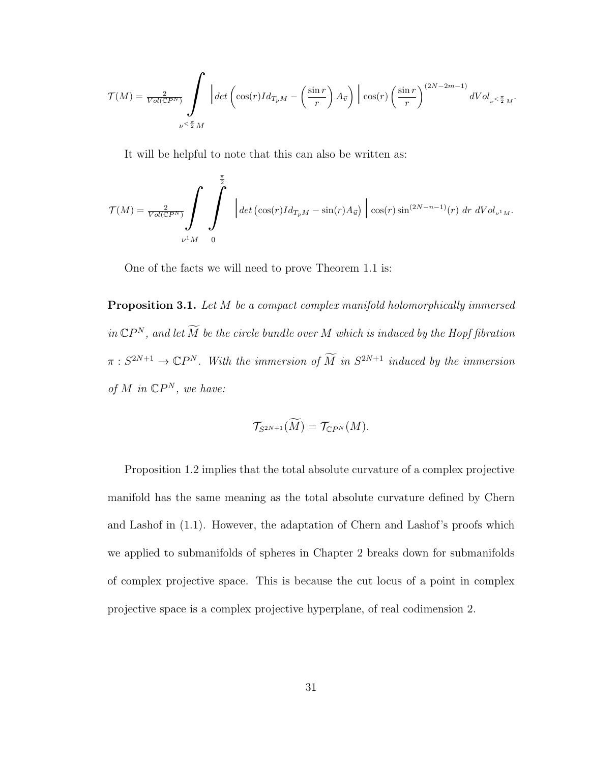$$\mathcal{T}(M) = \frac{2}{Vol(\mathbb{C}P^N)} \int\limits_{\nu^{<\frac{\pi}{2}}M} \left| det\left(\cos(r) Id_{T_pM} - \left(\frac{\sin r}{r}\right) A_{\vec{v}}\right) \right| \cos(r) \left(\frac{\sin r}{r}\right)^{(2N-2m-1)} dVol_{\nu^{<\frac{\pi}{2}}M}.$$

It will be helpful to note that this can also be written as:

$$\mathcal{T}(M) = \frac{2}{Vol(\mathbb{C}P^N)} \int\limits_{\nu^1 M} \int\limits_0^{\frac{\pi}{2}} \left| det\left(\cos(r) Id_{T_pM} - \sin(r) A_{\vec{u}}\right) \right| \cos(r) \sin^{(2N-n-1)}(r)\ dr\ dVol_{\nu^1 M}.$$

One of the facts we will need to prove Theorem 1.1 is:

**Proposition 3.1.** *Let $M$ be a compact complex manifold holomorphically immersed in $\mathbb{C}P^N$, and let $\widetilde{M}$ be the circle bundle over $M$ which is induced by the Hopf fibration $\pi : S^{2N+1} \to \mathbb{C}P^N$. With the immersion of $\widetilde{M}$ in $S^{2N+1}$ induced by the immersion of $M$ in $\mathbb{C}P^N$, we have:*

$$\mathcal{T}_{S^{2N+1}}(\widetilde{M}) = \mathcal{T}_{\mathbb{C}P^N}(M).$$

Proposition 1.2 implies that the total absolute curvature of a complex projective manifold has the same meaning as the total absolute curvature defined by Chern and Lashof in (1.1). However, the adaptation of Chern and Lashof's proofs which we applied to submanifolds of spheres in Chapter 2 breaks down for submanifolds of complex projective space. This is because the cut locus of a point in complex projective space is a complex projective hyperplane, of real codimension 2.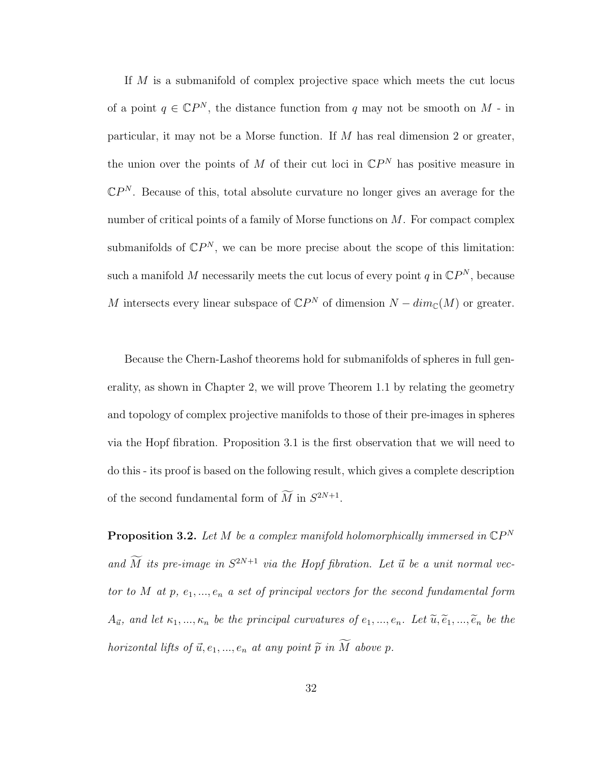If $M$ is a submanifold of complex projective space which meets the cut locus of a point $q \in \mathbb{C}P^N$, the distance function from $q$ may not be smooth on $M$ - in particular, it may not be a Morse function. If $M$ has real dimension 2 or greater, the union over the points of $M$ of their cut loci in $\mathbb{C}P^N$ has positive measure in $\mathbb{C}P^N$. Because of this, total absolute curvature no longer gives an average for the number of critical points of a family of Morse functions on $M$. For compact complex submanifolds of $\mathbb{C}P^N$, we can be more precise about the scope of this limitation: such a manifold $M$ necessarily meets the cut locus of every point $q$ in $\mathbb{C}P^N$, because $M$ intersects every linear subspace of $\mathbb{C}P^N$ of dimension $N - dim_{\mathbb{C}}(M)$ or greater.

Because the Chern-Lashof theorems hold for submanifolds of spheres in full generality, as shown in Chapter 2, we will prove Theorem 1.1 by relating the geometry and topology of complex projective manifolds to those of their pre-images in spheres via the Hopf fibration. Proposition 3.1 is the first observation that we will need to do this - its proof is based on the following result, which gives a complete description of the second fundamental form of $\widetilde{M}$ in $S^{2N+1}$.

**Proposition 3.2.** *Let $M$ be a complex manifold holomorphically immersed in $\mathbb{C}P^N$ and $\widetilde{M}$ its pre-image in $S^{2N+1}$ via the Hopf fibration. Let $\vec{u}$ be a unit normal vector to $M$ at $p$, $e_1, ..., e_n$ a set of principal vectors for the second fundamental form $A_{\vec{u}}$, and let $\kappa_1, ..., \kappa_n$ be the principal curvatures of $e_1, ..., e_n$. Let $\widetilde{u}, \widetilde{e}_1, ..., \widetilde{e}_n$ be the horizontal lifts of $\vec{u}, e_1, ..., e_n$ at any point $\widetilde{p}$ in $\widetilde{M}$ above $p$.*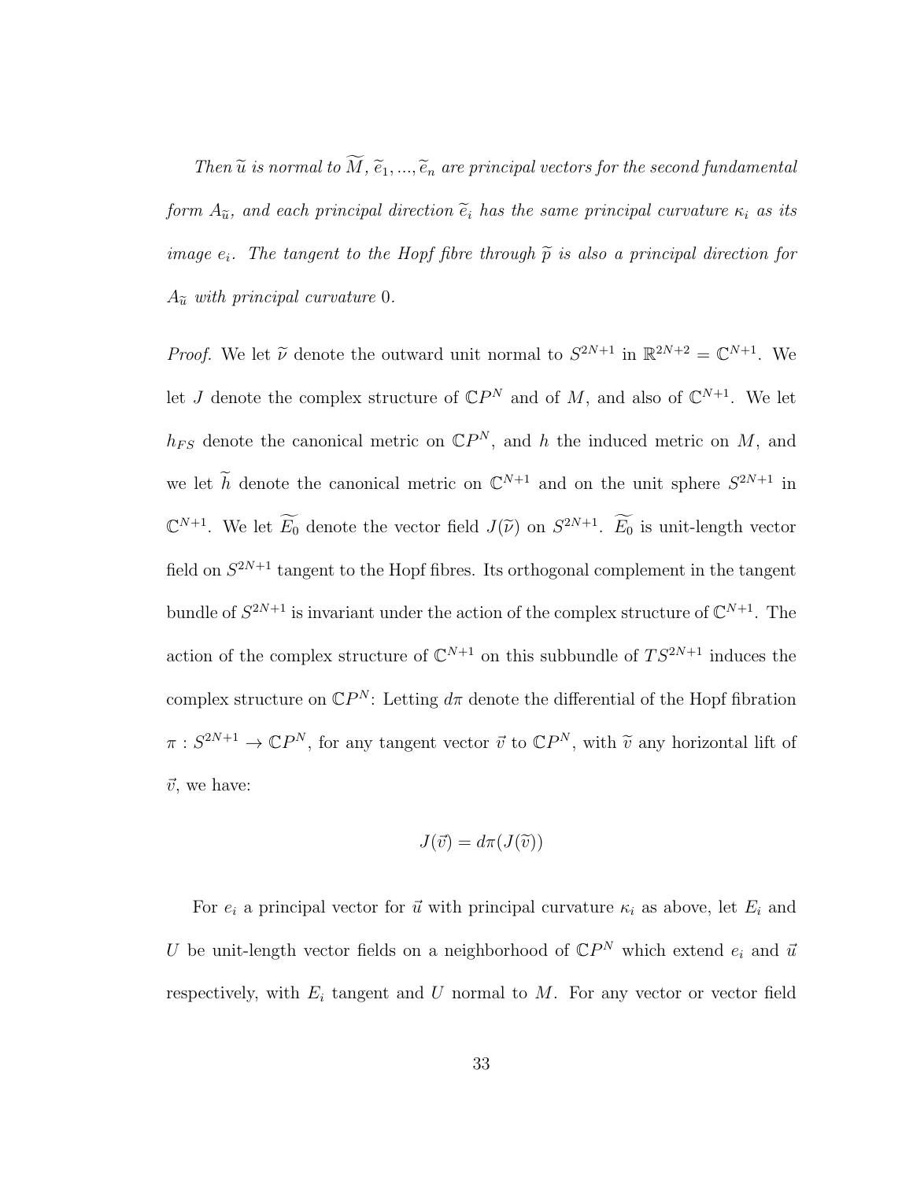*Then $\widetilde{u}$ is normal to $\widetilde{M}$, $\widetilde{e}_1, ..., \widetilde{e}_n$ are principal vectors for the second fundamental form $A_{\widetilde{u}}$, and each principal direction $\widetilde{e}_i$ has the same principal curvature $\kappa_i$ as its image $e_i$. The tangent to the Hopf fibre through $\widetilde{p}$ is also a principal direction for $A_{\widetilde{u}}$ with principal curvature $0$.*

*Proof.* We let $\widetilde{\nu}$ denote the outward unit normal to $S^{2N+1}$ in $\mathbb{R}^{2N+2} = \mathbb{C}^{N+1}$. We let $J$ denote the complex structure of $\mathbb{C}P^N$ and of $M$, and also of $\mathbb{C}^{N+1}$. We let $h_{FS}$ denote the canonical metric on $\mathbb{C}P^N$, and $h$ the induced metric on $M$, and we let $\widetilde{h}$ denote the canonical metric on $\mathbb{C}^{N+1}$ and on the unit sphere $S^{2N+1}$ in $\mathbb{C}^{N+1}$. We let $\widetilde{E_0}$ denote the vector field $J(\widetilde{\nu})$ on $S^{2N+1}$. $\widetilde{E_0}$ is unit-length vector field on $S^{2N+1}$ tangent to the Hopf fibres. Its orthogonal complement in the tangent bundle of $S^{2N+1}$ is invariant under the action of the complex structure of $\mathbb{C}^{N+1}$. The action of the complex structure of $\mathbb{C}^{N+1}$ on this subbundle of $TS^{2N+1}$ induces the complex structure on $\mathbb{C}P^N$: Letting $d\pi$ denote the differential of the Hopf fibration $\pi : S^{2N+1} \to \mathbb{C}P^N$, for any tangent vector $\vec{v}$ to $\mathbb{C}P^N$, with $\widetilde{v}$ any horizontal lift of $\vec{v}$, we have:

$$J(\vec{v}) = d\pi(J(\widetilde{v}))$$

For $e_i$ a principal vector for $\vec{u}$ with principal curvature $\kappa_i$ as above, let $E_i$ and $U$ be unit-length vector fields on a neighborhood of $\mathbb{C}P^N$ which extend $e_i$ and $\vec{u}$ respectively, with $E_i$ tangent and $U$ normal to $M$. For any vector or vector field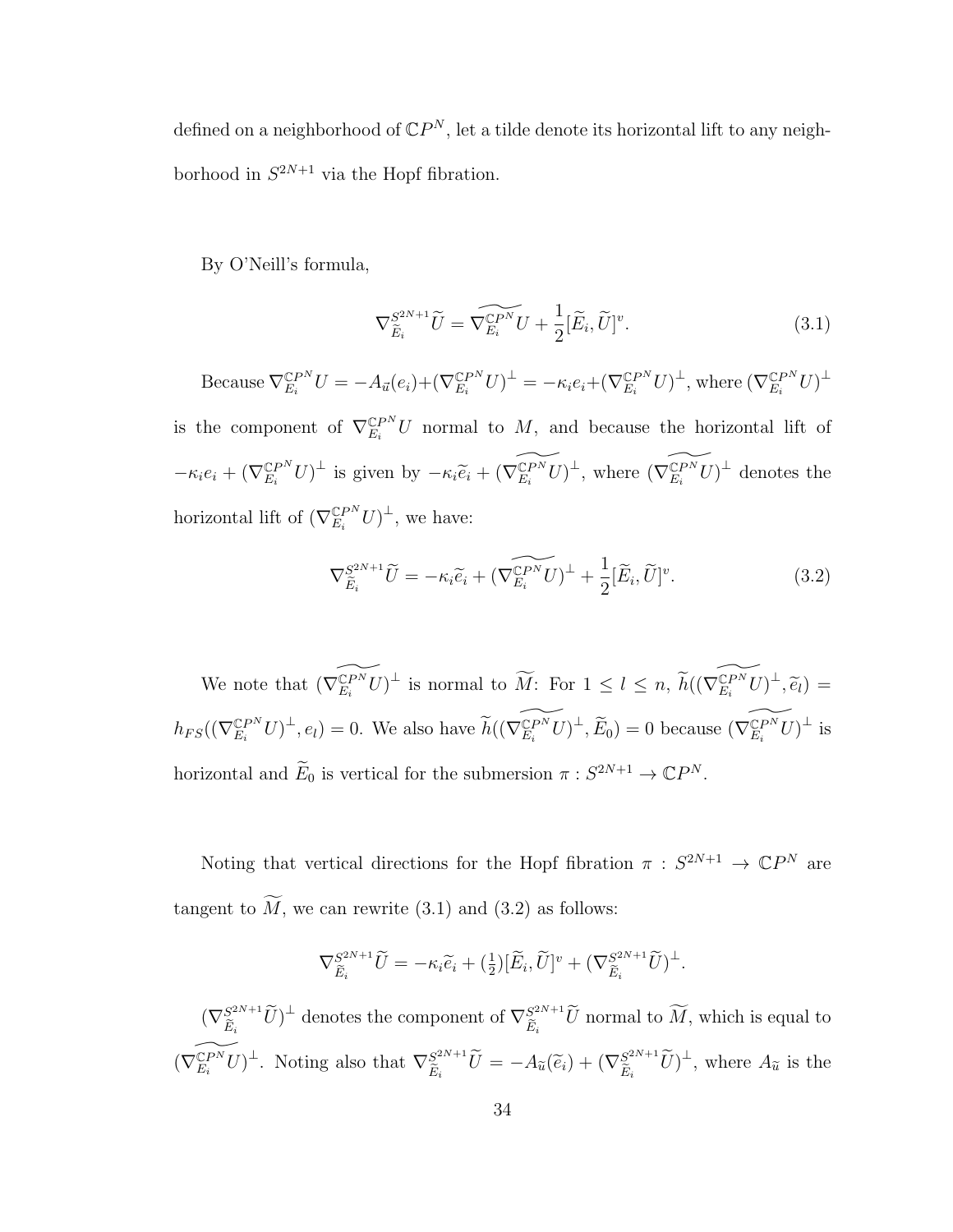defined on a neighborhood of $\mathbb{C}P^N$, let a tilde denote its horizontal lift to any neighborhood in $S^{2N+1}$ via the Hopf fibration.

By O'Neill's formula,

$$\nabla^{S^{2N+1}}_{\widetilde{E}_i}\widetilde{U} = \widetilde{\nabla^{\mathbb{C}P^N}_{E_i} U} + \frac{1}{2}[\widetilde{E}_i, \widetilde{U}]^v. \tag{3.1}$$

Because $\nabla^{\mathbb{C}P^N}_{E_i} U = -A_{\vec{u}}(e_i) + (\nabla^{\mathbb{C}P^N}_{E_i} U)^{\perp} = -\kappa_i e_i + (\nabla^{\mathbb{C}P^N}_{E_i} U)^{\perp}$, where $(\nabla^{\mathbb{C}P^N}_{E_i} U)^{\perp}$ is the component of $\nabla^{\mathbb{C}P^N}_{E_i} U$ normal to $M$, and because the horizontal lift of $-\kappa_i e_i + (\nabla^{\mathbb{C}P^N}_{E_i} U)^{\perp}$ is given by $-\kappa_i \widetilde{e}_i + (\widetilde{\nabla^{\mathbb{C}P^N}_{E_i} U})^{\perp}$, where $(\widetilde{\nabla^{\mathbb{C}P^N}_{E_i} U})^{\perp}$ denotes the horizontal lift of $(\nabla^{\mathbb{C}P^N}_{E_i} U)^{\perp}$, we have:

$$\nabla^{S^{2N+1}}_{\widetilde{E}_i}\widetilde{U} = -\kappa_i \widetilde{e}_i + (\widetilde{\nabla^{\mathbb{C}P^N}_{E_i} U})^{\perp} + \frac{1}{2}[\widetilde{E}_i, \widetilde{U}]^v. \tag{3.2}$$

We note that $(\widetilde{\nabla^{\mathbb{C}P^N}_{E_i} U})^{\perp}$ is normal to $\widetilde{M}$: For $1 \leq l \leq n$, $\widetilde{h}((\widetilde{\nabla^{\mathbb{C}P^N}_{E_i} U})^{\perp}, \widetilde{e}_l) = h_{FS}((\nabla^{\mathbb{C}P^N}_{E_i} U)^{\perp}, e_l) = 0$. We also have $\widetilde{h}((\widetilde{\nabla^{\mathbb{C}P^N}_{E_i} U})^{\perp}, \widetilde{E}_0) = 0$ because $(\widetilde{\nabla^{\mathbb{C}P^N}_{E_i} U})^{\perp}$ is horizontal and $\widetilde{E}_0$ is vertical for the submersion $\pi : S^{2N+1} \to \mathbb{C}P^N$.

Noting that vertical directions for the Hopf fibration $\pi : S^{2N+1} \to \mathbb{C}P^N$ are tangent to $\widetilde{M}$, we can rewrite (3.1) and (3.2) as follows:

$$\nabla^{S^{2N+1}}_{\widetilde{E}_i}\widetilde{U} = -\kappa_i \widetilde{e}_i + (\tfrac{1}{2})[\widetilde{E}_i, \widetilde{U}]^v + (\nabla^{S^{2N+1}}_{\widetilde{E}_i}\widetilde{U})^{\perp}.$$

$(\nabla^{S^{2N+1}}_{\widetilde{E}_i}\widetilde{U})^{\perp}$ denotes the component of $\nabla^{S^{2N+1}}_{\widetilde{E}_i}\widetilde{U}$ normal to $\widetilde{M}$, which is equal to $(\widetilde{\nabla^{\mathbb{C}P^N}_{E_i} U})^{\perp}$. Noting also that $\nabla^{S^{2N+1}}_{\widetilde{E}_i}\widetilde{U} = -A_{\widetilde{u}}(\widetilde{e}_i) + (\nabla^{S^{2N+1}}_{\widetilde{E}_i}\widetilde{U})^{\perp}$, where $A_{\widetilde{u}}$ is the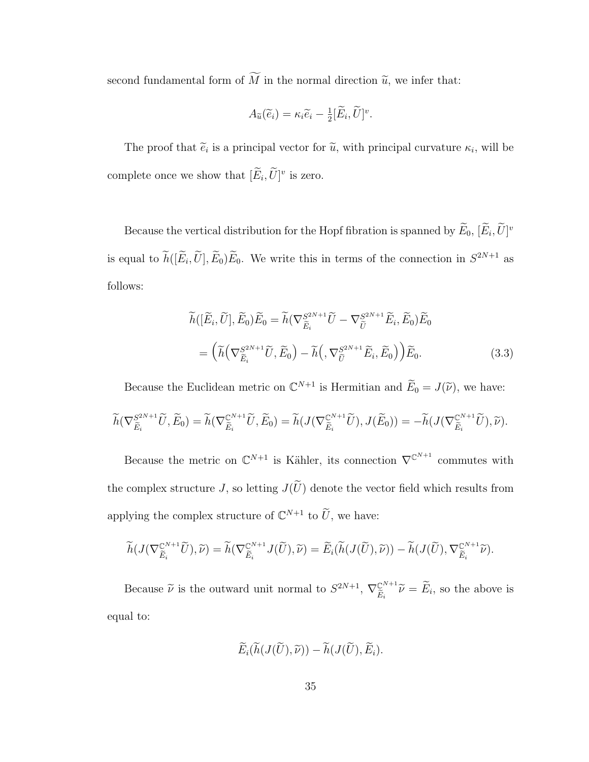second fundamental form of $\widetilde{M}$ in the normal direction $\widetilde{u}$, we infer that:

$$A_{\widetilde{u}}(\widetilde{e}_i) = \kappa_i \widetilde{e}_i - \tfrac{1}{2}[\widetilde{E}_i, \widetilde{U}]^v.$$

The proof that $\widetilde{e}_i$ is a principal vector for $\widetilde{u}$, with principal curvature $\kappa_i$, will be complete once we show that $[\widetilde{E}_i, \widetilde{U}]^v$ is zero.

Because the vertical distribution for the Hopf fibration is spanned by $\widetilde{E}_0$, $[\widetilde{E}_i, \widetilde{U}]^v$ is equal to $\widetilde{h}([\widetilde{E}_i, \widetilde{U}], \widetilde{E}_0)\widetilde{E}_0$. We write this in terms of the connection in $S^{2N+1}$ as follows:

$$\begin{aligned}
\widetilde{h}([\widetilde{E}_i, \widetilde{U}], \widetilde{E}_0)\widetilde{E}_0 &= \widetilde{h}(\nabla^{S^{2N+1}}_{\widetilde{E}_i}\widetilde{U} - \nabla^{S^{2N+1}}_{\widetilde{U}}\widetilde{E}_i, \widetilde{E}_0)\widetilde{E}_0 \\
&= \Big(\widetilde{h}\big(\nabla^{S^{2N+1}}_{\widetilde{E}_i}\widetilde{U}, \widetilde{E}_0\big) - \widetilde{h}\big(, \nabla^{S^{2N+1}}_{\widetilde{U}}\widetilde{E}_i, \widetilde{E}_0\big)\Big)\widetilde{E}_0. \qquad (3.3)
\end{aligned}$$

Because the Euclidean metric on $\mathbb{C}^{N+1}$ is Hermitian and $\widetilde{E}_0 = J(\widetilde{\nu})$, we have:

$$\widetilde{h}(\nabla^{S^{2N+1}}_{\widetilde{E}_i}\widetilde{U}, \widetilde{E}_0) = \widetilde{h}(\nabla^{\mathbb{C}^{N+1}}_{\widetilde{E}_i}\widetilde{U}, \widetilde{E}_0) = \widetilde{h}(J(\nabla^{\mathbb{C}^{N+1}}_{\widetilde{E}_i}\widetilde{U}), J(\widetilde{E}_0)) = -\widetilde{h}(J(\nabla^{\mathbb{C}^{N+1}}_{\widetilde{E}_i}\widetilde{U}), \widetilde{\nu}).$$

Because the metric on $\mathbb{C}^{N+1}$ is Kähler, its connection $\nabla^{\mathbb{C}^{N+1}}$ commutes with the complex structure $J$, so letting $J(\widetilde{U})$ denote the vector field which results from applying the complex structure of $\mathbb{C}^{N+1}$ to $\widetilde{U}$, we have:

$$\widetilde{h}(J(\nabla^{\mathbb{C}^{N+1}}_{\widetilde{E}_i}\widetilde{U}), \widetilde{\nu}) = \widetilde{h}(\nabla^{\mathbb{C}^{N+1}}_{\widetilde{E}_i}J(\widetilde{U}), \widetilde{\nu}) = \widetilde{E}_i(\widetilde{h}(J(\widetilde{U}), \widetilde{\nu})) - \widetilde{h}(J(\widetilde{U}), \nabla^{\mathbb{C}^{N+1}}_{\widetilde{E}_i}\widetilde{\nu}).$$

Because $\widetilde{\nu}$ is the outward unit normal to $S^{2N+1}$, $\nabla^{\mathbb{C}^{N+1}}_{\widetilde{E}_i}\widetilde{\nu} = \widetilde{E}_i$, so the above is equal to:

$$\widetilde{E}_i(\widetilde{h}(J(\widetilde{U}), \widetilde{\nu})) - \widetilde{h}(J(\widetilde{U}), \widetilde{E}_i).$$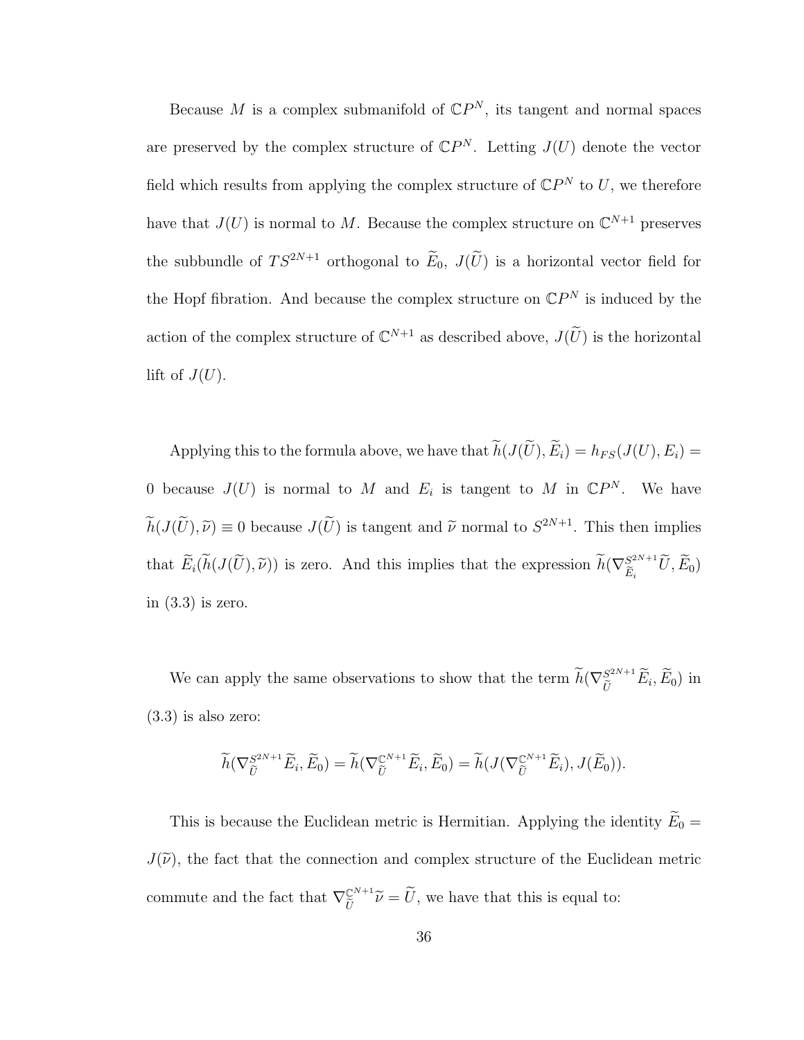Because $M$ is a complex submanifold of $\mathbb{C}P^N$, its tangent and normal spaces are preserved by the complex structure of $\mathbb{C}P^N$. Letting $J(U)$ denote the vector field which results from applying the complex structure of $\mathbb{C}P^N$ to $U$, we therefore have that $J(U)$ is normal to $M$. Because the complex structure on $\mathbb{C}^{N+1}$ preserves the subbundle of $TS^{2N+1}$ orthogonal to $\widetilde{E}_0$, $J(\widetilde{U})$ is a horizontal vector field for the Hopf fibration. And because the complex structure on $\mathbb{C}P^N$ is induced by the action of the complex structure of $\mathbb{C}^{N+1}$ as described above, $J(\widetilde{U})$ is the horizontal lift of $J(U)$.

Applying this to the formula above, we have that $\widetilde{h}(J(\widetilde{U}), \widetilde{E}_i) = h_{FS}(J(U), E_i) = 0$ because $J(U)$ is normal to $M$ and $E_i$ is tangent to $M$ in $\mathbb{C}P^N$. We have $\widetilde{h}(J(\widetilde{U}), \widetilde{\nu}) \equiv 0$ because $J(\widetilde{U})$ is tangent and $\widetilde{\nu}$ normal to $S^{2N+1}$. This then implies that $\widetilde{E}_i(\widetilde{h}(J(\widetilde{U}), \widetilde{\nu}))$ is zero. And this implies that the expression $\widetilde{h}(\nabla^{S^{2N+1}}_{\widetilde{E}_i} \widetilde{U}, \widetilde{E}_0)$ in (3.3) is zero.

We can apply the same observations to show that the term $\widetilde{h}(\nabla^{S^{2N+1}}_{\widetilde{U}} \widetilde{E}_i, \widetilde{E}_0)$ in (3.3) is also zero:

$$\widetilde{h}(\nabla^{S^{2N+1}}_{\widetilde{U}} \widetilde{E}_i, \widetilde{E}_0) = \widetilde{h}(\nabla^{\mathbb{C}^{N+1}}_{\widetilde{U}} \widetilde{E}_i, \widetilde{E}_0) = \widetilde{h}(J(\nabla^{\mathbb{C}^{N+1}}_{\widetilde{U}} \widetilde{E}_i), J(\widetilde{E}_0)).$$

This is because the Euclidean metric is Hermitian. Applying the identity $\widetilde{E}_0 = J(\widetilde{\nu})$, the fact that the connection and complex structure of the Euclidean metric commute and the fact that $\nabla^{\mathbb{C}^{N+1}}_{\widetilde{U}} \widetilde{\nu} = \widetilde{U}$, we have that this is equal to: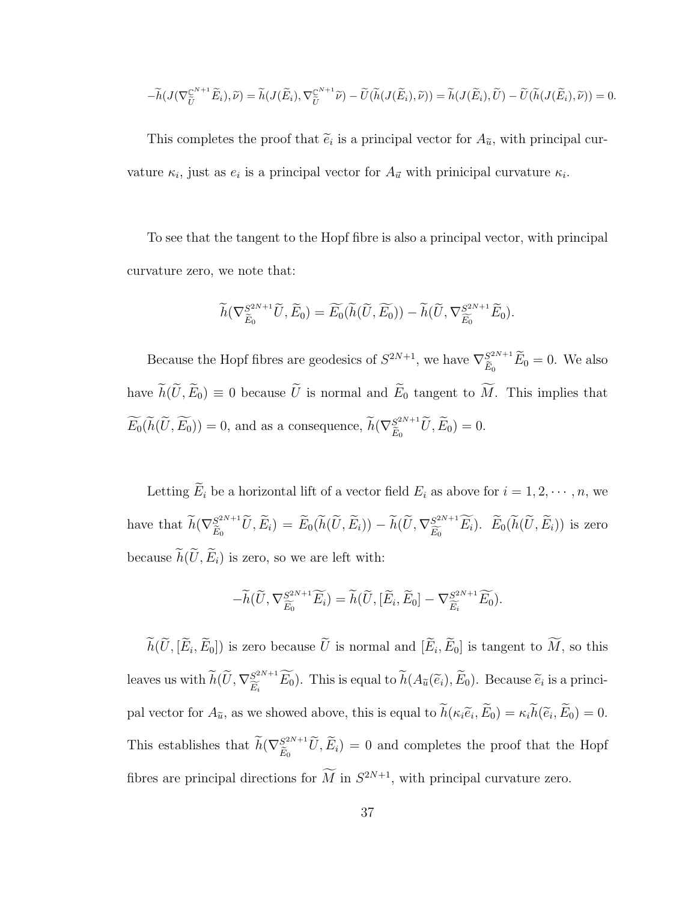$$-\widetilde{h}(J(\nabla^{\mathbb{C}^{N+1}}_{\widetilde{U}}\widetilde{E}_i),\widetilde{\nu}) = \widetilde{h}(J(\widetilde{E}_i),\nabla^{\mathbb{C}^{N+1}}_{\widetilde{U}}\widetilde{\nu}) - \widetilde{U}(\widetilde{h}(J(\widetilde{E}_i),\widetilde{\nu})) = \widetilde{h}(J(\widetilde{E}_i),\widetilde{U}) - \widetilde{U}(\widetilde{h}(J(\widetilde{E}_i),\widetilde{\nu})) = 0.$$

This completes the proof that $\widetilde{e}_i$ is a principal vector for $A_{\widetilde{u}}$, with principal curvature $\kappa_i$, just as $e_i$ is a principal vector for $A_{\vec{u}}$ with prinicipal curvature $\kappa_i$.

To see that the tangent to the Hopf fibre is also a principal vector, with principal curvature zero, we note that:

$$\widetilde{h}(\nabla^{S^{2N+1}}_{\widetilde{E}_0}\widetilde{U},\widetilde{E}_0) = \widetilde{E_0}(\widetilde{h}(\widetilde{U},\widetilde{E_0})) - \widetilde{h}(\widetilde{U},\nabla^{S^{2N+1}}_{\widetilde{E_0}}\widetilde{E}_0).$$

Because the Hopf fibres are geodesics of $S^{2N+1}$, we have $\nabla^{S^{2N+1}}_{\widetilde{E}_0}\widetilde{E}_0 = 0$. We also have $\widetilde{h}(\widetilde{U},\widetilde{E}_0) \equiv 0$ because $\widetilde{U}$ is normal and $\widetilde{E}_0$ tangent to $\widetilde{M}$. This implies that $\widetilde{E_0}(\widetilde{h}(\widetilde{U},\widetilde{E_0})) = 0$, and as a consequence, $\widetilde{h}(\nabla^{S^{2N+1}}_{\widetilde{E}_0}\widetilde{U},\widetilde{E}_0) = 0$.

Letting $\widetilde{E}_i$ be a horizontal lift of a vector field $E_i$ as above for $i = 1, 2, \cdots, n$, we have that $\widetilde{h}(\nabla^{S^{2N+1}}_{\widetilde{E}_0}\widetilde{U},\widetilde{E}_i) = \widetilde{E}_0(\widetilde{h}(\widetilde{U},\widetilde{E}_i)) - \widetilde{h}(\widetilde{U},\nabla^{S^{2N+1}}_{\widetilde{E_0}}\widetilde{E_i})$. $\widetilde{E}_0(\widetilde{h}(\widetilde{U},\widetilde{E}_i))$ is zero because $\widetilde{h}(\widetilde{U},\widetilde{E}_i)$ is zero, so we are left with:

$$-\widetilde{h}(\widetilde{U},\nabla^{S^{2N+1}}_{\widetilde{E_0}}\widetilde{E_i}) = \widetilde{h}(\widetilde{U},[\widetilde{E}_i,\widetilde{E}_0] - \nabla^{S^{2N+1}}_{\widetilde{E_i}}\widetilde{E_0}).$$

$\widetilde{h}(\widetilde{U},[\widetilde{E}_i,\widetilde{E}_0])$ is zero because $\widetilde{U}$ is normal and $[\widetilde{E}_i,\widetilde{E}_0]$ is tangent to $\widetilde{M}$, so this leaves us with $\widetilde{h}(\widetilde{U},\nabla^{S^{2N+1}}_{\widetilde{E_i}}\widetilde{E_0})$. This is equal to $\widetilde{h}(A_{\widetilde{u}}(\widetilde{e}_i),\widetilde{E}_0)$. Because $\widetilde{e}_i$ is a principal vector for $A_{\widetilde{u}}$, as we showed above, this is equal to $\widetilde{h}(\kappa_i\widetilde{e}_i,\widetilde{E}_0) = \kappa_i\widetilde{h}(\widetilde{e}_i,\widetilde{E}_0) = 0$. This establishes that $\widetilde{h}(\nabla^{S^{2N+1}}_{\widetilde{E}_0}\widetilde{U},\widetilde{E}_i) = 0$ and completes the proof that the Hopf fibres are principal directions for $\widetilde{M}$ in $S^{2N+1}$, with principal curvature zero.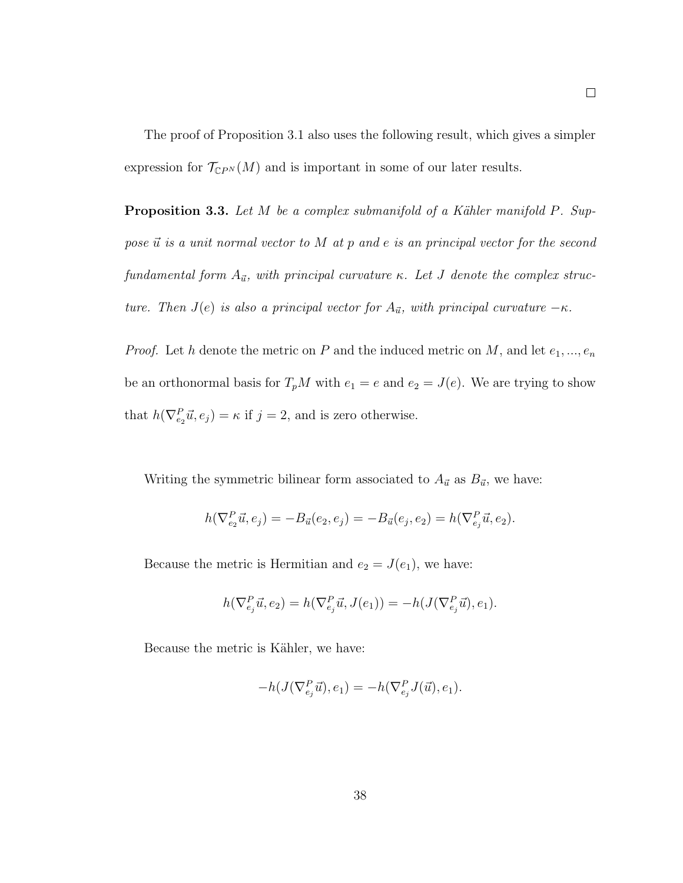$\square$

The proof of Proposition 3.1 also uses the following result, which gives a simpler expression for $\mathcal{T}_{\mathbb{C}P^N}(M)$ and is important in some of our later results.

**Proposition 3.3.** *Let $M$ be a complex submanifold of a Kähler manifold $P$. Suppose $\vec{u}$ is a unit normal vector to $M$ at $p$ and $e$ is an principal vector for the second fundamental form $A_{\vec{u}}$, with principal curvature $\kappa$. Let $J$ denote the complex structure. Then $J(e)$ is also a principal vector for $A_{\vec{u}}$, with principal curvature $-\kappa$.*

*Proof.* Let $h$ denote the metric on $P$ and the induced metric on $M$, and let $e_1, ..., e_n$ be an orthonormal basis for $T_pM$ with $e_1 = e$ and $e_2 = J(e)$. We are trying to show that $h(\nabla^P_{e_2}\vec{u}, e_j) = \kappa$ if $j = 2$, and is zero otherwise.

Writing the symmetric bilinear form associated to $A_{\vec{u}}$ as $B_{\vec{u}}$, we have:

$$h(\nabla^P_{e_2}\vec{u}, e_j) = -B_{\vec{u}}(e_2, e_j) = -B_{\vec{u}}(e_j, e_2) = h(\nabla^P_{e_j}\vec{u}, e_2).$$

Because the metric is Hermitian and $e_2 = J(e_1)$, we have:

$$h(\nabla^P_{e_j}\vec{u}, e_2) = h(\nabla^P_{e_j}\vec{u}, J(e_1)) = -h(J(\nabla^P_{e_j}\vec{u}), e_1).$$

Because the metric is Kähler, we have:

$$-h(J(\nabla^P_{e_j}\vec{u}), e_1) = -h(\nabla^P_{e_j}J(\vec{u}), e_1).$$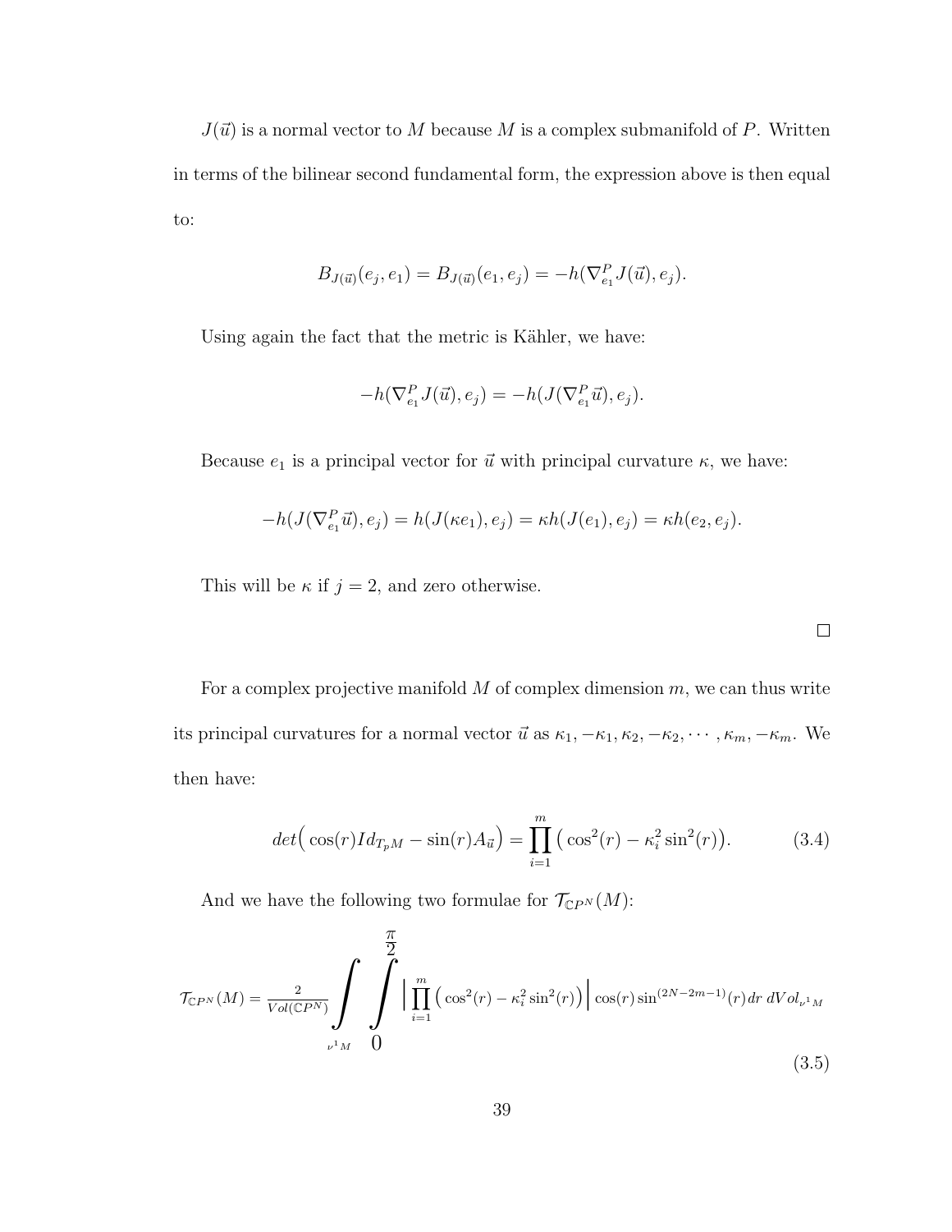$J(\vec{u})$ is a normal vector to $M$ because $M$ is a complex submanifold of $P$. Written in terms of the bilinear second fundamental form, the expression above is then equal to:

$$B_{J(\vec{u})}(e_j, e_1) = B_{J(\vec{u})}(e_1, e_j) = -h(\nabla^P_{e_1} J(\vec{u}), e_j).$$

Using again the fact that the metric is Kähler, we have:

$$-h(\nabla^P_{e_1} J(\vec{u}), e_j) = -h(J(\nabla^P_{e_1} \vec{u}), e_j).$$

Because $e_1$ is a principal vector for $\vec{u}$ with principal curvature $\kappa$, we have:

$$-h(J(\nabla^P_{e_1} \vec{u}), e_j) = h(J(\kappa e_1), e_j) = \kappa h(J(e_1), e_j) = \kappa h(e_2, e_j).$$

This will be $\kappa$ if $j = 2$, and zero otherwise.

□

For a complex projective manifold $M$ of complex dimension $m$, we can thus write its principal curvatures for a normal vector $\vec{u}$ as $\kappa_1, -\kappa_1, \kappa_2, -\kappa_2, \cdots, \kappa_m, -\kappa_m$. We then have:

$$det\big(\cos(r) Id_{T_pM} - \sin(r) A_{\vec{u}}\big) = \prod_{i=1}^{m} \big(\cos^2(r) - \kappa_i^2 \sin^2(r)\big). \tag{3.4}$$

And we have the following two formulae for $\mathcal{T}_{\mathbb{C}P^N}(M)$:

$$\mathcal{T}_{\mathbb{C}P^N}(M) = \frac{2}{Vol(\mathbb{C}P^N)} \int_{\nu^1 M} \int_0^{\frac{\pi}{2}} \Big| \prod_{i=1}^{m} \big(\cos^2(r) - \kappa_i^2 \sin^2(r)\big) \Big| \cos(r) \sin^{(2N-2m-1)}(r)\, dr\, dVol_{\nu^1 M} \tag{3.5}$$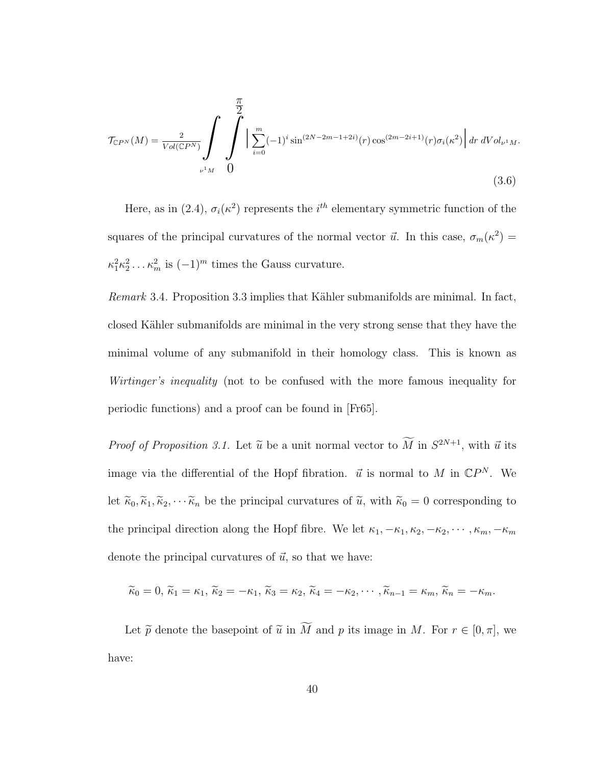$$\mathcal{T}_{\mathbb{C}P^N}(M) = \frac{2}{Vol(\mathbb{C}P^N)} \int_{\nu^1 M} \int_0^{\frac{\pi}{2}} \Big| \sum_{i=0}^{m} (-1)^i \sin^{(2N-2m-1+2i)}(r) \cos^{(2m-2i+1)}(r) \sigma_i(\kappa^2) \Big| \, dr \, dVol_{\nu^1 M}. \tag{3.6}$$

Here, as in (2.4), $\sigma_i(\kappa^2)$ represents the $i^{th}$ elementary symmetric function of the squares of the principal curvatures of the normal vector $\vec{u}$. In this case, $\sigma_m(\kappa^2) = \kappa_1^2 \kappa_2^2 \ldots \kappa_m^2$ is $(-1)^m$ times the Gauss curvature.

*Remark* 3.4. Proposition 3.3 implies that Kähler submanifolds are minimal. In fact, closed Kähler submanifolds are minimal in the very strong sense that they have the minimal volume of any submanifold in their homology class. This is known as *Wirtinger's inequality* (not to be confused with the more famous inequality for periodic functions) and a proof can be found in [Fr65].

*Proof of Proposition 3.1.* Let $\widetilde{u}$ be a unit normal vector to $\widetilde{M}$ in $S^{2N+1}$, with $\vec{u}$ its image via the differential of the Hopf fibration. $\vec{u}$ is normal to $M$ in $\mathbb{C}P^N$. We let $\widetilde{\kappa}_0, \widetilde{\kappa}_1, \widetilde{\kappa}_2, \cdots \widetilde{\kappa}_n$ be the principal curvatures of $\widetilde{u}$, with $\widetilde{\kappa}_0 = 0$ corresponding to the principal direction along the Hopf fibre. We let $\kappa_1, -\kappa_1, \kappa_2, -\kappa_2, \cdots, \kappa_m, -\kappa_m$ denote the principal curvatures of $\vec{u}$, so that we have:

$$\widetilde{\kappa}_0 = 0,\ \widetilde{\kappa}_1 = \kappa_1,\ \widetilde{\kappa}_2 = -\kappa_1,\ \widetilde{\kappa}_3 = \kappa_2,\ \widetilde{\kappa}_4 = -\kappa_2, \cdots, \widetilde{\kappa}_{n-1} = \kappa_m,\ \widetilde{\kappa}_n = -\kappa_m.$$

Let $\widetilde{p}$ denote the basepoint of $\widetilde{u}$ in $\widetilde{M}$ and $p$ its image in $M$. For $r \in [0, \pi]$, we have: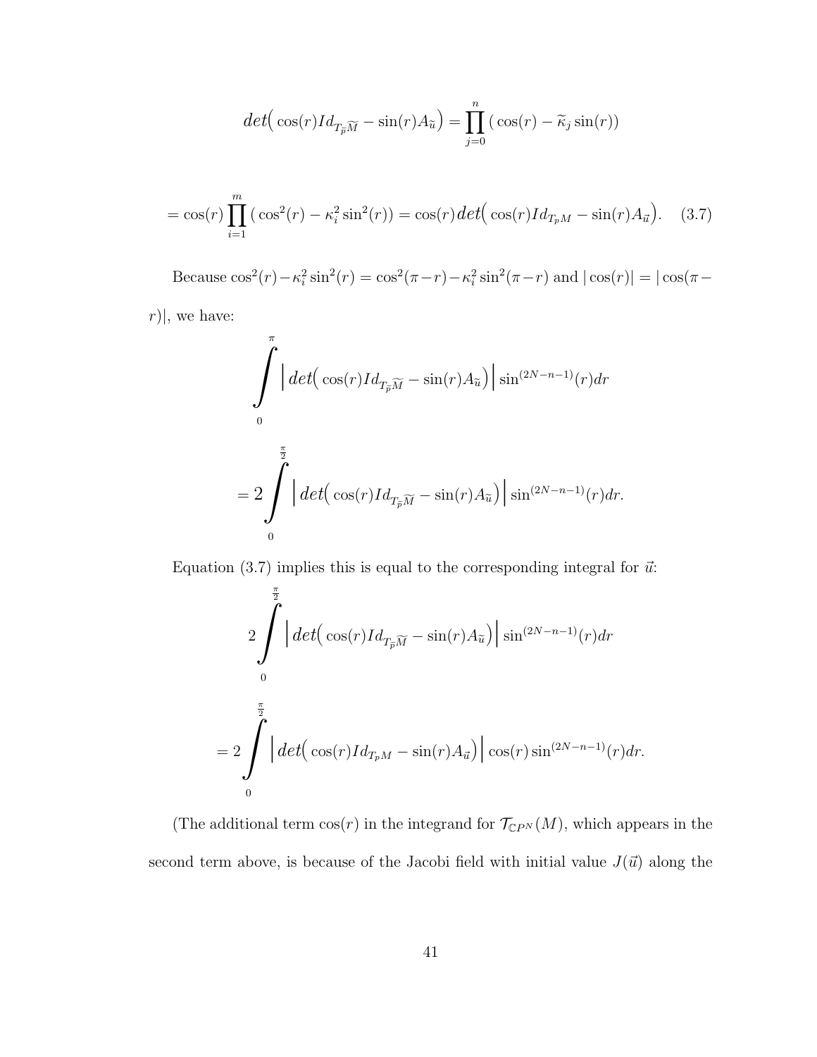$$det\Big( \cos(r) Id_{T_{\widetilde{p}}\widetilde{M}} - \sin(r) A_{\widetilde{u}} \Big) = \prod_{j=0}^{n} \big( \cos(r) - \widetilde{\kappa}_j \sin(r) \big)$$

$$= \cos(r) \prod_{i=1}^{m} \big( \cos^2(r) - \kappa_i^2 \sin^2(r) \big) = \cos(r)\, det\Big( \cos(r) Id_{T_pM} - \sin(r) A_{\vec{u}} \Big). \quad (3.7)$$

Because $\cos^2(r) - \kappa_i^2 \sin^2(r) = \cos^2(\pi - r) - \kappa_i^2 \sin^2(\pi - r)$ and $|\cos(r)| = |\cos(\pi - r)|$, we have:

$$\int_0^{\pi} \Big| det\Big( \cos(r) Id_{T_{\widetilde{p}}\widetilde{M}} - \sin(r) A_{\widetilde{u}} \Big) \Big| \sin^{(2N-n-1)}(r) dr$$

$$= 2 \int_0^{\frac{\pi}{2}} \Big| det\Big( \cos(r) Id_{T_{\widetilde{p}}\widetilde{M}} - \sin(r) A_{\widetilde{u}} \Big) \Big| \sin^{(2N-n-1)}(r) dr.$$

Equation (3.7) implies this is equal to the corresponding integral for $\vec{u}$:

$$2 \int_0^{\frac{\pi}{2}} \Big| det\Big( \cos(r) Id_{T_{\widetilde{p}}\widetilde{M}} - \sin(r) A_{\widetilde{u}} \Big) \Big| \sin^{(2N-n-1)}(r) dr$$

$$= 2 \int_0^{\frac{\pi}{2}} \Big| det\Big( \cos(r) Id_{T_pM} - \sin(r) A_{\vec{u}} \Big) \Big| \cos(r) \sin^{(2N-n-1)}(r) dr.$$

(The additional term $\cos(r)$ in the integrand for $\mathcal{T}_{\mathbb{C}P^N}(M)$, which appears in the second term above, is because of the Jacobi field with initial value $J(\vec{u})$ along the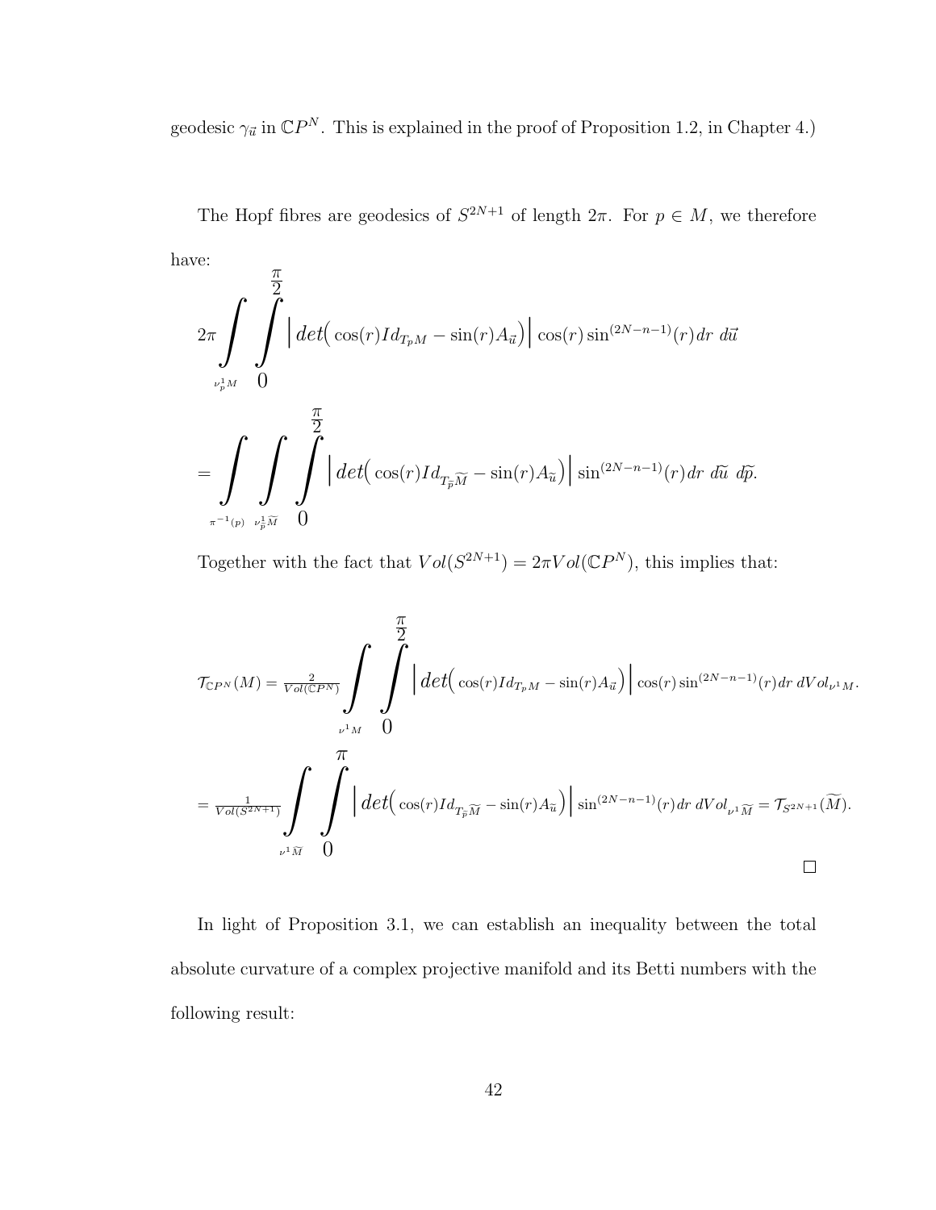geodesic $\gamma_{\vec{u}}$ in $\mathbb{C}P^N$. This is explained in the proof of Proposition 1.2, in Chapter 4.)

The Hopf fibres are geodesics of $S^{2N+1}$ of length $2\pi$. For $p \in M$, we therefore have:

$$2\pi \int_{\nu_p^1 M} \int_0^{\frac{\pi}{2}} \Big| det\Big( \cos(r) Id_{T_pM} - \sin(r) A_{\vec{u}} \Big) \Big| \cos(r) \sin^{(2N-n-1)}(r) dr \; d\vec{u}$$

$$= \int_{\pi^{-1}(p)} \int_{\nu_{\widetilde{p}}^1 \widetilde{M}} \int_0^{\frac{\pi}{2}} \Big| det\Big( \cos(r) Id_{T_{\widetilde{p}}\widetilde{M}} - \sin(r) A_{\widetilde{u}} \Big) \Big| \sin^{(2N-n-1)}(r) dr \; d\widetilde{u} \; d\widetilde{p}.$$

Together with the fact that $Vol(S^{2N+1}) = 2\pi Vol(\mathbb{C}P^N)$, this implies that:

$$\mathcal{T}_{\mathbb{C}P^N}(M) = \frac{2}{Vol(\mathbb{C}P^N)} \int_{\nu^1 M} \int_0^{\frac{\pi}{2}} \Big| det\Big( \cos(r) Id_{T_pM} - \sin(r) A_{\vec{u}} \Big) \Big| \cos(r) \sin^{(2N-n-1)}(r) dr \; dVol_{\nu^1 M}.$$

$$= \frac{1}{Vol(S^{2N+1})} \int_{\nu^1 \widetilde{M}} \int_0^{\pi} \Big| det\Big( \cos(r) Id_{T_{\widetilde{p}}\widetilde{M}} - \sin(r) A_{\widetilde{u}} \Big) \Big| \sin^{(2N-n-1)}(r) dr \; dVol_{\nu^1 \widetilde{M}} = \mathcal{T}_{S^{2N+1}}(\widetilde{M}).$$

□

In light of Proposition 3.1, we can establish an inequality between the total absolute curvature of a complex projective manifold and its Betti numbers with the following result: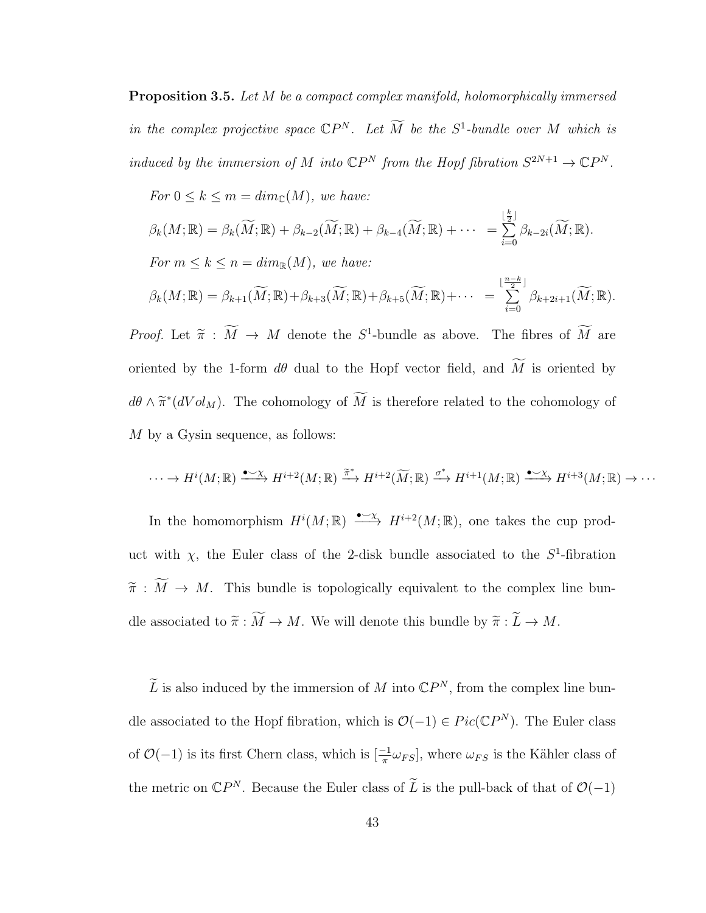**Proposition 3.5.** *Let $M$ be a compact complex manifold, holomorphically immersed in the complex projective space $\mathbb{C}P^N$. Let $\widetilde{M}$ be the $S^1$-bundle over $M$ which is induced by the immersion of $M$ into $\mathbb{C}P^N$ from the Hopf fibration $S^{2N+1} \to \mathbb{C}P^N$.*

*For $0 \leq k \leq m = dim_{\mathbb{C}}(M)$, we have:*

$$\beta_k(M;\mathbb{R}) = \beta_k(\widetilde{M};\mathbb{R}) + \beta_{k-2}(\widetilde{M};\mathbb{R}) + \beta_{k-4}(\widetilde{M};\mathbb{R}) + \cdots = \sum_{i=0}^{\lfloor \frac{k}{2} \rfloor} \beta_{k-2i}(\widetilde{M};\mathbb{R}).$$

*For $m \leq k \leq n = dim_{\mathbb{R}}(M)$, we have:*

$$\beta_k(M;\mathbb{R}) = \beta_{k+1}(\widetilde{M};\mathbb{R}) + \beta_{k+3}(\widetilde{M};\mathbb{R}) + \beta_{k+5}(\widetilde{M};\mathbb{R}) + \cdots = \sum_{i=0}^{\lfloor \frac{n-k}{2} \rfloor} \beta_{k+2i+1}(\widetilde{M};\mathbb{R}).$$

*Proof.* Let $\widetilde{\pi} : \widetilde{M} \to M$ denote the $S^1$-bundle as above. The fibres of $\widetilde{M}$ are oriented by the 1-form $d\theta$ dual to the Hopf vector field, and $\widetilde{M}$ is oriented by $d\theta \wedge \widetilde{\pi}^*(dVol_M)$. The cohomology of $\widetilde{M}$ is therefore related to the cohomology of $M$ by a Gysin sequence, as follows:

$$\cdots \to H^i(M;\mathbb{R}) \xrightarrow{\bullet\smile\chi} H^{i+2}(M;\mathbb{R}) \xrightarrow{\widetilde{\pi}^*} H^{i+2}(\widetilde{M};\mathbb{R}) \xrightarrow{\sigma^*} H^{i+1}(M;\mathbb{R}) \xrightarrow{\bullet\smile\chi} H^{i+3}(M;\mathbb{R}) \to \cdots$$

In the homomorphism $H^i(M;\mathbb{R}) \xrightarrow{\bullet\smile\chi} H^{i+2}(M;\mathbb{R})$, one takes the cup product with $\chi$, the Euler class of the 2-disk bundle associated to the $S^1$-fibration $\widetilde{\pi} : \widetilde{M} \to M$. This bundle is topologically equivalent to the complex line bundle associated to $\widetilde{\pi} : \widetilde{M} \to M$. We will denote this bundle by $\widetilde{\pi} : \widetilde{L} \to M$.

$\widetilde{L}$ is also induced by the immersion of $M$ into $\mathbb{C}P^N$, from the complex line bundle associated to the Hopf fibration, which is $\mathcal{O}(-1) \in Pic(\mathbb{C}P^N)$. The Euler class of $\mathcal{O}(-1)$ is its first Chern class, which is $[\frac{-1}{\pi}\omega_{FS}]$, where $\omega_{FS}$ is the Kähler class of the metric on $\mathbb{C}P^N$. Because the Euler class of $\widetilde{L}$ is the pull-back of that of $\mathcal{O}(-1)$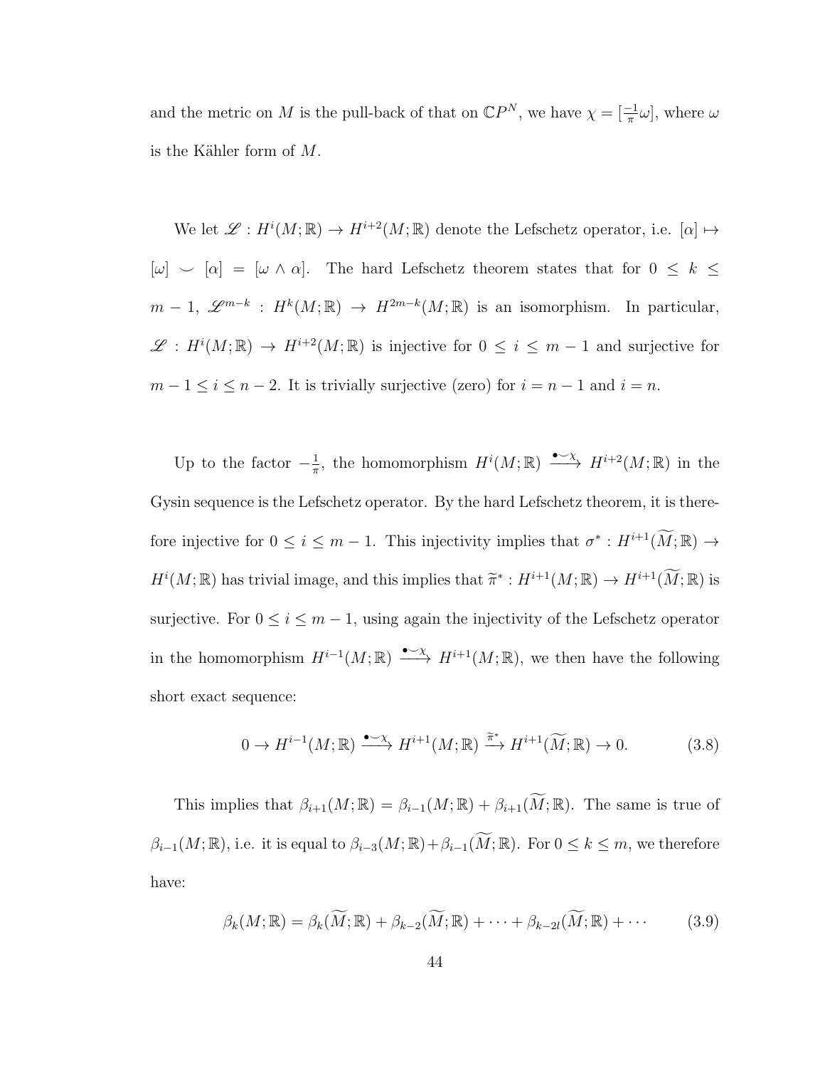and the metric on $M$ is the pull-back of that on $\mathbb{C}P^N$, we have $\chi = [\frac{-1}{\pi}\omega]$, where $\omega$ is the Kähler form of $M$.

We let $\mathscr{L} : H^i(M;\mathbb{R}) \to H^{i+2}(M;\mathbb{R})$ denote the Lefschetz operator, i.e. $[\alpha] \mapsto [\omega] \smile [\alpha] = [\omega \wedge \alpha]$. The hard Lefschetz theorem states that for $0 \leq k \leq m-1$, $\mathscr{L}^{m-k} : H^k(M;\mathbb{R}) \to H^{2m-k}(M;\mathbb{R})$ is an isomorphism. In particular, $\mathscr{L} : H^i(M;\mathbb{R}) \to H^{i+2}(M;\mathbb{R})$ is injective for $0 \leq i \leq m-1$ and surjective for $m-1 \leq i \leq n-2$. It is trivially surjective (zero) for $i = n-1$ and $i = n$.

Up to the factor $-\frac{1}{\pi}$, the homomorphism $H^i(M;\mathbb{R}) \xrightarrow{\bullet\smile\chi} H^{i+2}(M;\mathbb{R})$ in the Gysin sequence is the Lefschetz operator. By the hard Lefschetz theorem, it is therefore injective for $0 \leq i \leq m-1$. This injectivity implies that $\sigma^* : H^{i+1}(\widetilde{M};\mathbb{R}) \to H^i(M;\mathbb{R})$ has trivial image, and this implies that $\widetilde{\pi}^* : H^{i+1}(M;\mathbb{R}) \to H^{i+1}(\widetilde{M};\mathbb{R})$ is surjective. For $0 \leq i \leq m-1$, using again the injectivity of the Lefschetz operator in the homomorphism $H^{i-1}(M;\mathbb{R}) \xrightarrow{\bullet\smile\chi} H^{i+1}(M;\mathbb{R})$, we then have the following short exact sequence:

$$0 \to H^{i-1}(M;\mathbb{R}) \xrightarrow{\bullet\smile\chi} H^{i+1}(M;\mathbb{R}) \xrightarrow{\widetilde{\pi}^*} H^{i+1}(\widetilde{M};\mathbb{R}) \to 0. \tag{3.8}$$

This implies that $\beta_{i+1}(M;\mathbb{R}) = \beta_{i-1}(M;\mathbb{R}) + \beta_{i+1}(\widetilde{M};\mathbb{R})$. The same is true of $\beta_{i-1}(M;\mathbb{R})$, i.e. it is equal to $\beta_{i-3}(M;\mathbb{R}) + \beta_{i-1}(\widetilde{M};\mathbb{R})$. For $0 \leq k \leq m$, we therefore have:

$$\beta_k(M;\mathbb{R}) = \beta_k(\widetilde{M};\mathbb{R}) + \beta_{k-2}(\widetilde{M};\mathbb{R}) + \cdots + \beta_{k-2l}(\widetilde{M};\mathbb{R}) + \cdots \tag{3.9}$$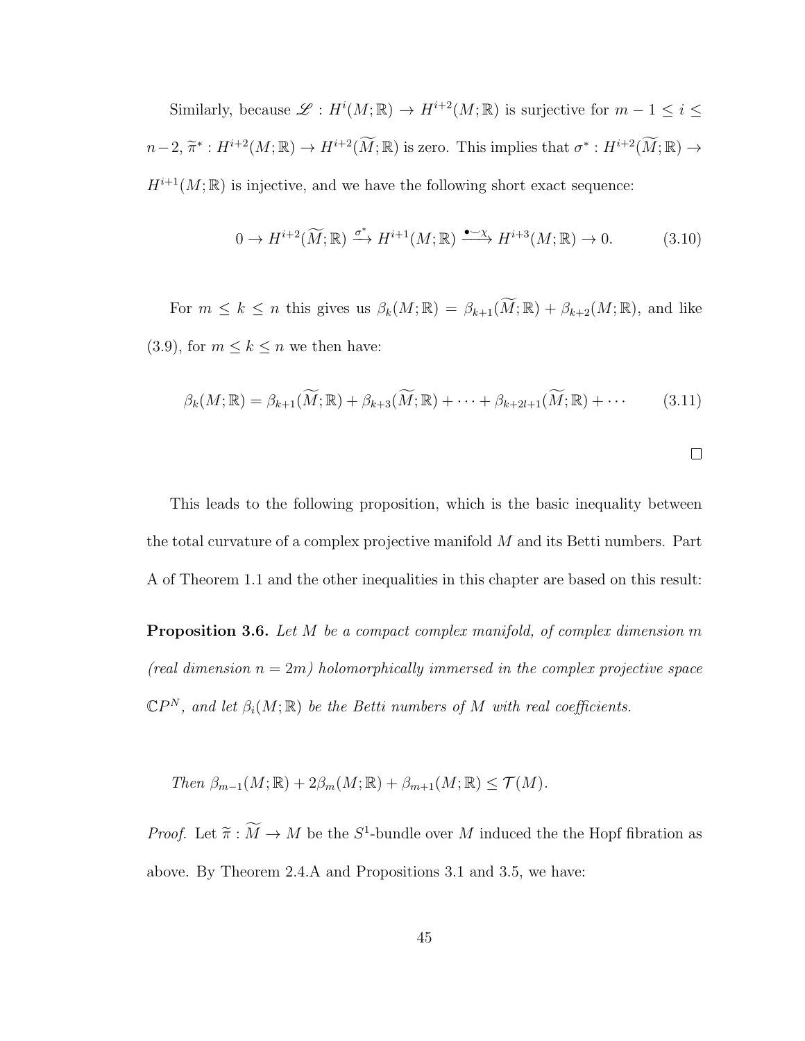Similarly, because $\mathscr{L} : H^i(M;\mathbb{R}) \to H^{i+2}(M;\mathbb{R})$ is surjective for $m-1 \leq i \leq n-2$, $\widetilde{\pi}^* : H^{i+2}(M;\mathbb{R}) \to H^{i+2}(\widetilde{M};\mathbb{R})$ is zero. This implies that $\sigma^* : H^{i+2}(\widetilde{M};\mathbb{R}) \to H^{i+1}(M;\mathbb{R})$ is injective, and we have the following short exact sequence:

$$0 \to H^{i+2}(\widetilde{M};\mathbb{R}) \xrightarrow{\sigma^*} H^{i+1}(M;\mathbb{R}) \xrightarrow{\bullet\smile\chi} H^{i+3}(M;\mathbb{R}) \to 0. \tag{3.10}$$

For $m \leq k \leq n$ this gives us $\beta_k(M;\mathbb{R}) = \beta_{k+1}(\widetilde{M};\mathbb{R}) + \beta_{k+2}(M;\mathbb{R})$, and like (3.9), for $m \leq k \leq n$ we then have:

$$\beta_k(M;\mathbb{R}) = \beta_{k+1}(\widetilde{M};\mathbb{R}) + \beta_{k+3}(\widetilde{M};\mathbb{R}) + \cdots + \beta_{k+2l+1}(\widetilde{M};\mathbb{R}) + \cdots \tag{3.11}$$

□

This leads to the following proposition, which is the basic inequality between the total curvature of a complex projective manifold $M$ and its Betti numbers. Part A of Theorem 1.1 and the other inequalities in this chapter are based on this result:

**Proposition 3.6.** *Let $M$ be a compact complex manifold, of complex dimension $m$ (real dimension $n = 2m$) holomorphically immersed in the complex projective space $\mathbb{C}P^N$, and let $\beta_i(M;\mathbb{R})$ be the Betti numbers of $M$ with real coefficients.*

*Then $\beta_{m-1}(M;\mathbb{R}) + 2\beta_m(M;\mathbb{R}) + \beta_{m+1}(M;\mathbb{R}) \leq \mathcal{T}(M)$.*

*Proof.* Let $\widetilde{\pi} : \widetilde{M} \to M$ be the $S^1$-bundle over $M$ induced the the Hopf fibration as above. By Theorem 2.4.A and Propositions 3.1 and 3.5, we have: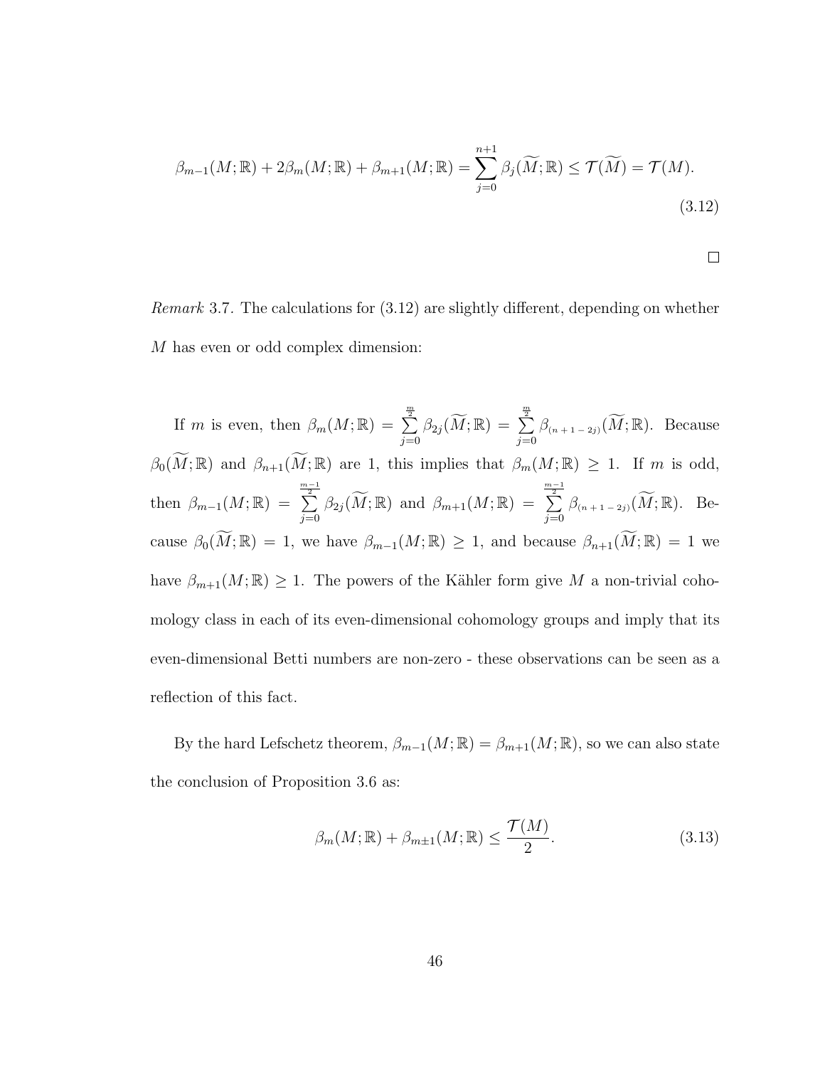$$\beta_{m-1}(M;\mathbb{R}) + 2\beta_m(M;\mathbb{R}) + \beta_{m+1}(M;\mathbb{R}) = \sum_{j=0}^{n+1} \beta_j(\widetilde{M};\mathbb{R}) \leq \mathcal{T}(\widetilde{M}) = \mathcal{T}(M). \tag{3.12}$$

□

*Remark* 3.7. The calculations for (3.12) are slightly different, depending on whether $M$ has even or odd complex dimension:

If $m$ is even, then $\beta_m(M;\mathbb{R}) = \sum_{j=0}^{\frac{m}{2}} \beta_{2j}(\widetilde{M};\mathbb{R}) = \sum_{j=0}^{\frac{m}{2}} \beta_{(n+1-2j)}(\widetilde{M};\mathbb{R})$. Because $\beta_0(\widetilde{M};\mathbb{R})$ and $\beta_{n+1}(\widetilde{M};\mathbb{R})$ are 1, this implies that $\beta_m(M;\mathbb{R}) \geq 1$. If $m$ is odd, then $\beta_{m-1}(M;\mathbb{R}) = \sum_{j=0}^{\frac{m-1}{2}} \beta_{2j}(\widetilde{M};\mathbb{R})$ and $\beta_{m+1}(M;\mathbb{R}) = \sum_{j=0}^{\frac{m-1}{2}} \beta_{(n+1-2j)}(\widetilde{M};\mathbb{R})$. Because $\beta_0(\widetilde{M};\mathbb{R}) = 1$, we have $\beta_{m-1}(M;\mathbb{R}) \geq 1$, and because $\beta_{n+1}(\widetilde{M};\mathbb{R}) = 1$ we have $\beta_{m+1}(M;\mathbb{R}) \geq 1$. The powers of the Kähler form give $M$ a non-trivial cohomology class in each of its even-dimensional cohomology groups and imply that its even-dimensional Betti numbers are non-zero - these observations can be seen as a reflection of this fact.

By the hard Lefschetz theorem, $\beta_{m-1}(M;\mathbb{R}) = \beta_{m+1}(M;\mathbb{R})$, so we can also state the conclusion of Proposition 3.6 as:

$$\beta_m(M;\mathbb{R}) + \beta_{m\pm1}(M;\mathbb{R}) \leq \frac{\mathcal{T}(M)}{2}. \tag{3.13}$$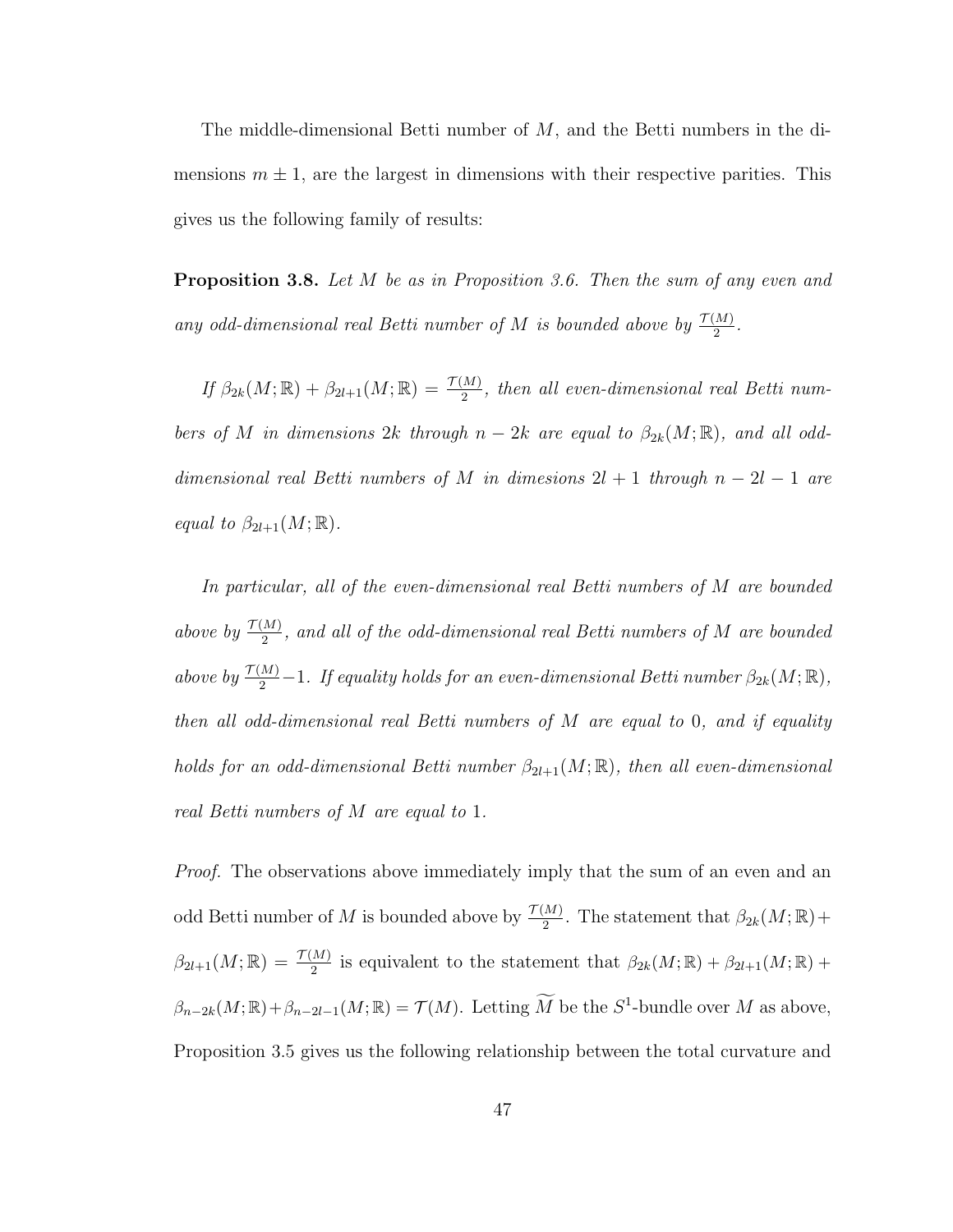The middle-dimensional Betti number of $M$, and the Betti numbers in the dimensions $m \pm 1$, are the largest in dimensions with their respective parities. This gives us the following family of results:

**Proposition 3.8.** *Let $M$ be as in Proposition 3.6. Then the sum of any even and any odd-dimensional real Betti number of $M$ is bounded above by $\frac{\mathcal{T}(M)}{2}$.*

*If $\beta_{2k}(M;\mathbb{R}) + \beta_{2l+1}(M;\mathbb{R}) = \frac{\mathcal{T}(M)}{2}$, then all even-dimensional real Betti numbers of $M$ in dimensions $2k$ through $n-2k$ are equal to $\beta_{2k}(M;\mathbb{R})$, and all odd-dimensional real Betti numbers of $M$ in dimesions $2l+1$ through $n-2l-1$ are equal to $\beta_{2l+1}(M;\mathbb{R})$.*

*In particular, all of the even-dimensional real Betti numbers of $M$ are bounded above by $\frac{\mathcal{T}(M)}{2}$, and all of the odd-dimensional real Betti numbers of $M$ are bounded above by $\frac{\mathcal{T}(M)}{2}-1$. If equality holds for an even-dimensional Betti number $\beta_{2k}(M;\mathbb{R})$, then all odd-dimensional real Betti numbers of $M$ are equal to $0$, and if equality holds for an odd-dimensional Betti number $\beta_{2l+1}(M;\mathbb{R})$, then all even-dimensional real Betti numbers of $M$ are equal to $1$.*

*Proof.* The observations above immediately imply that the sum of an even and an odd Betti number of $M$ is bounded above by $\frac{\mathcal{T}(M)}{2}$. The statement that $\beta_{2k}(M;\mathbb{R}) + \beta_{2l+1}(M;\mathbb{R}) = \frac{\mathcal{T}(M)}{2}$ is equivalent to the statement that $\beta_{2k}(M;\mathbb{R}) + \beta_{2l+1}(M;\mathbb{R}) + \beta_{n-2k}(M;\mathbb{R}) + \beta_{n-2l-1}(M;\mathbb{R}) = \mathcal{T}(M)$. Letting $\widetilde{M}$ be the $S^1$-bundle over $M$ as above, Proposition 3.5 gives us the following relationship between the total curvature and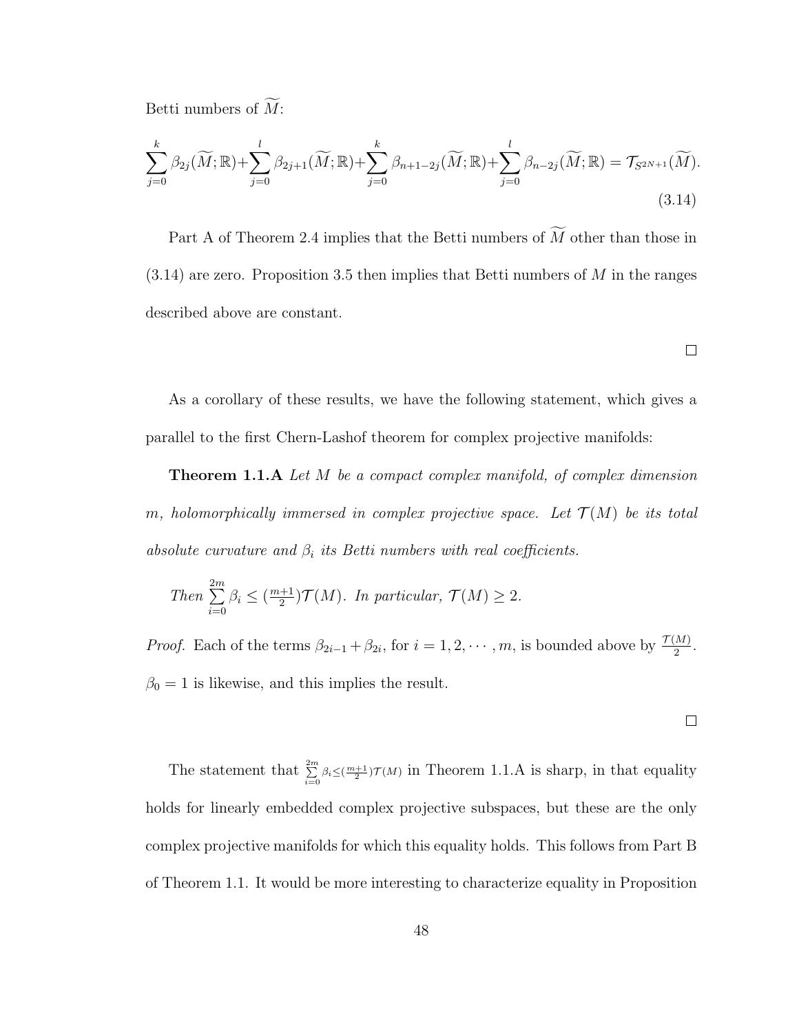Betti numbers of $\widetilde{M}$:

$$\sum_{j=0}^{k} \beta_{2j}(\widetilde{M};\mathbb{R}) + \sum_{j=0}^{l} \beta_{2j+1}(\widetilde{M};\mathbb{R}) + \sum_{j=0}^{k} \beta_{n+1-2j}(\widetilde{M};\mathbb{R}) + \sum_{j=0}^{l} \beta_{n-2j}(\widetilde{M};\mathbb{R}) = \mathcal{T}_{S^{2N+1}}(\widetilde{M}). \tag{3.14}$$

Part A of Theorem 2.4 implies that the Betti numbers of $\widetilde{M}$ other than those in (3.14) are zero. Proposition 3.5 then implies that Betti numbers of $M$ in the ranges described above are constant.

□

As a corollary of these results, we have the following statement, which gives a parallel to the first Chern-Lashof theorem for complex projective manifolds:

**Theorem 1.1.A** *Let $M$ be a compact complex manifold, of complex dimension $m$, holomorphically immersed in complex projective space. Let $\mathcal{T}(M)$ be its total absolute curvature and $\beta_i$ its Betti numbers with real coefficients.*

*Then $\sum_{i=0}^{2m} \beta_i \leq (\frac{m+1}{2})\mathcal{T}(M)$. In particular, $\mathcal{T}(M) \geq 2$.*

*Proof.* Each of the terms $\beta_{2i-1} + \beta_{2i}$, for $i = 1, 2, \cdots, m$, is bounded above by $\frac{\mathcal{T}(M)}{2}$. $\beta_0 = 1$ is likewise, and this implies the result.

□

The statement that $\sum_{i=0}^{2m} \beta_i \leq (\frac{m+1}{2})\mathcal{T}(M)$ in Theorem 1.1.A is sharp, in that equality holds for linearly embedded complex projective subspaces, but these are the only complex projective manifolds for which this equality holds. This follows from Part B of Theorem 1.1. It would be more interesting to characterize equality in Proposition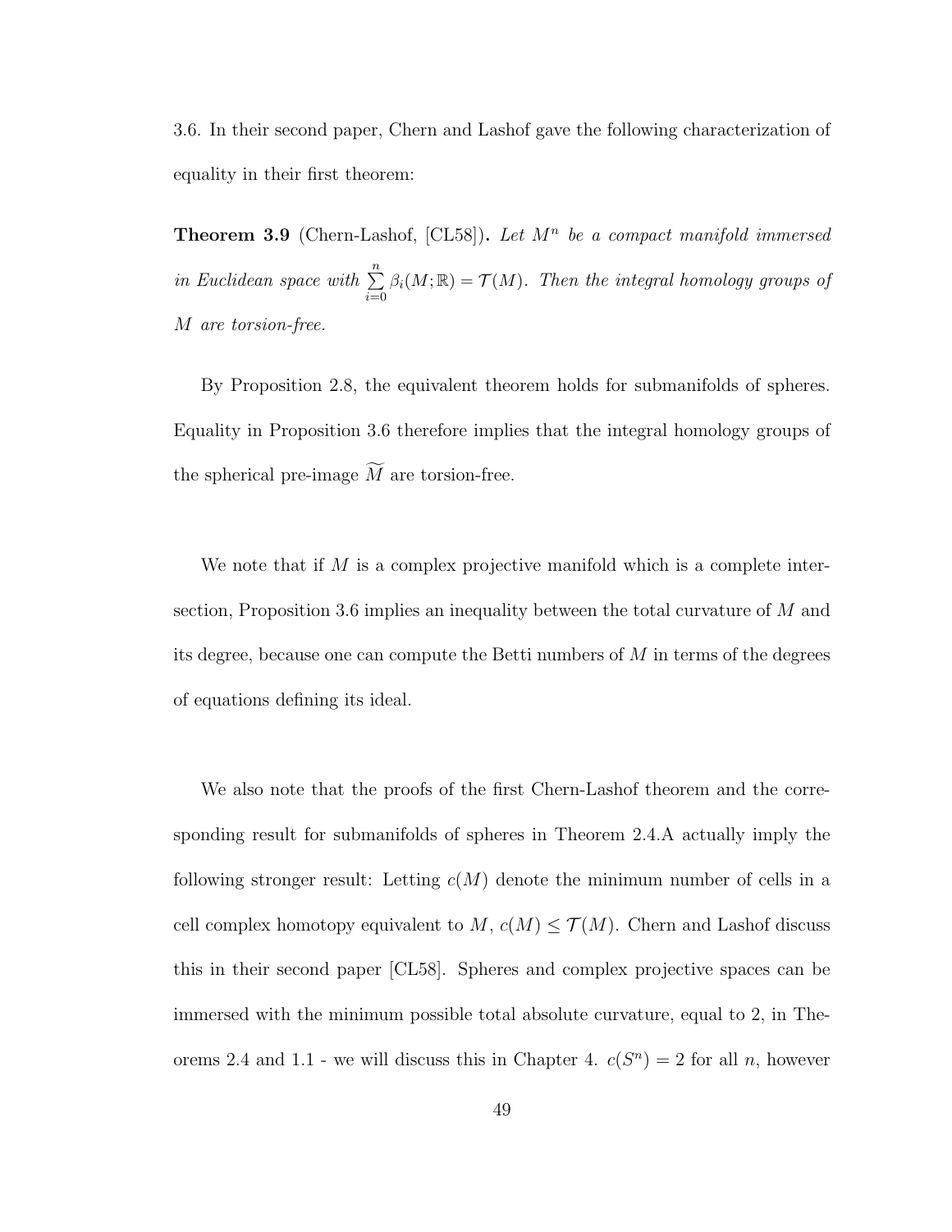3.6. In their second paper, Chern and Lashof gave the following characterization of equality in their first theorem:

**Theorem 3.9** (Chern-Lashof, [CL58])**.** *Let $M^n$ be a compact manifold immersed in Euclidean space with $\sum_{i=0}^{n} \beta_i(M;\mathbb{R}) = \mathcal{T}(M)$. Then the integral homology groups of $M$ are torsion-free.*

By Proposition 2.8, the equivalent theorem holds for submanifolds of spheres. Equality in Proposition 3.6 therefore implies that the integral homology groups of the spherical pre-image $\widetilde{M}$ are torsion-free.

We note that if $M$ is a complex projective manifold which is a complete intersection, Proposition 3.6 implies an inequality between the total curvature of $M$ and its degree, because one can compute the Betti numbers of $M$ in terms of the degrees of equations defining its ideal.

We also note that the proofs of the first Chern-Lashof theorem and the corresponding result for submanifolds of spheres in Theorem 2.4.A actually imply the following stronger result: Letting $c(M)$ denote the minimum number of cells in a cell complex homotopy equivalent to $M$, $c(M) \leq \mathcal{T}(M)$. Chern and Lashof discuss this in their second paper [CL58]. Spheres and complex projective spaces can be immersed with the minimum possible total absolute curvature, equal to 2, in Theorems 2.4 and 1.1 - we will discuss this in Chapter 4. $c(S^n) = 2$ for all $n$, however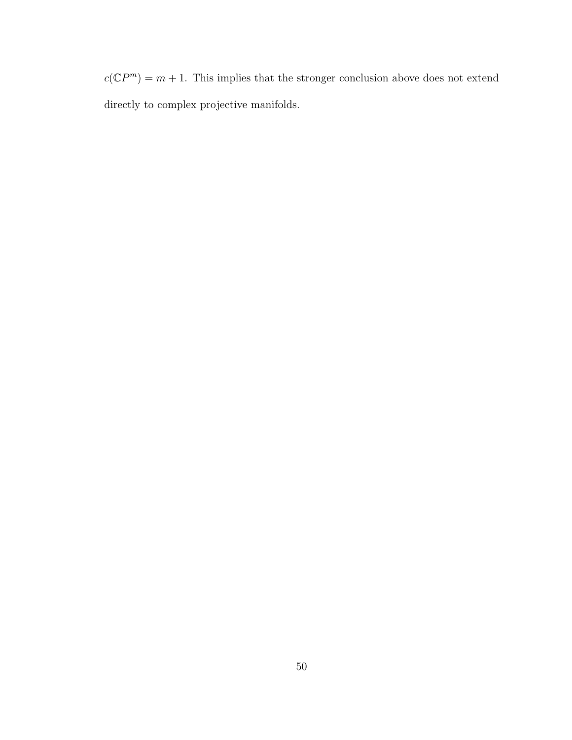$c(\mathbb{C}P^m) = m + 1$. This implies that the stronger conclusion above does not extend directly to complex projective manifolds.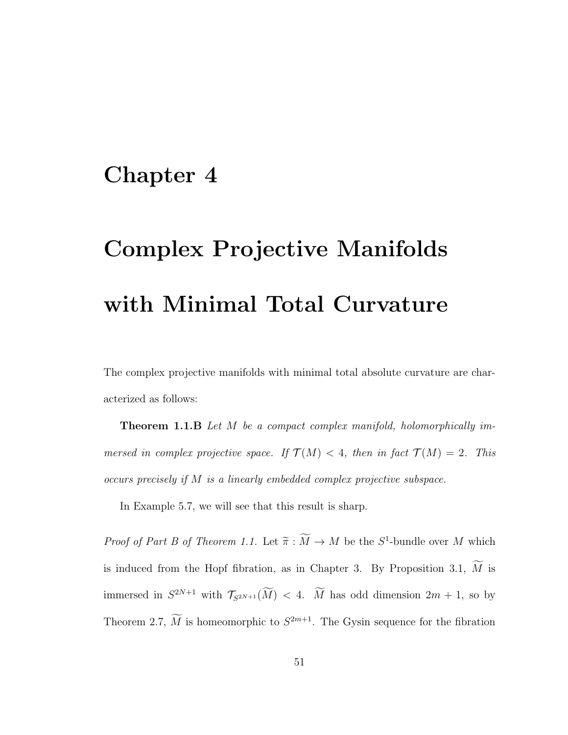# Chapter 4

# Complex Projective Manifolds with Minimal Total Curvature

The complex projective manifolds with minimal total absolute curvature are characterized as follows:

**Theorem 1.1.B** *Let $M$ be a compact complex manifold, holomorphically immersed in complex projective space. If $\mathcal{T}(M) < 4$, then in fact $\mathcal{T}(M) = 2$. This occurs precisely if $M$ is a linearly embedded complex projective subspace.*

In Example 5.7, we will see that this result is sharp.

*Proof of Part B of Theorem 1.1.* Let $\widetilde{\pi} : \widetilde{M} \to M$ be the $S^1$-bundle over $M$ which is induced from the Hopf fibration, as in Chapter 3. By Proposition 3.1, $\widetilde{M}$ is immersed in $S^{2N+1}$ with $\mathcal{T}_{S^{2N+1}}(\widetilde{M}) < 4$. $\widetilde{M}$ has odd dimension $2m+1$, so by Theorem 2.7, $\widetilde{M}$ is homeomorphic to $S^{2m+1}$. The Gysin sequence for the fibration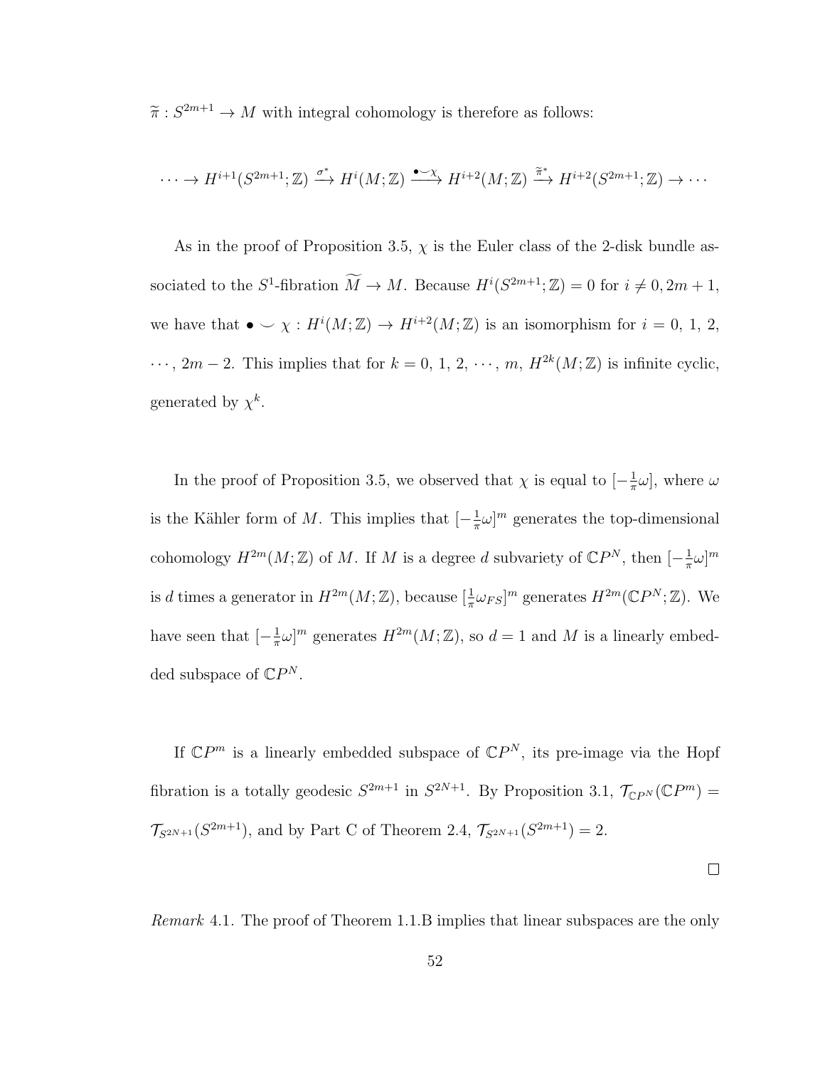$\widetilde{\pi} : S^{2m+1} \to M$ with integral cohomology is therefore as follows:

$$\cdots \to H^{i+1}(S^{2m+1};\mathbb{Z}) \xrightarrow{\sigma^*} H^i(M;\mathbb{Z}) \xrightarrow{\bullet\smile\chi} H^{i+2}(M;\mathbb{Z}) \xrightarrow{\widetilde{\pi}^*} H^{i+2}(S^{2m+1};\mathbb{Z}) \to \cdots$$

As in the proof of Proposition 3.5, $\chi$ is the Euler class of the 2-disk bundle associated to the $S^1$-fibration $\widetilde{M} \to M$. Because $H^i(S^{2m+1};\mathbb{Z}) = 0$ for $i \neq 0, 2m+1$, we have that $\bullet \smile \chi : H^i(M;\mathbb{Z}) \to H^{i+2}(M;\mathbb{Z})$ is an isomorphism for $i = 0, 1, 2, \cdots, 2m-2$. This implies that for $k = 0, 1, 2, \cdots, m$, $H^{2k}(M;\mathbb{Z})$ is infinite cyclic, generated by $\chi^k$.

In the proof of Proposition 3.5, we observed that $\chi$ is equal to $[-\frac{1}{\pi}\omega]$, where $\omega$ is the Kähler form of $M$. This implies that $[-\frac{1}{\pi}\omega]^m$ generates the top-dimensional cohomology $H^{2m}(M;\mathbb{Z})$ of $M$. If $M$ is a degree $d$ subvariety of $\mathbb{C}P^N$, then $[-\frac{1}{\pi}\omega]^m$ is $d$ times a generator in $H^{2m}(M;\mathbb{Z})$, because $[\frac{1}{\pi}\omega_{FS}]^m$ generates $H^{2m}(\mathbb{C}P^N;\mathbb{Z})$. We have seen that $[-\frac{1}{\pi}\omega]^m$ generates $H^{2m}(M;\mathbb{Z})$, so $d = 1$ and $M$ is a linearly embedded subspace of $\mathbb{C}P^N$.

If $\mathbb{C}P^m$ is a linearly embedded subspace of $\mathbb{C}P^N$, its pre-image via the Hopf fibration is a totally geodesic $S^{2m+1}$ in $S^{2N+1}$. By Proposition 3.1, $\mathcal{T}_{\mathbb{C}P^N}(\mathbb{C}P^m) = \mathcal{T}_{S^{2N+1}}(S^{2m+1})$, and by Part C of Theorem 2.4, $\mathcal{T}_{S^{2N+1}}(S^{2m+1}) = 2$.

□

*Remark* 4.1. The proof of Theorem 1.1.B implies that linear subspaces are the only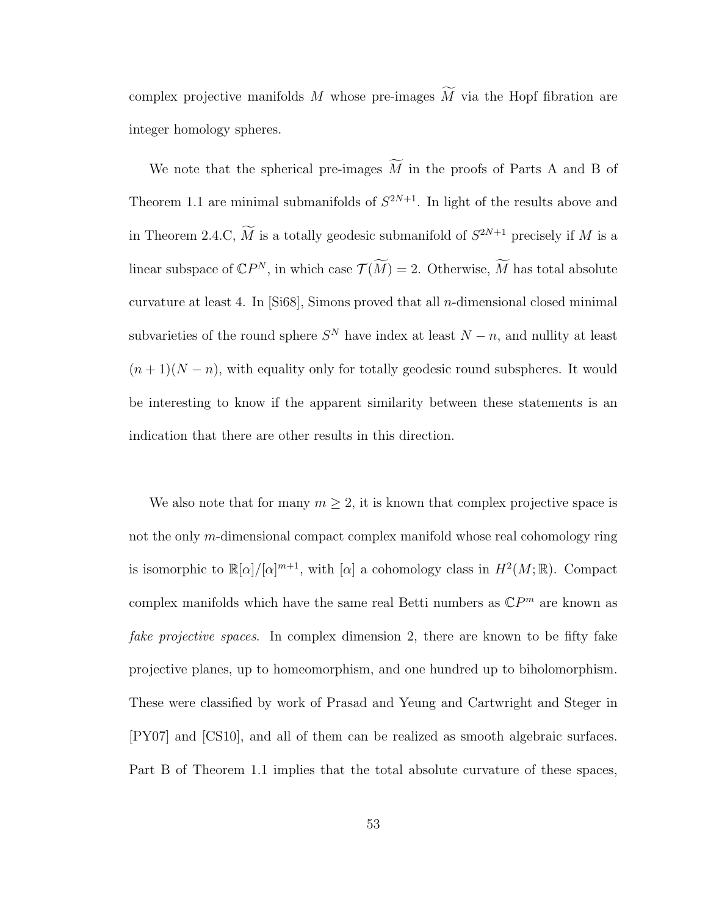complex projective manifolds $M$ whose pre-images $\widetilde{M}$ via the Hopf fibration are integer homology spheres.

We note that the spherical pre-images $\widetilde{M}$ in the proofs of Parts A and B of Theorem 1.1 are minimal submanifolds of $S^{2N+1}$. In light of the results above and in Theorem 2.4.C, $\widetilde{M}$ is a totally geodesic submanifold of $S^{2N+1}$ precisely if $M$ is a linear subspace of $\mathbb{C}P^N$, in which case $\mathcal{T}(\widetilde{M}) = 2$. Otherwise, $\widetilde{M}$ has total absolute curvature at least 4. In [Si68], Simons proved that all $n$-dimensional closed minimal subvarieties of the round sphere $S^N$ have index at least $N - n$, and nullity at least $(n+1)(N-n)$, with equality only for totally geodesic round subspheres. It would be interesting to know if the apparent similarity between these statements is an indication that there are other results in this direction.

We also note that for many $m \geq 2$, it is known that complex projective space is not the only $m$-dimensional compact complex manifold whose real cohomology ring is isomorphic to $\mathbb{R}[\alpha]/[\alpha]^{m+1}$, with $[\alpha]$ a cohomology class in $H^2(M; \mathbb{R})$. Compact complex manifolds which have the same real Betti numbers as $\mathbb{C}P^m$ are known as *fake projective spaces*. In complex dimension 2, there are known to be fifty fake projective planes, up to homeomorphism, and one hundred up to biholomorphism. These were classified by work of Prasad and Yeung and Cartwright and Steger in [PY07] and [CS10], and all of them can be realized as smooth algebraic surfaces. Part B of Theorem 1.1 implies that the total absolute curvature of these spaces,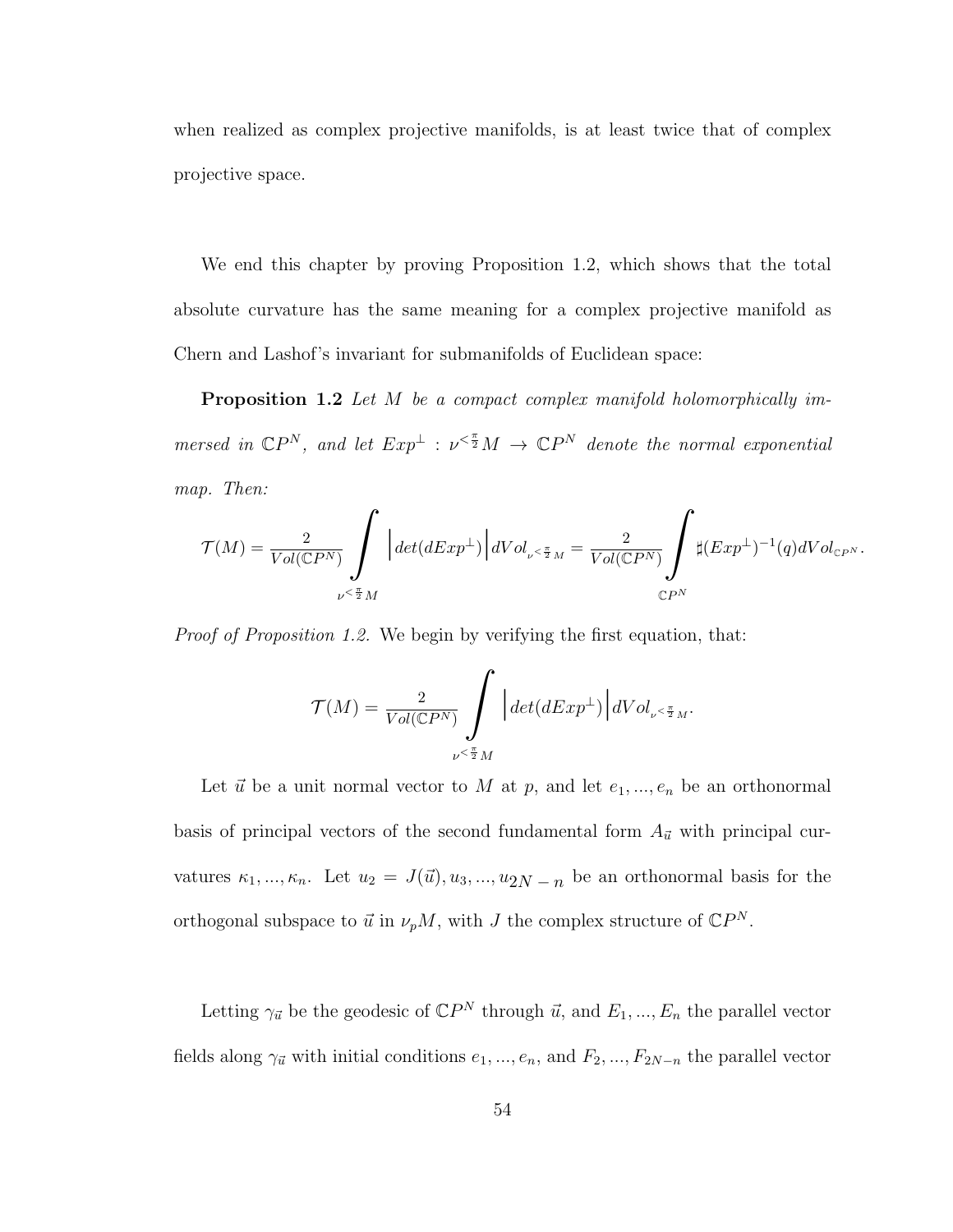when realized as complex projective manifolds, is at least twice that of complex projective space.

We end this chapter by proving Proposition 1.2, which shows that the total absolute curvature has the same meaning for a complex projective manifold as Chern and Lashof's invariant for submanifolds of Euclidean space:

**Proposition 1.2** *Let $M$ be a compact complex manifold holomorphically immersed in $\mathbb{C}P^N$, and let $Exp^{\perp} : \nu^{<\frac{\pi}{2}}M \to \mathbb{C}P^N$ denote the normal exponential map. Then:*

$$\mathcal{T}(M) = \frac{2}{Vol(\mathbb{C}P^N)} \int\limits_{\nu^{<\frac{\pi}{2}}M} \Big| det(dExp^{\perp}) \Big| dVol_{\nu^{<\frac{\pi}{2}}M} = \frac{2}{Vol(\mathbb{C}P^N)} \int\limits_{\mathbb{C}P^N} \sharp (Exp^{\perp})^{-1}(q) dVol_{\mathbb{C}P^N}.$$

*Proof of Proposition 1.2.* We begin by verifying the first equation, that:

$$\mathcal{T}(M) = \frac{2}{Vol(\mathbb{C}P^N)} \int\limits_{\nu^{<\frac{\pi}{2}}M} \Big| det(dExp^{\perp}) \Big| dVol_{\nu^{<\frac{\pi}{2}}M}.$$

Let $\vec{u}$ be a unit normal vector to $M$ at $p$, and let $e_1, ..., e_n$ be an orthonormal basis of principal vectors of the second fundamental form $A_{\vec{u}}$ with principal curvatures $\kappa_1, ..., \kappa_n$. Let $u_2 = J(\vec{u}), u_3, ..., u_{2N-n}$ be an orthonormal basis for the orthogonal subspace to $\vec{u}$ in $\nu_p M$, with $J$ the complex structure of $\mathbb{C}P^N$.

Letting $\gamma_{\vec{u}}$ be the geodesic of $\mathbb{C}P^N$ through $\vec{u}$, and $E_1, ..., E_n$ the parallel vector fields along $\gamma_{\vec{u}}$ with initial conditions $e_1, ..., e_n$, and $F_2, ..., F_{2N-n}$ the parallel vector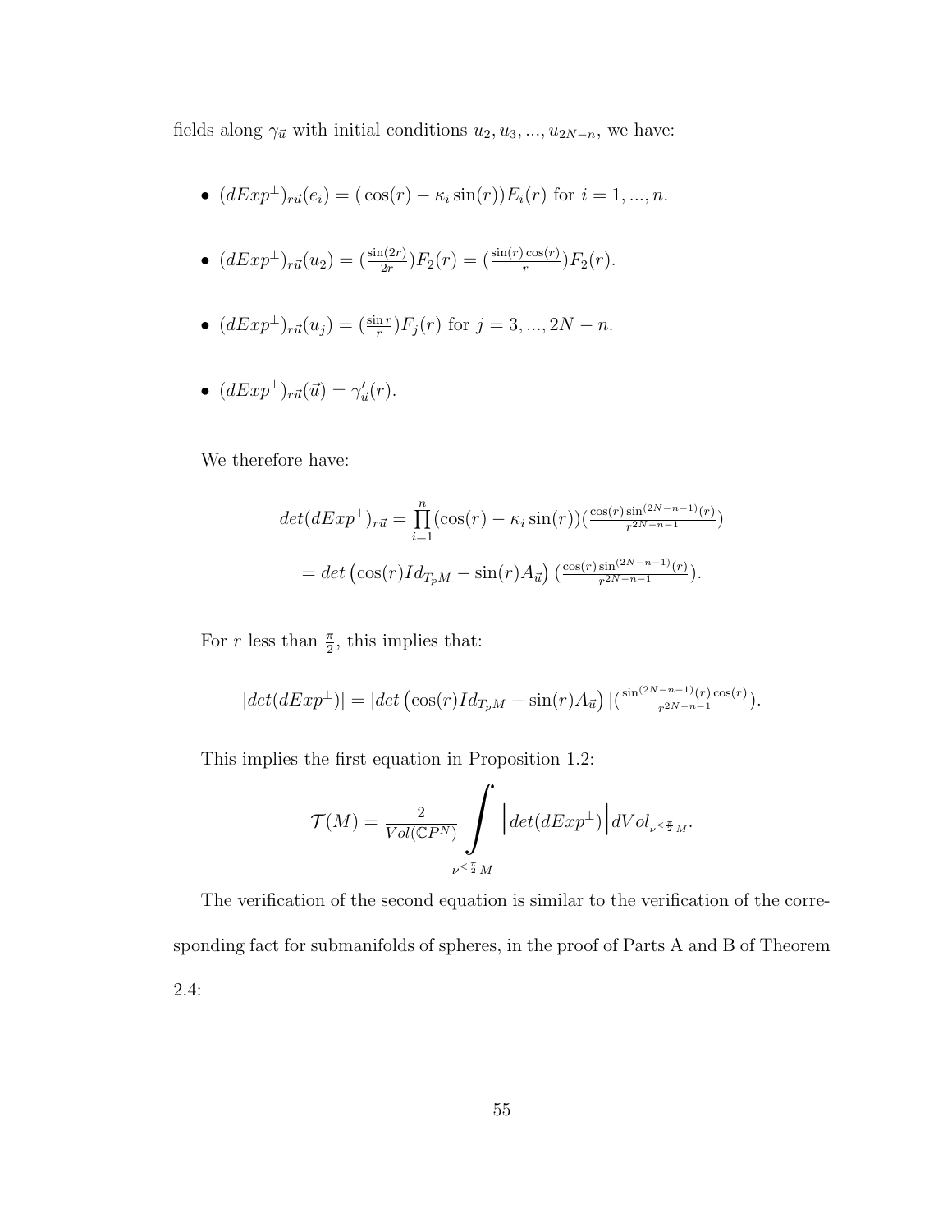fields along $\gamma_{\vec{u}}$ with initial conditions $u_2, u_3, ..., u_{2N-n}$, we have:

- $(dExp^{\perp})_{r\vec{u}}(e_i) = \big(\cos(r) - \kappa_i \sin(r)\big)E_i(r)$ for $i = 1, ..., n$.
- $(dExp^{\perp})_{r\vec{u}}(u_2) = (\frac{\sin(2r)}{2r})F_2(r) = (\frac{\sin(r)\cos(r)}{r})F_2(r)$.
- $(dExp^{\perp})_{r\vec{u}}(u_j) = (\frac{\sin r}{r})F_j(r)$ for $j = 3, ..., 2N-n$.
- $(dExp^{\perp})_{r\vec{u}}(\vec{u}) = \gamma'_{\vec{u}}(r)$.

We therefore have:

$$det(dExp^{\perp})_{r\vec{u}} = \prod_{i=1}^{n}(\cos(r) - \kappa_i \sin(r))(\tfrac{\cos(r)\sin^{(2N-n-1)}(r)}{r^{2N-n-1}})$$

$$= det\left(\cos(r)Id_{T_pM} - \sin(r)A_{\vec{u}}\right)(\tfrac{\cos(r)\sin^{(2N-n-1)}(r)}{r^{2N-n-1}}).$$

For $r$ less than $\frac{\pi}{2}$, this implies that:

$$|det(dExp^{\perp})| = |det\left(\cos(r)Id_{T_pM} - \sin(r)A_{\vec{u}}\right)|(\tfrac{\sin^{(2N-n-1)}(r)\cos(r)}{r^{2N-n-1}}).$$

This implies the first equation in Proposition 1.2:

$$\mathcal{T}(M) = \frac{2}{Vol(\mathbb{C}P^N)} \int\limits_{\nu^{<\frac{\pi}{2}}M} \Big|det(dExp^{\perp})\Big| dVol_{\nu^{<\frac{\pi}{2}}M}.$$

The verification of the second equation is similar to the verification of the corresponding fact for submanifolds of spheres, in the proof of Parts A and B of Theorem 2.4: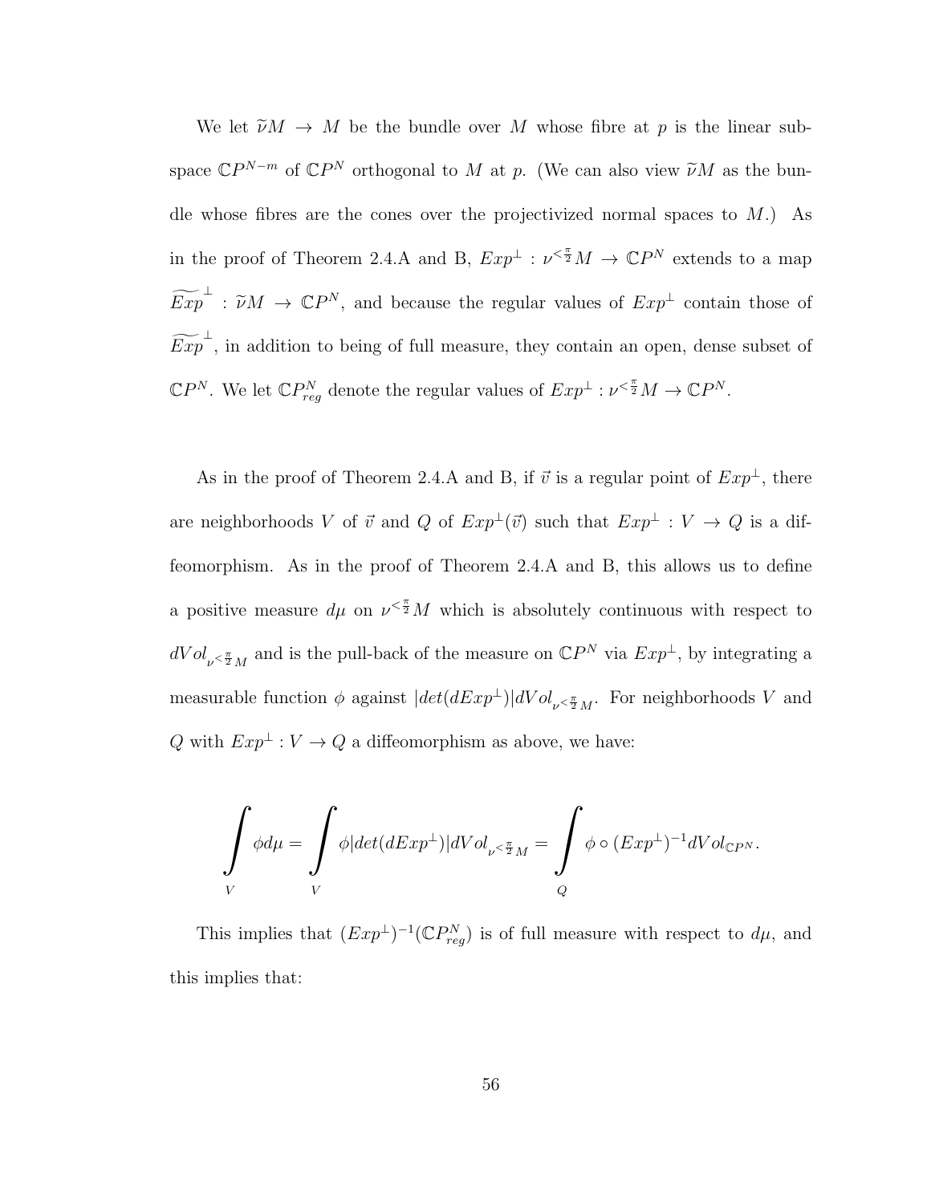We let $\widetilde{\nu}M \to M$ be the bundle over $M$ whose fibre at $p$ is the linear subspace $\mathbb{C}P^{N-m}$ of $\mathbb{C}P^N$ orthogonal to $M$ at $p$. (We can also view $\widetilde{\nu}M$ as the bundle whose fibres are the cones over the projectivized normal spaces to $M$.) As in the proof of Theorem 2.4.A and B, $Exp^\perp : \nu^{<\frac{\pi}{2}}M \to \mathbb{C}P^N$ extends to a map $\widetilde{Exp}^\perp : \widetilde{\nu}M \to \mathbb{C}P^N$, and because the regular values of $Exp^\perp$ contain those of $\widetilde{Exp}^\perp$, in addition to being of full measure, they contain an open, dense subset of $\mathbb{C}P^N$. We let $\mathbb{C}P^N_{reg}$ denote the regular values of $Exp^\perp : \nu^{<\frac{\pi}{2}}M \to \mathbb{C}P^N$.

As in the proof of Theorem 2.4.A and B, if $\vec{v}$ is a regular point of $Exp^\perp$, there are neighborhoods $V$ of $\vec{v}$ and $Q$ of $Exp^\perp(\vec{v})$ such that $Exp^\perp : V \to Q$ is a diffeomorphism. As in the proof of Theorem 2.4.A and B, this allows us to define a positive measure $d\mu$ on $\nu^{<\frac{\pi}{2}}M$ which is absolutely continuous with respect to $dVol_{\nu^{<\frac{\pi}{2}}M}$ and is the pull-back of the measure on $\mathbb{C}P^N$ via $Exp^\perp$, by integrating a measurable function $\phi$ against $|det(dExp^\perp)|dVol_{\nu^{<\frac{\pi}{2}}M}$. For neighborhoods $V$ and $Q$ with $Exp^\perp : V \to Q$ a diffeomorphism as above, we have:

$$\int_V \phi d\mu = \int_V \phi |det(dExp^\perp)| dVol_{\nu^{<\frac{\pi}{2}}M} = \int_Q \phi \circ (Exp^\perp)^{-1} dVol_{\mathbb{C}P^N}.$$

This implies that $(Exp^\perp)^{-1}(\mathbb{C}P^N_{reg})$ is of full measure with respect to $d\mu$, and this implies that: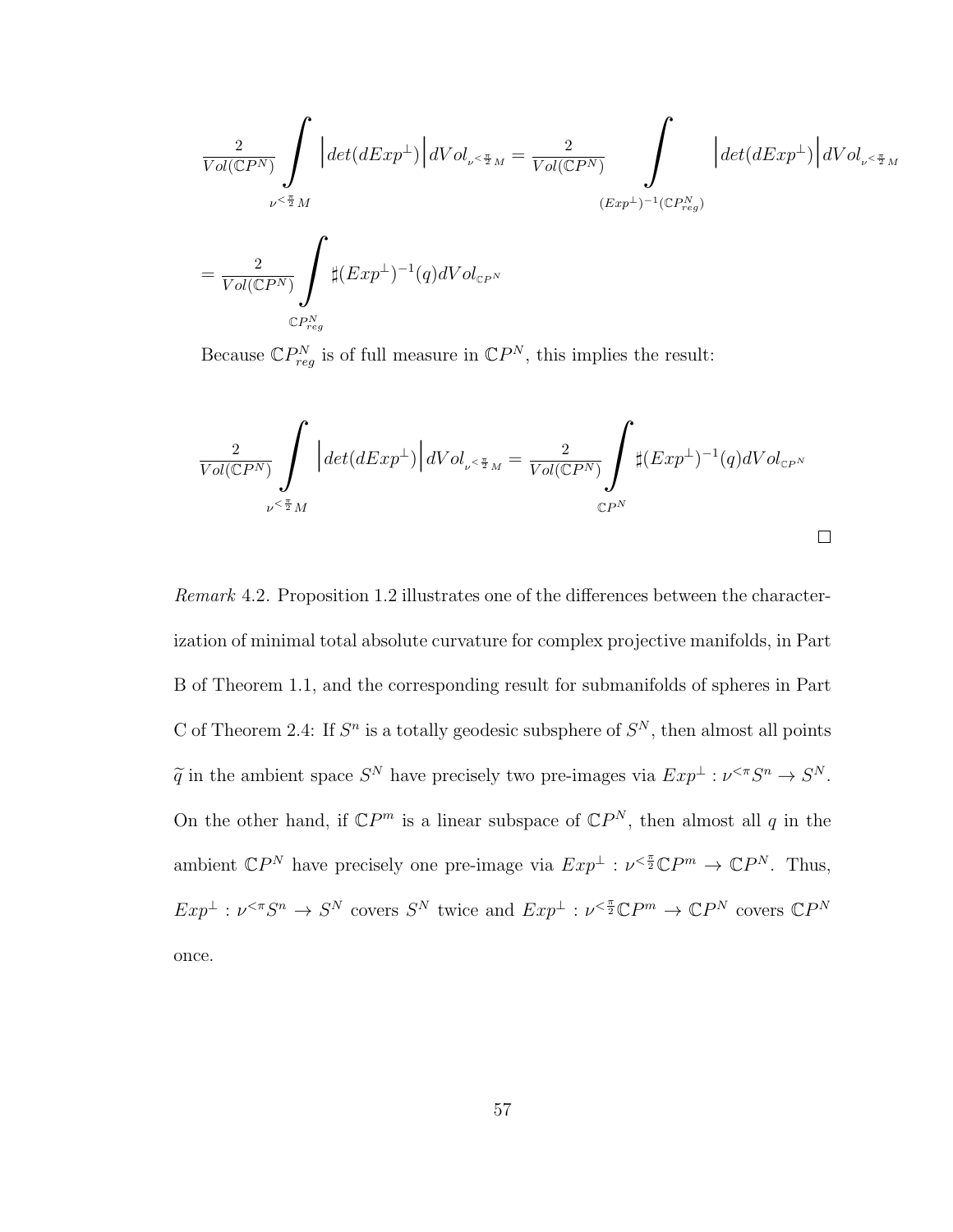$$\frac{2}{Vol(\mathbb{C}P^N)} \int\limits_{\nu^{<\frac{\pi}{2}}M} \Big| det(dExp^{\perp}) \Big| dVol_{\nu^{<\frac{\pi}{2}}M} = \frac{2}{Vol(\mathbb{C}P^N)} \int\limits_{(Exp^{\perp})^{-1}(\mathbb{C}P^N_{reg})} \Big| det(dExp^{\perp}) \Big| dVol_{\nu^{<\frac{\pi}{2}}M}$$

$$= \frac{2}{Vol(\mathbb{C}P^N)} \int\limits_{\mathbb{C}P^N_{reg}} \sharp (Exp^{\perp})^{-1}(q) dVol_{\mathbb{C}P^N}$$

Because $\mathbb{C}P^N_{reg}$ is of full measure in $\mathbb{C}P^N$, this implies the result:

$$\frac{2}{Vol(\mathbb{C}P^N)} \int\limits_{\nu^{<\frac{\pi}{2}}M} \Big| det(dExp^{\perp}) \Big| dVol_{\nu^{<\frac{\pi}{2}}M} = \frac{2}{Vol(\mathbb{C}P^N)} \int\limits_{\mathbb{C}P^N} \sharp (Exp^{\perp})^{-1}(q) dVol_{\mathbb{C}P^N}$$

□

*Remark* 4.2. Proposition 1.2 illustrates one of the differences between the characterization of minimal total absolute curvature for complex projective manifolds, in Part B of Theorem 1.1, and the corresponding result for submanifolds of spheres in Part C of Theorem 2.4: If $S^n$ is a totally geodesic subsphere of $S^N$, then almost all points $\widetilde{q}$ in the ambient space $S^N$ have precisely two pre-images via $Exp^{\perp} : \nu^{<\pi}S^n \to S^N$. On the other hand, if $\mathbb{C}P^m$ is a linear subspace of $\mathbb{C}P^N$, then almost all $q$ in the ambient $\mathbb{C}P^N$ have precisely one pre-image via $Exp^{\perp} : \nu^{<\frac{\pi}{2}}\mathbb{C}P^m \to \mathbb{C}P^N$. Thus, $Exp^{\perp} : \nu^{<\pi}S^n \to S^N$ covers $S^N$ twice and $Exp^{\perp} : \nu^{<\frac{\pi}{2}}\mathbb{C}P^m \to \mathbb{C}P^N$ covers $\mathbb{C}P^N$ once.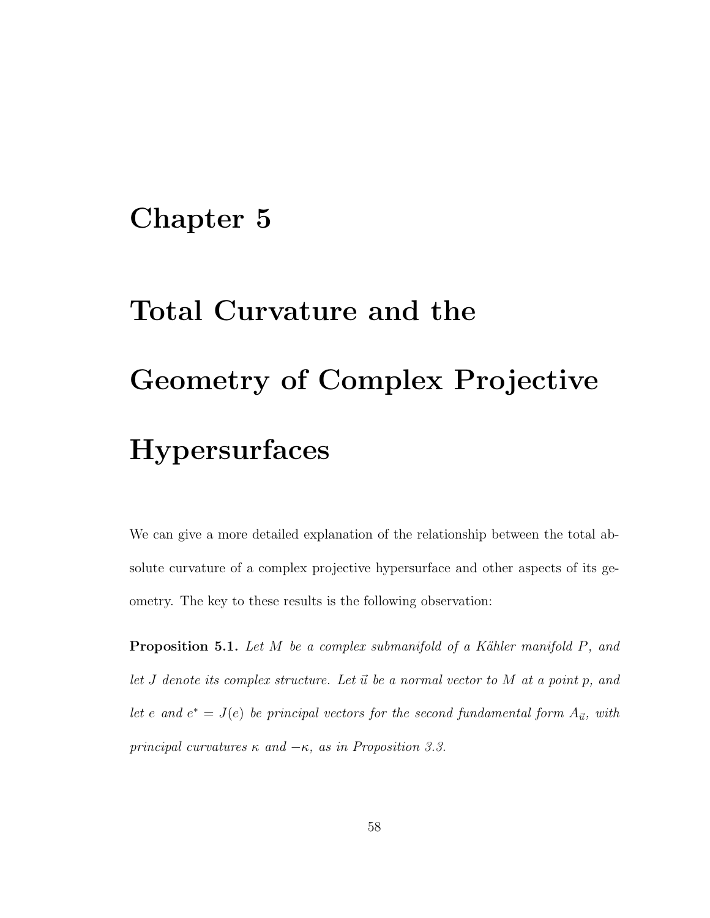# Chapter 5

# Total Curvature and the Geometry of Complex Projective Hypersurfaces

We can give a more detailed explanation of the relationship between the total absolute curvature of a complex projective hypersurface and other aspects of its geometry. The key to these results is the following observation:

**Proposition 5.1.** *Let $M$ be a complex submanifold of a Kähler manifold $P$, and let $J$ denote its complex structure. Let $\vec{u}$ be a normal vector to $M$ at a point $p$, and let $e$ and $e^* = J(e)$ be principal vectors for the second fundamental form $A_{\vec{u}}$, with principal curvatures $\kappa$ and $-\kappa$, as in Proposition 3.3.*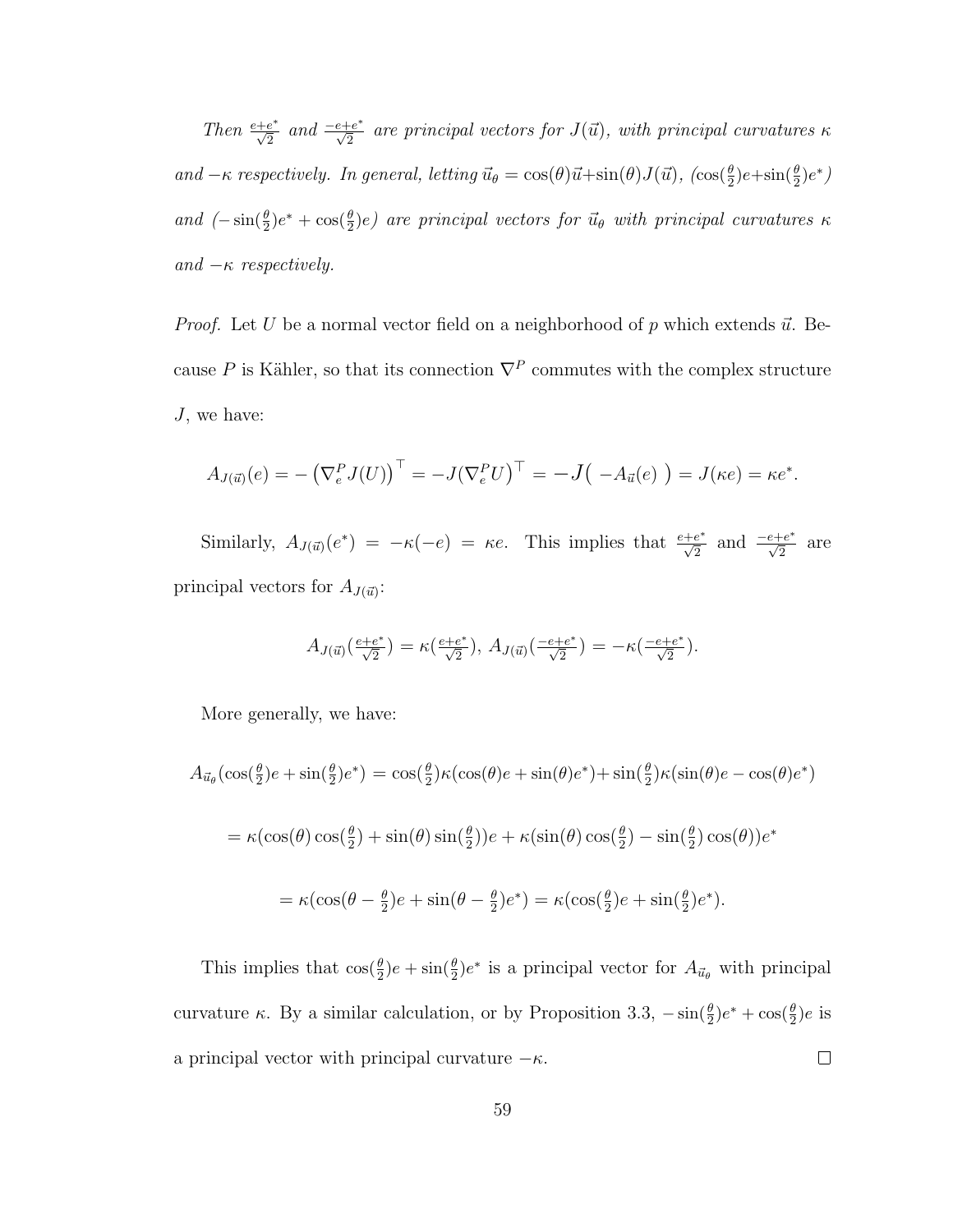*Then $\frac{e+e^*}{\sqrt{2}}$ and $\frac{-e+e^*}{\sqrt{2}}$ are principal vectors for $J(\vec{u})$, with principal curvatures $\kappa$ and $-\kappa$ respectively. In general, letting $\vec{u}_\theta = \cos(\theta)\vec{u}+\sin(\theta)J(\vec{u})$, ($\cos(\frac{\theta}{2})e+\sin(\frac{\theta}{2})e^*$) and ($-\sin(\frac{\theta}{2})e^* + \cos(\frac{\theta}{2})e$) are principal vectors for $\vec{u}_\theta$ with principal curvatures $\kappa$ and $-\kappa$ respectively.*

*Proof.* Let $U$ be a normal vector field on a neighborhood of $p$ which extends $\vec{u}$. Because $P$ is Kähler, so that its connection $\nabla^P$ commutes with the complex structure $J$, we have:

$$A_{J(\vec{u})}(e) = -\left(\nabla^P_e J(U)\right)^\top = -J(\nabla^P_e U)^\top = -J\big(\ -A_{\vec{u}}(e)\ \big) = J(\kappa e) = \kappa e^*.$$

Similarly, $A_{J(\vec{u})}(e^*) = -\kappa(-e) = \kappa e$. This implies that $\frac{e+e^*}{\sqrt{2}}$ and $\frac{-e+e^*}{\sqrt{2}}$ are principal vectors for $A_{J(\vec{u})}$:

$$A_{J(\vec{u})}(\tfrac{e+e^*}{\sqrt{2}}) = \kappa(\tfrac{e+e^*}{\sqrt{2}}),\ A_{J(\vec{u})}(\tfrac{-e+e^*}{\sqrt{2}}) = -\kappa(\tfrac{-e+e^*}{\sqrt{2}}).$$

More generally, we have:

$$A_{\vec{u}_\theta}(\cos(\tfrac{\theta}{2})e+\sin(\tfrac{\theta}{2})e^*) = \cos(\tfrac{\theta}{2})\kappa(\cos(\theta)e+\sin(\theta)e^*)+\sin(\tfrac{\theta}{2})\kappa(\sin(\theta)e-\cos(\theta)e^*)$$

$$= \kappa(\cos(\theta)\cos(\tfrac{\theta}{2})+\sin(\theta)\sin(\tfrac{\theta}{2}))e+\kappa(\sin(\theta)\cos(\tfrac{\theta}{2})-\sin(\tfrac{\theta}{2})\cos(\theta))e^*$$

$$= \kappa(\cos(\theta-\tfrac{\theta}{2})e+\sin(\theta-\tfrac{\theta}{2})e^*) = \kappa(\cos(\tfrac{\theta}{2})e+\sin(\tfrac{\theta}{2})e^*).$$

This implies that $\cos(\frac{\theta}{2})e+\sin(\frac{\theta}{2})e^*$ is a principal vector for $A_{\vec{u}_\theta}$ with principal curvature $\kappa$. By a similar calculation, or by Proposition 3.3, $-\sin(\frac{\theta}{2})e^*+\cos(\frac{\theta}{2})e$ is a principal vector with principal curvature $-\kappa$. □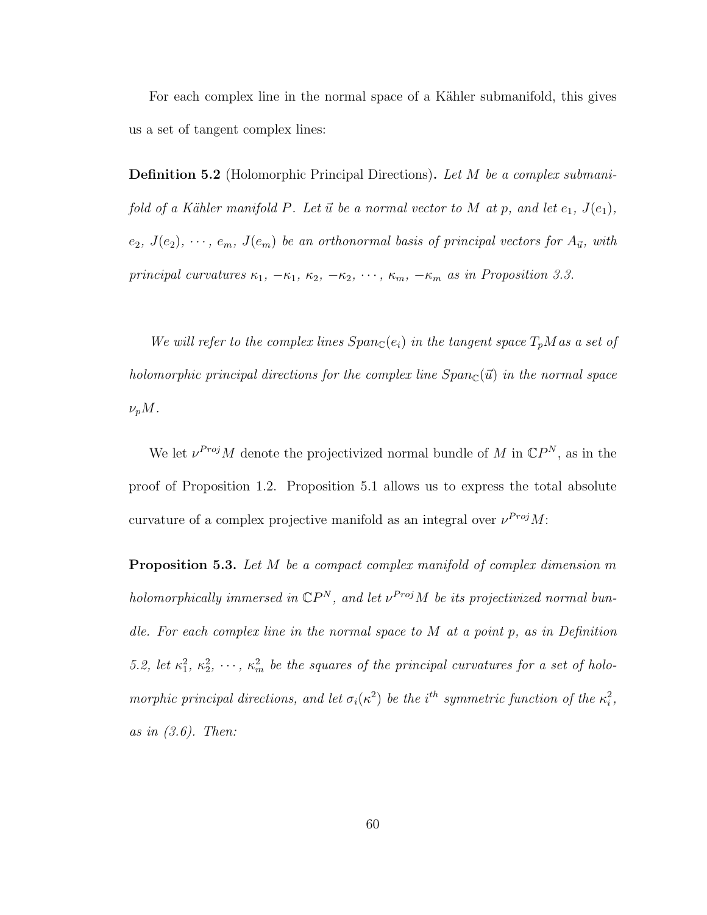For each complex line in the normal space of a Kähler submanifold, this gives us a set of tangent complex lines:

**Definition 5.2** (Holomorphic Principal Directions)**.** *Let $M$ be a complex submanifold of a Kähler manifold $P$. Let $\vec{u}$ be a normal vector to $M$ at $p$, and let $e_1$, $J(e_1)$, $e_2$, $J(e_2)$, $\cdots$, $e_m$, $J(e_m)$ be an orthonormal basis of principal vectors for $A_{\vec{u}}$, with principal curvatures $\kappa_1$, $-\kappa_1$, $\kappa_2$, $-\kappa_2$, $\cdots$, $\kappa_m$, $-\kappa_m$ as in Proposition 3.3.*

*We will refer to the complex lines $Span_{\mathbb{C}}(e_i)$ in the tangent space $T_pM$ as a set of holomorphic principal directions for the complex line $Span_{\mathbb{C}}(\vec{u})$ in the normal space $\nu_pM$.*

We let $\nu^{Proj}M$ denote the projectivized normal bundle of $M$ in $\mathbb{C}P^N$, as in the proof of Proposition 1.2. Proposition 5.1 allows us to express the total absolute curvature of a complex projective manifold as an integral over $\nu^{Proj}M$:

**Proposition 5.3.** *Let $M$ be a compact complex manifold of complex dimension $m$ holomorphically immersed in $\mathbb{C}P^N$, and let $\nu^{Proj}M$ be its projectivized normal bundle. For each complex line in the normal space to $M$ at a point $p$, as in Definition 5.2, let $\kappa_1^2$, $\kappa_2^2$, $\cdots$, $\kappa_m^2$ be the squares of the principal curvatures for a set of holomorphic principal directions, and let $\sigma_i(\kappa^2)$ be the $i^{th}$ symmetric function of the $\kappa_i^2$, as in (3.6). Then:*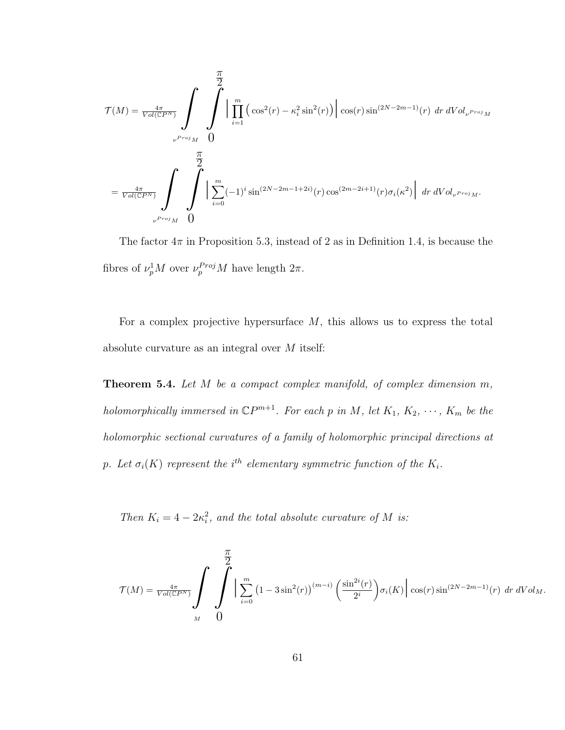$$\mathcal{T}(M) = \frac{4\pi}{Vol(\mathbb{C}P^N)} \int\limits_{\nu^{Proj}M} \int\limits_0^{\frac{\pi}{2}} \Big| \prod_{i=1}^{m} \left( \cos^2(r) - \kappa_i^2 \sin^2(r) \right) \Big| \cos(r) \sin^{(2N-2m-1)}(r) \; dr \; dVol_{\nu^{Proj}M}$$

$$= \frac{4\pi}{Vol(\mathbb{C}P^N)} \int\limits_{\nu^{Proj}M} \int\limits_0^{\frac{\pi}{2}} \Big| \sum_{i=0}^{m} (-1)^i \sin^{(2N-2m-1+2i)}(r) \cos^{(2m-2i+1)}(r) \sigma_i(\kappa^2) \Big| \; dr \; dVol_{\nu^{Proj}M}.$$

The factor $4\pi$ in Proposition 5.3, instead of 2 as in Definition 1.4, is because the fibres of $\nu_p^1 M$ over $\nu_p^{Proj} M$ have length $2\pi$.

For a complex projective hypersurface $M$, this allows us to express the total absolute curvature as an integral over $M$ itself:

**Theorem 5.4.** *Let $M$ be a compact complex manifold, of complex dimension $m$, holomorphically immersed in $\mathbb{C}P^{m+1}$. For each $p$ in $M$, let $K_1, K_2, \cdots, K_m$ be the holomorphic sectional curvatures of a family of holomorphic principal directions at $p$. Let $\sigma_i(K)$ represent the $i^{th}$ elementary symmetric function of the $K_i$.*

*Then $K_i = 4 - 2\kappa_i^2$, and the total absolute curvature of $M$ is:*

$$\mathcal{T}(M) = \frac{4\pi}{Vol(\mathbb{C}P^N)} \int\limits_{M} \int\limits_0^{\frac{\pi}{2}} \Big| \sum_{i=0}^{m} \left(1 - 3\sin^2(r)\right)^{(m-i)} \left(\frac{\sin^{2i}(r)}{2^i}\right) \sigma_i(K) \Big| \cos(r) \sin^{(2N-2m-1)}(r) \; dr \; dVol_M.$$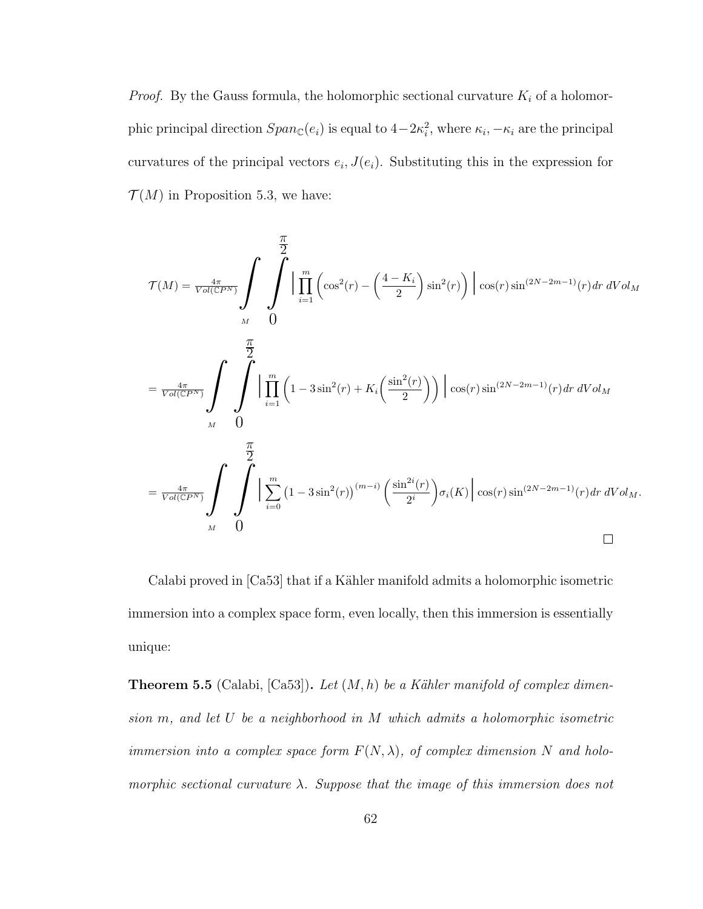*Proof.* By the Gauss formula, the holomorphic sectional curvature $K_i$ of a holomorphic principal direction $Span_{\mathbb{C}}(e_i)$ is equal to $4-2\kappa_i^2$, where $\kappa_i, -\kappa_i$ are the principal curvatures of the principal vectors $e_i, J(e_i)$. Substituting this in the expression for $\mathcal{T}(M)$ in Proposition 5.3, we have:

$$\mathcal{T}(M) = \frac{4\pi}{Vol(\mathbb{C}P^N)} \int_M \int_0^{\frac{\pi}{2}} \Big| \prod_{i=1}^{m} \left( \cos^2(r) - \left(\frac{4-K_i}{2}\right)\sin^2(r) \right) \Big| \cos(r)\sin^{(2N-2m-1)}(r)\, dr\; dVol_M$$

$$= \frac{4\pi}{Vol(\mathbb{C}P^N)} \int_M \int_0^{\frac{\pi}{2}} \Big| \prod_{i=1}^{m} \left( 1 - 3\sin^2(r) + K_i\left(\frac{\sin^2(r)}{2}\right) \right) \Big| \cos(r)\sin^{(2N-2m-1)}(r)\, dr\; dVol_M$$

$$= \frac{4\pi}{Vol(\mathbb{C}P^N)} \int_M \int_0^{\frac{\pi}{2}} \Big| \sum_{i=0}^{m} \left(1 - 3\sin^2(r)\right)^{(m-i)} \left(\frac{\sin^{2i}(r)}{2^i}\right)\sigma_i(K) \Big| \cos(r)\sin^{(2N-2m-1)}(r)\, dr\; dVol_M.$$

□

Calabi proved in [Ca53] that if a Kähler manifold admits a holomorphic isometric immersion into a complex space form, even locally, then this immersion is essentially unique:

**Theorem 5.5** (Calabi, [Ca53])**.** *Let $(M,h)$ be a Kähler manifold of complex dimension $m$, and let $U$ be a neighborhood in $M$ which admits a holomorphic isometric immersion into a complex space form $F(N,\lambda)$, of complex dimension $N$ and holomorphic sectional curvature $\lambda$. Suppose that the image of this immersion does not*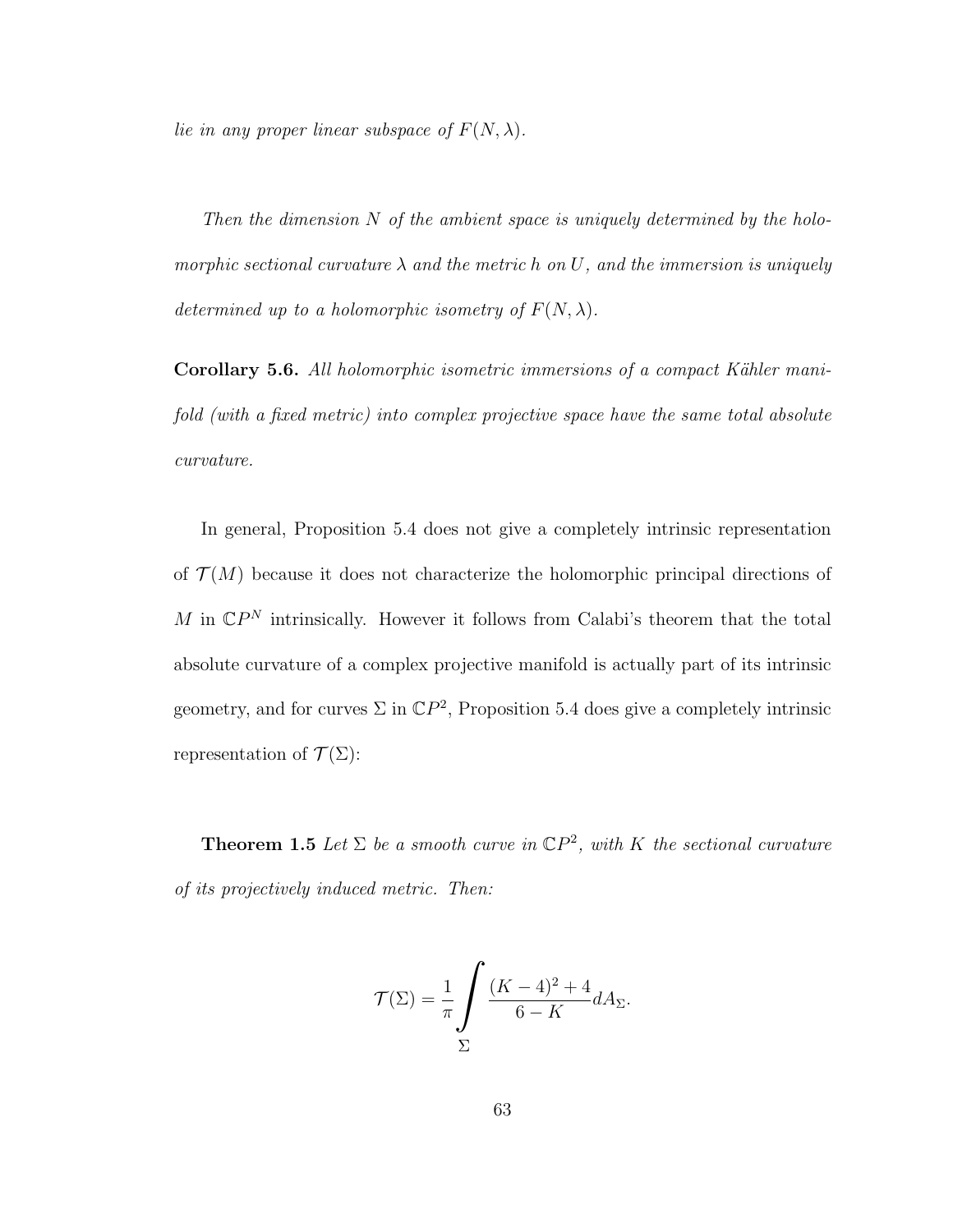*lie in any proper linear subspace of $F(N, \lambda)$.*

*Then the dimension $N$ of the ambient space is uniquely determined by the holomorphic sectional curvature $\lambda$ and the metric $h$ on $U$, and the immersion is uniquely determined up to a holomorphic isometry of $F(N, \lambda)$.*

**Corollary 5.6.** *All holomorphic isometric immersions of a compact Kähler manifold (with a fixed metric) into complex projective space have the same total absolute curvature.*

In general, Proposition 5.4 does not give a completely intrinsic representation of $\mathcal{T}(M)$ because it does not characterize the holomorphic principal directions of $M$ in $\mathbb{C}P^N$ intrinsically. However it follows from Calabi's theorem that the total absolute curvature of a complex projective manifold is actually part of its intrinsic geometry, and for curves $\Sigma$ in $\mathbb{C}P^2$, Proposition 5.4 does give a completely intrinsic representation of $\mathcal{T}(\Sigma)$:

**Theorem 1.5** *Let $\Sigma$ be a smooth curve in $\mathbb{C}P^2$, with $K$ the sectional curvature of its projectively induced metric. Then:*

$$\mathcal{T}(\Sigma) = \frac{1}{\pi} \int_{\Sigma} \frac{(K-4)^2 + 4}{6 - K} dA_{\Sigma}.$$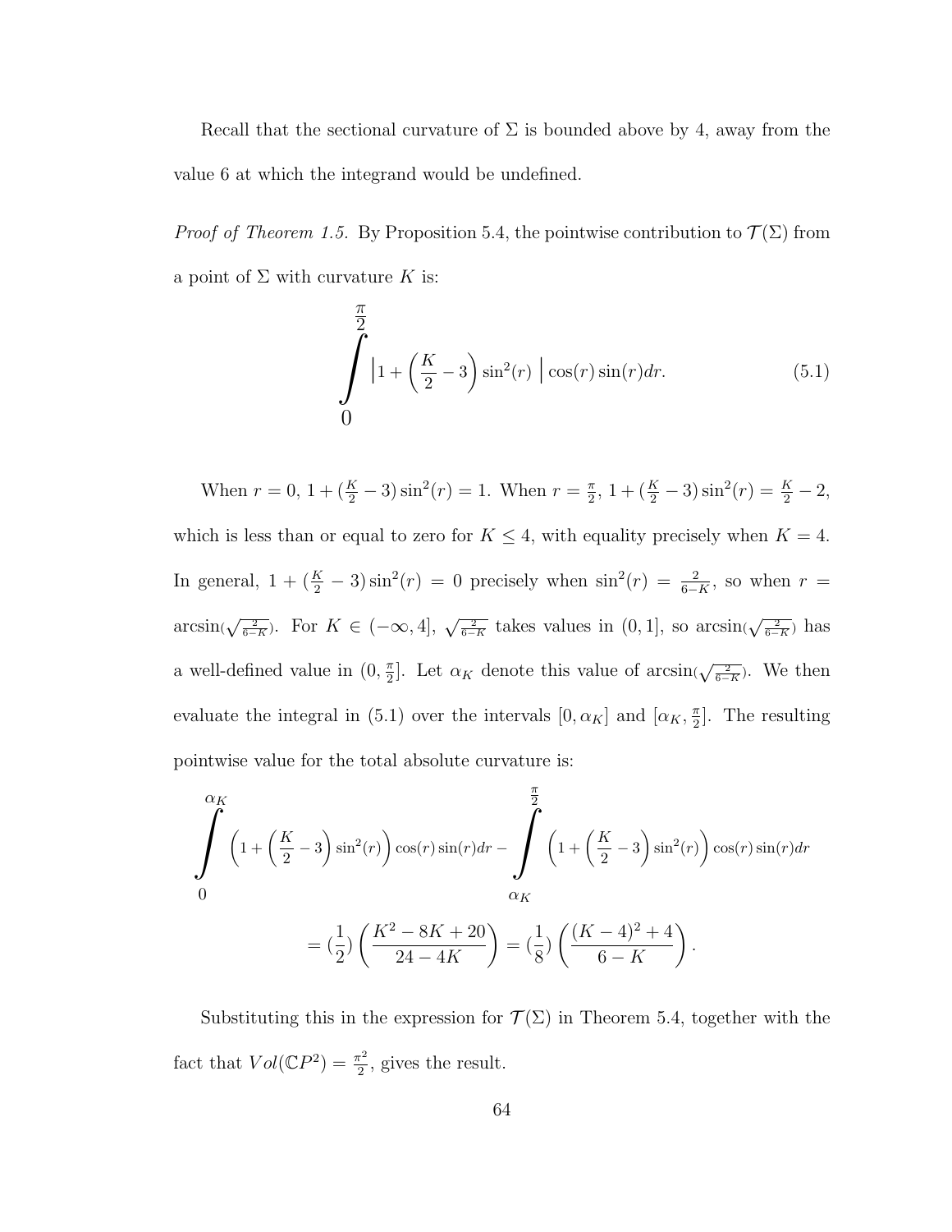Recall that the sectional curvature of $\Sigma$ is bounded above by 4, away from the value 6 at which the integrand would be undefined.

*Proof of Theorem 1.5.* By Proposition 5.4, the pointwise contribution to $\mathcal{T}(\Sigma)$ from a point of $\Sigma$ with curvature $K$ is:

$$\int_0^{\frac{\pi}{2}} \left|1 + \left(\frac{K}{2} - 3\right)\sin^2(r)\ \right| \cos(r)\sin(r)dr. \tag{5.1}$$

When $r = 0$, $1 + (\frac{K}{2} - 3)\sin^2(r) = 1$. When $r = \frac{\pi}{2}$, $1 + (\frac{K}{2} - 3)\sin^2(r) = \frac{K}{2} - 2$, which is less than or equal to zero for $K \leq 4$, with equality precisely when $K = 4$. In general, $1 + (\frac{K}{2} - 3)\sin^2(r) = 0$ precisely when $\sin^2(r) = \frac{2}{6-K}$, so when $r = \arcsin(\sqrt{\frac{2}{6-K}})$. For $K \in (-\infty, 4]$, $\sqrt{\frac{2}{6-K}}$ takes values in $(0, 1]$, so $\arcsin(\sqrt{\frac{2}{6-K}})$ has a well-defined value in $(0, \frac{\pi}{2}]$. Let $\alpha_K$ denote this value of $\arcsin(\sqrt{\frac{2}{6-K}})$. We then evaluate the integral in (5.1) over the intervals $[0, \alpha_K]$ and $[\alpha_K, \frac{\pi}{2}]$. The resulting pointwise value for the total absolute curvature is:

$$\int_0^{\alpha_K} \left(1 + \left(\frac{K}{2} - 3\right)\sin^2(r)\right)\cos(r)\sin(r)dr - \int_{\alpha_K}^{\frac{\pi}{2}} \left(1 + \left(\frac{K}{2} - 3\right)\sin^2(r)\right)\cos(r)\sin(r)dr$$

$$= \left(\frac{1}{2}\right)\left(\frac{K^2 - 8K + 20}{24 - 4K}\right) = \left(\frac{1}{8}\right)\left(\frac{(K-4)^2 + 4}{6 - K}\right).$$

Substituting this in the expression for $\mathcal{T}(\Sigma)$ in Theorem 5.4, together with the fact that $Vol(\mathbb{C}P^2) = \frac{\pi^2}{2}$, gives the result.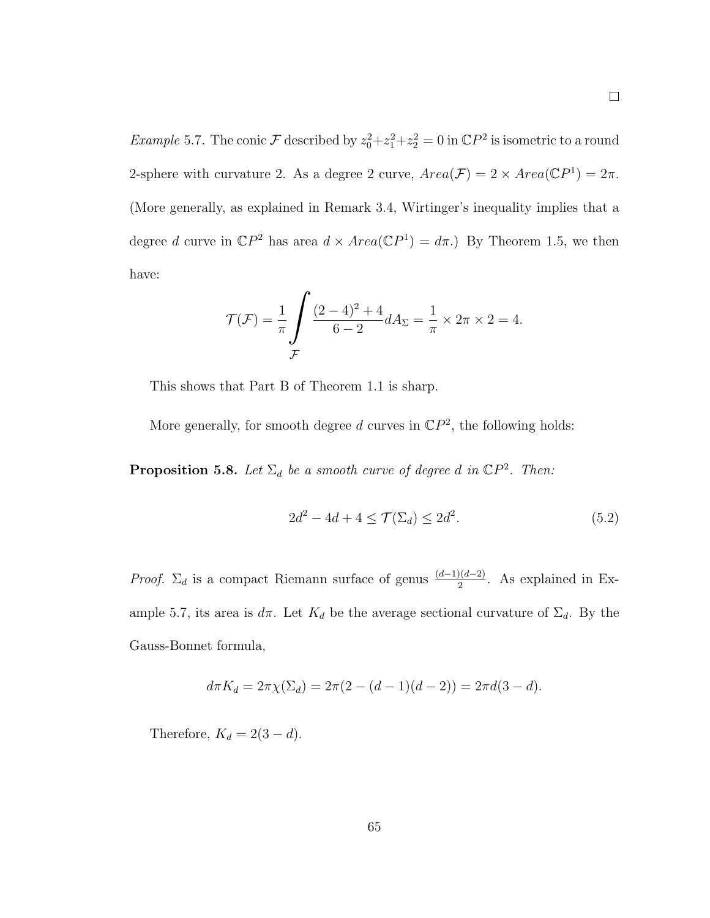□

*Example* 5.7. The conic $\mathcal{F}$ described by $z_0^2+z_1^2+z_2^2=0$ in $\mathbb{C}P^2$ is isometric to a round 2-sphere with curvature 2. As a degree 2 curve, $Area(\mathcal{F}) = 2 \times Area(\mathbb{C}P^1) = 2\pi$. (More generally, as explained in Remark 3.4, Wirtinger's inequality implies that a degree $d$ curve in $\mathbb{C}P^2$ has area $d \times Area(\mathbb{C}P^1) = d\pi$.) By Theorem 1.5, we then have:

$$\mathcal{T}(\mathcal{F}) = \frac{1}{\pi} \int_{\mathcal{F}} \frac{(2-4)^2+4}{6-2} dA_\Sigma = \frac{1}{\pi} \times 2\pi \times 2 = 4.$$

This shows that Part B of Theorem 1.1 is sharp.

More generally, for smooth degree $d$ curves in $\mathbb{C}P^2$, the following holds:

**Proposition 5.8.** *Let $\Sigma_d$ be a smooth curve of degree $d$ in $\mathbb{C}P^2$. Then:*

$$2d^2 - 4d + 4 \leq \mathcal{T}(\Sigma_d) \leq 2d^2. \tag{5.2}$$

*Proof.* $\Sigma_d$ is a compact Riemann surface of genus $\frac{(d-1)(d-2)}{2}$. As explained in Example 5.7, its area is $d\pi$. Let $K_d$ be the average sectional curvature of $\Sigma_d$. By the Gauss-Bonnet formula,

$$d\pi K_d = 2\pi\chi(\Sigma_d) = 2\pi(2-(d-1)(d-2)) = 2\pi d(3-d).$$

Therefore, $K_d = 2(3-d)$.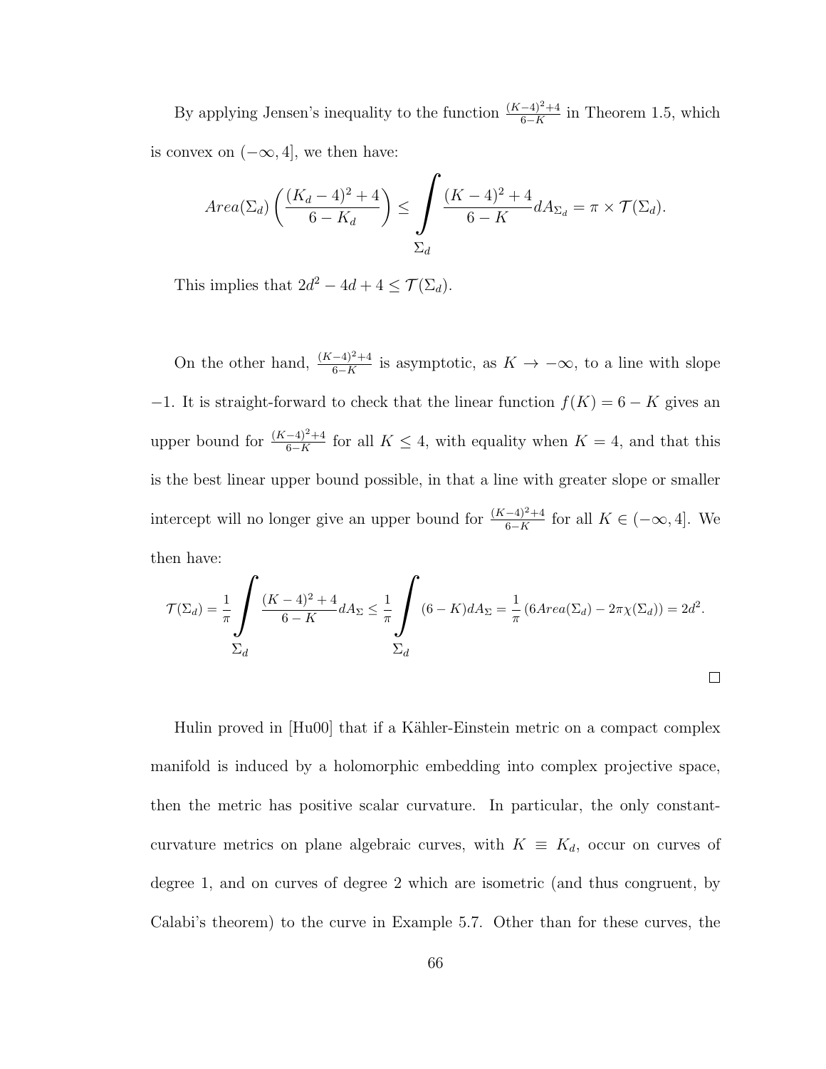By applying Jensen's inequality to the function $\frac{(K-4)^2+4}{6-K}$ in Theorem 1.5, which is convex on $(-\infty, 4]$, we then have:

$$Area(\Sigma_d)\left(\frac{(K_d-4)^2+4}{6-K_d}\right) \leq \int\limits_{\Sigma_d} \frac{(K-4)^2+4}{6-K} dA_{\Sigma_d} = \pi \times \mathcal{T}(\Sigma_d).$$

This implies that $2d^2 - 4d + 4 \leq \mathcal{T}(\Sigma_d)$.

On the other hand, $\frac{(K-4)^2+4}{6-K}$ is asymptotic, as $K \to -\infty$, to a line with slope $-1$. It is straight-forward to check that the linear function $f(K) = 6 - K$ gives an upper bound for $\frac{(K-4)^2+4}{6-K}$ for all $K \leq 4$, with equality when $K = 4$, and that this is the best linear upper bound possible, in that a line with greater slope or smaller intercept will no longer give an upper bound for $\frac{(K-4)^2+4}{6-K}$ for all $K \in (-\infty, 4]$. We then have:

$$\mathcal{T}(\Sigma_d) = \frac{1}{\pi}\int\limits_{\Sigma_d} \frac{(K-4)^2+4}{6-K} dA_\Sigma \leq \frac{1}{\pi}\int\limits_{\Sigma_d} (6-K) dA_\Sigma = \frac{1}{\pi}\left(6Area(\Sigma_d) - 2\pi\chi(\Sigma_d)\right) = 2d^2.$$

□

Hulin proved in [Hu00] that if a Kähler-Einstein metric on a compact complex manifold is induced by a holomorphic embedding into complex projective space, then the metric has positive scalar curvature. In particular, the only constant-curvature metrics on plane algebraic curves, with $K \equiv K_d$, occur on curves of degree 1, and on curves of degree 2 which are isometric (and thus congruent, by Calabi's theorem) to the curve in Example 5.7. Other than for these curves, the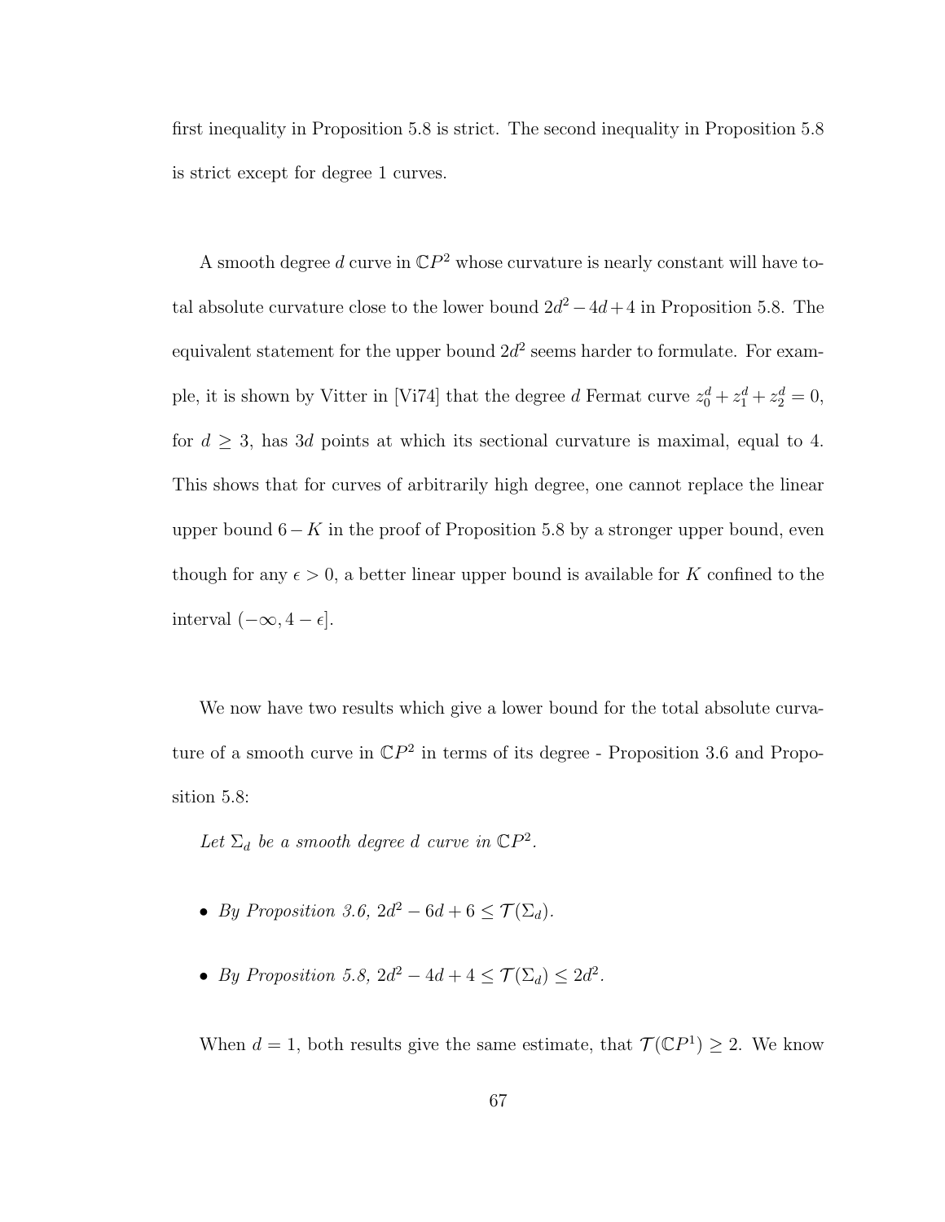first inequality in Proposition 5.8 is strict. The second inequality in Proposition 5.8 is strict except for degree 1 curves.

A smooth degree $d$ curve in $\mathbb{C}P^2$ whose curvature is nearly constant will have total absolute curvature close to the lower bound $2d^2 - 4d + 4$ in Proposition 5.8. The equivalent statement for the upper bound $2d^2$ seems harder to formulate. For example, it is shown by Vitter in [Vi74] that the degree $d$ Fermat curve $z_0^d + z_1^d + z_2^d = 0$, for $d \geq 3$, has $3d$ points at which its sectional curvature is maximal, equal to 4. This shows that for curves of arbitrarily high degree, one cannot replace the linear upper bound $6 - K$ in the proof of Proposition 5.8 by a stronger upper bound, even though for any $\epsilon > 0$, a better linear upper bound is available for $K$ confined to the interval $(-\infty, 4 - \epsilon]$.

We now have two results which give a lower bound for the total absolute curvature of a smooth curve in $\mathbb{C}P^2$ in terms of its degree - Proposition 3.6 and Proposition 5.8:

*Let $\Sigma_d$ be a smooth degree $d$ curve in $\mathbb{C}P^2$.*

- *By Proposition 3.6,* $2d^2 - 6d + 6 \leq \mathcal{T}(\Sigma_d)$.
- *By Proposition 5.8,* $2d^2 - 4d + 4 \leq \mathcal{T}(\Sigma_d) \leq 2d^2$.

When $d = 1$, both results give the same estimate, that $\mathcal{T}(\mathbb{C}P^1) \geq 2$. We know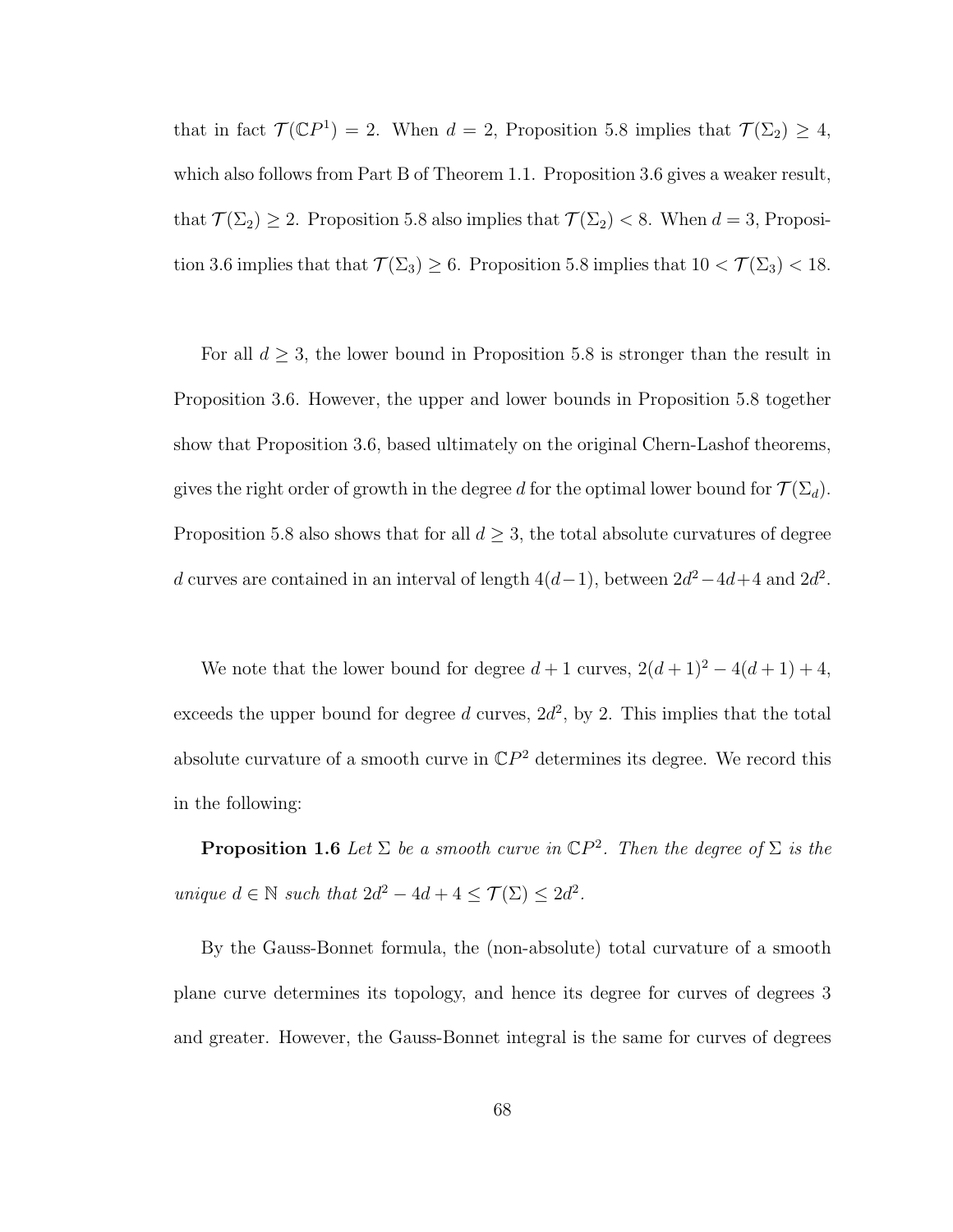that in fact $\mathcal{T}(\mathbb{C}P^1) = 2$. When $d = 2$, Proposition 5.8 implies that $\mathcal{T}(\Sigma_2) \geq 4$, which also follows from Part B of Theorem 1.1. Proposition 3.6 gives a weaker result, that $\mathcal{T}(\Sigma_2) \geq 2$. Proposition 5.8 also implies that $\mathcal{T}(\Sigma_2) < 8$. When $d = 3$, Proposition 3.6 implies that that $\mathcal{T}(\Sigma_3) \geq 6$. Proposition 5.8 implies that $10 < \mathcal{T}(\Sigma_3) < 18$.

For all $d \geq 3$, the lower bound in Proposition 5.8 is stronger than the result in Proposition 3.6. However, the upper and lower bounds in Proposition 5.8 together show that Proposition 3.6, based ultimately on the original Chern-Lashof theorems, gives the right order of growth in the degree $d$ for the optimal lower bound for $\mathcal{T}(\Sigma_d)$. Proposition 5.8 also shows that for all $d \geq 3$, the total absolute curvatures of degree $d$ curves are contained in an interval of length $4(d-1)$, between $2d^2-4d+4$ and $2d^2$.

We note that the lower bound for degree $d+1$ curves, $2(d+1)^2 - 4(d+1) + 4$, exceeds the upper bound for degree $d$ curves, $2d^2$, by 2. This implies that the total absolute curvature of a smooth curve in $\mathbb{C}P^2$ determines its degree. We record this in the following:

**Proposition 1.6** *Let $\Sigma$ be a smooth curve in $\mathbb{C}P^2$. Then the degree of $\Sigma$ is the unique $d \in \mathbb{N}$ such that $2d^2 - 4d + 4 \leq \mathcal{T}(\Sigma) \leq 2d^2$.*

By the Gauss-Bonnet formula, the (non-absolute) total curvature of a smooth plane curve determines its topology, and hence its degree for curves of degrees 3 and greater. However, the Gauss-Bonnet integral is the same for curves of degrees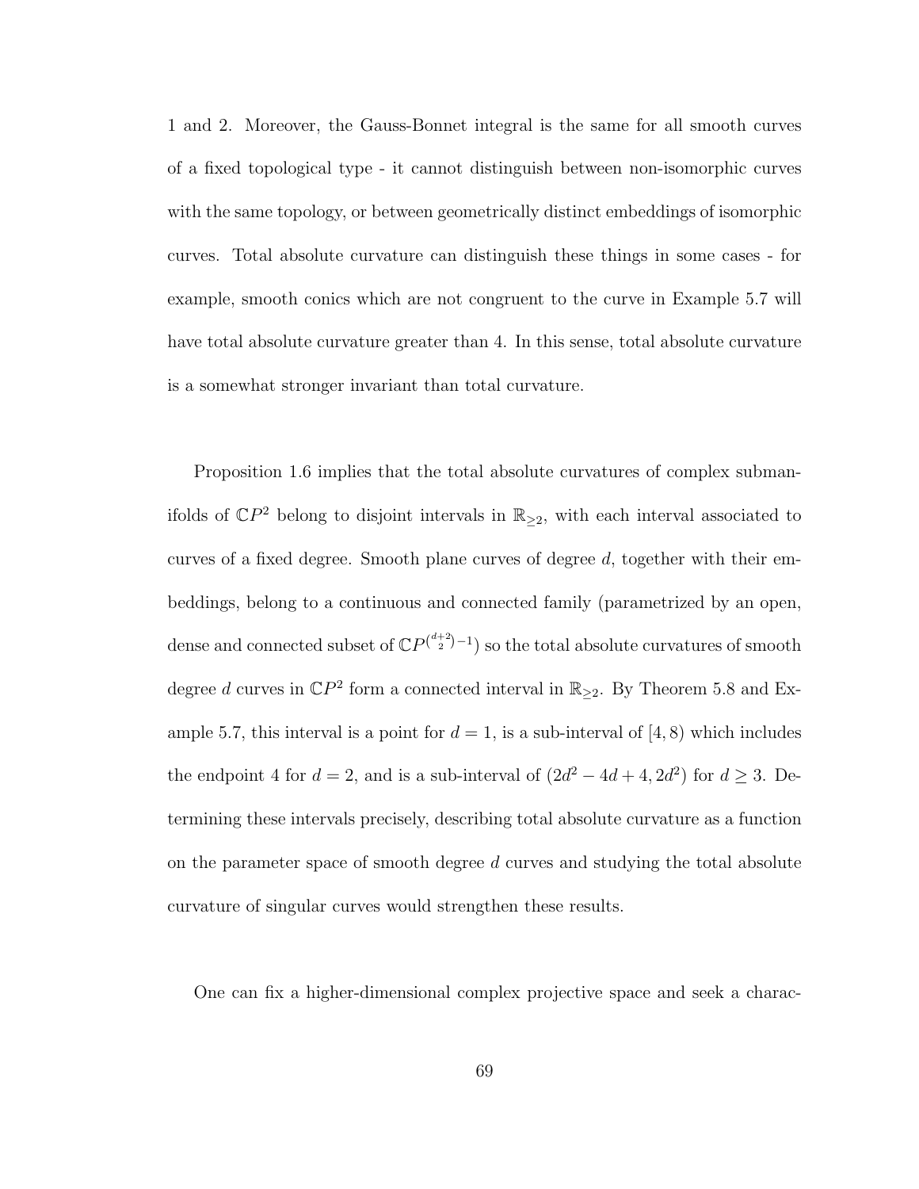1 and 2. Moreover, the Gauss-Bonnet integral is the same for all smooth curves of a fixed topological type - it cannot distinguish between non-isomorphic curves with the same topology, or between geometrically distinct embeddings of isomorphic curves. Total absolute curvature can distinguish these things in some cases - for example, smooth conics which are not congruent to the curve in Example 5.7 will have total absolute curvature greater than 4. In this sense, total absolute curvature is a somewhat stronger invariant than total curvature.

Proposition 1.6 implies that the total absolute curvatures of complex submanifolds of $\mathbb{C}P^2$ belong to disjoint intervals in $\mathbb{R}_{\geq 2}$, with each interval associated to curves of a fixed degree. Smooth plane curves of degree $d$, together with their embeddings, belong to a continuous and connected family (parametrized by an open, dense and connected subset of $\mathbb{C}P^{\binom{d+2}{2}-1}$) so the total absolute curvatures of smooth degree $d$ curves in $\mathbb{C}P^2$ form a connected interval in $\mathbb{R}_{\geq 2}$. By Theorem 5.8 and Example 5.7, this interval is a point for $d = 1$, is a sub-interval of $[4, 8)$ which includes the endpoint 4 for $d = 2$, and is a sub-interval of $(2d^2 - 4d + 4, 2d^2)$ for $d \geq 3$. Determining these intervals precisely, describing total absolute curvature as a function on the parameter space of smooth degree $d$ curves and studying the total absolute curvature of singular curves would strengthen these results.

One can fix a higher-dimensional complex projective space and seek a charac-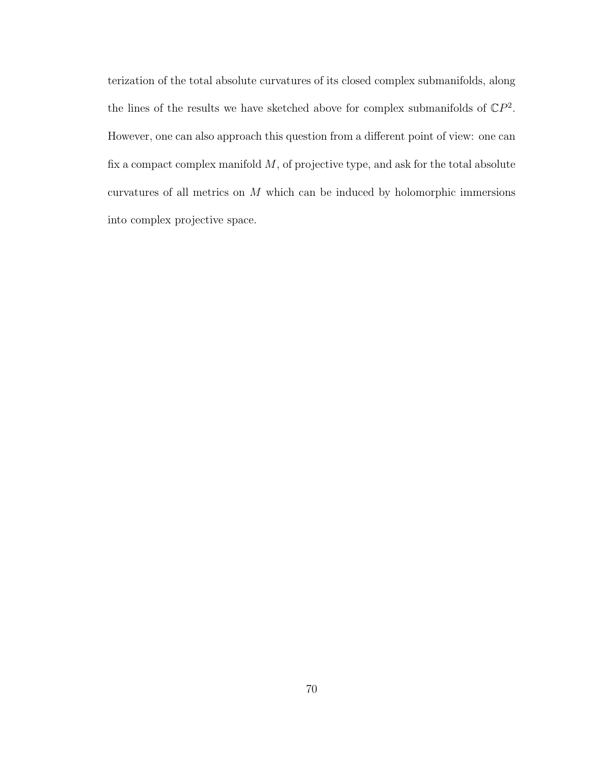terization of the total absolute curvatures of its closed complex submanifolds, along the lines of the results we have sketched above for complex submanifolds of $\mathbb{C}P^2$. However, one can also approach this question from a different point of view: one can fix a compact complex manifold $M$, of projective type, and ask for the total absolute curvatures of all metrics on $M$ which can be induced by holomorphic immersions into complex projective space.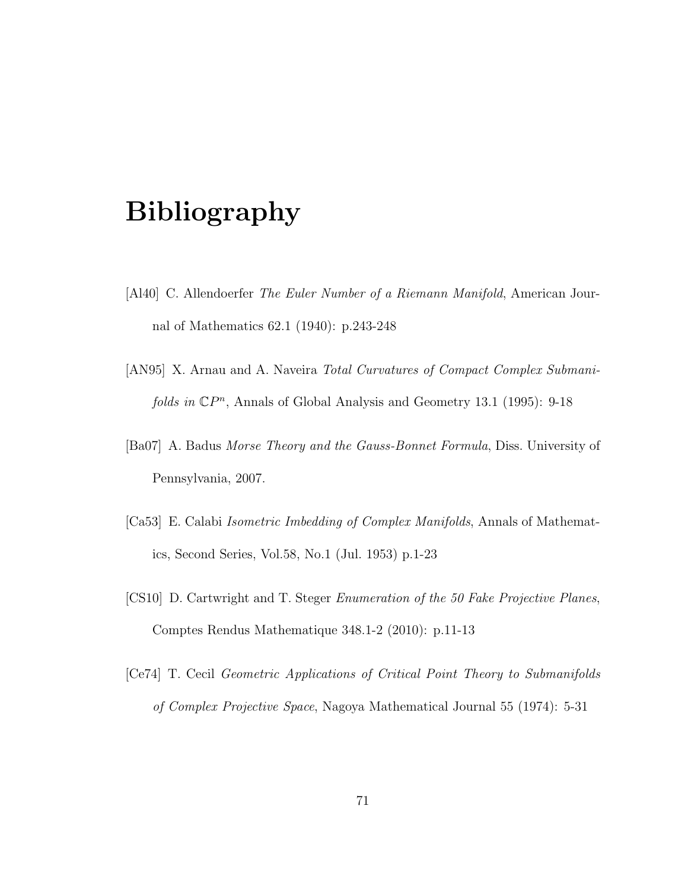# Bibliography

[Al40] C. Allendoerfer *The Euler Number of a Riemann Manifold*, American Journal of Mathematics 62.1 (1940): p.243-248

[AN95] X. Arnau and A. Naveira *Total Curvatures of Compact Complex Submanifolds in $\mathbb{C}P^n$*, Annals of Global Analysis and Geometry 13.1 (1995): 9-18

[Ba07] A. Badus *Morse Theory and the Gauss-Bonnet Formula*, Diss. University of Pennsylvania, 2007.

[Ca53] E. Calabi *Isometric Imbedding of Complex Manifolds*, Annals of Mathematics, Second Series, Vol.58, No.1 (Jul. 1953) p.1-23

[CS10] D. Cartwright and T. Steger *Enumeration of the 50 Fake Projective Planes*, Comptes Rendus Mathematique 348.1-2 (2010): p.11-13

[Ce74] T. Cecil *Geometric Applications of Critical Point Theory to Submanifolds of Complex Projective Space*, Nagoya Mathematical Journal 55 (1974): 5-31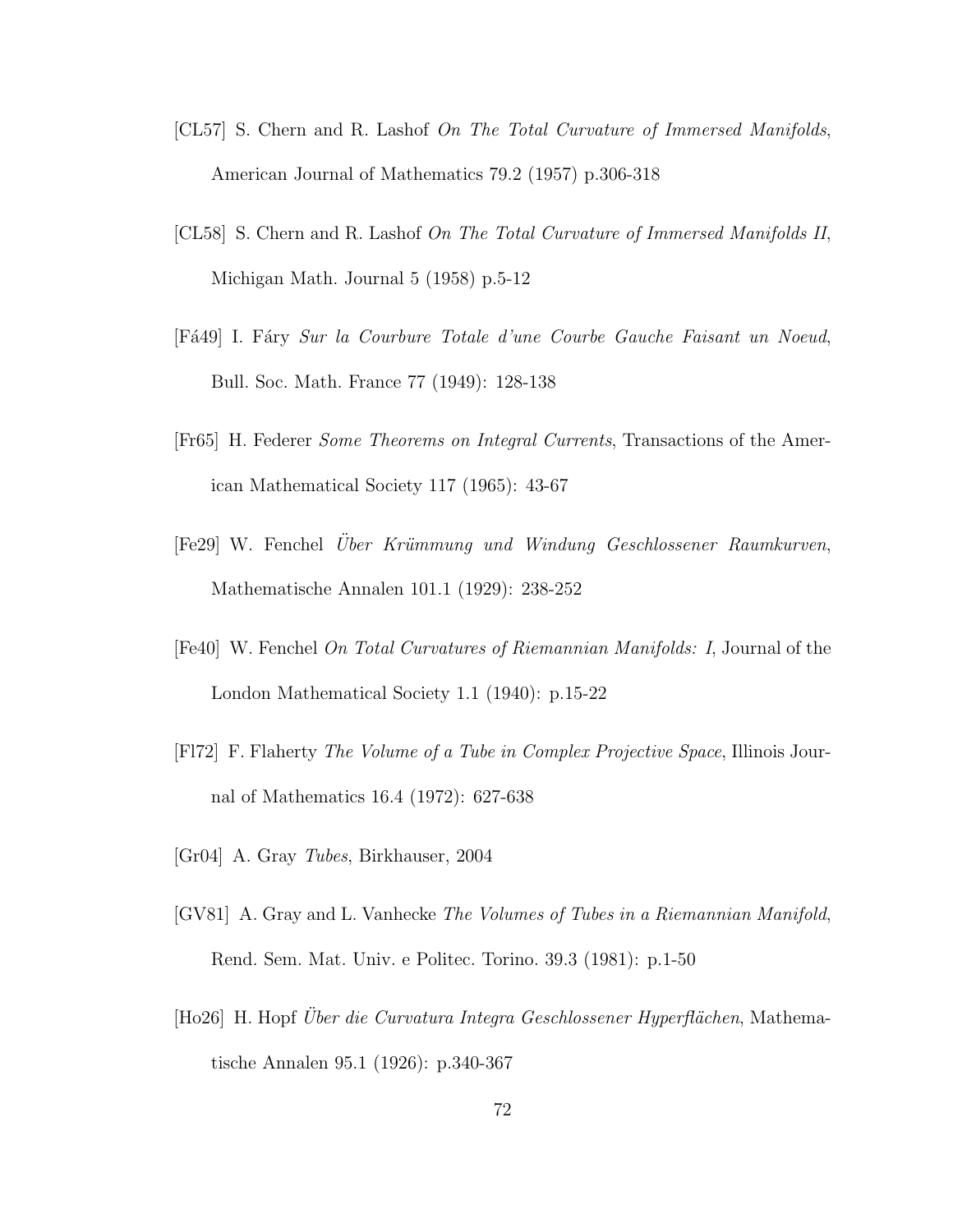[CL57] S. Chern and R. Lashof *On The Total Curvature of Immersed Manifolds*, American Journal of Mathematics 79.2 (1957) p.306-318

[CL58] S. Chern and R. Lashof *On The Total Curvature of Immersed Manifolds II*, Michigan Math. Journal 5 (1958) p.5-12

[Fá49] I. Fáry *Sur la Courbure Totale d'une Courbe Gauche Faisant un Noeud*, Bull. Soc. Math. France 77 (1949): 128-138

[Fr65] H. Federer *Some Theorems on Integral Currents*, Transactions of the American Mathematical Society 117 (1965): 43-67

[Fe29] W. Fenchel *Über Krümmung und Windung Geschlossener Raumkurven*, Mathematische Annalen 101.1 (1929): 238-252

[Fe40] W. Fenchel *On Total Curvatures of Riemannian Manifolds: I*, Journal of the London Mathematical Society 1.1 (1940): p.15-22

[Fl72] F. Flaherty *The Volume of a Tube in Complex Projective Space*, Illinois Journal of Mathematics 16.4 (1972): 627-638

[Gr04] A. Gray *Tubes*, Birkhauser, 2004

[GV81] A. Gray and L. Vanhecke *The Volumes of Tubes in a Riemannian Manifold*, Rend. Sem. Mat. Univ. e Politec. Torino. 39.3 (1981): p.1-50

[Ho26] H. Hopf *Über die Curvatura Integra Geschlossener Hyperflächen*, Mathematische Annalen 95.1 (1926): p.340-367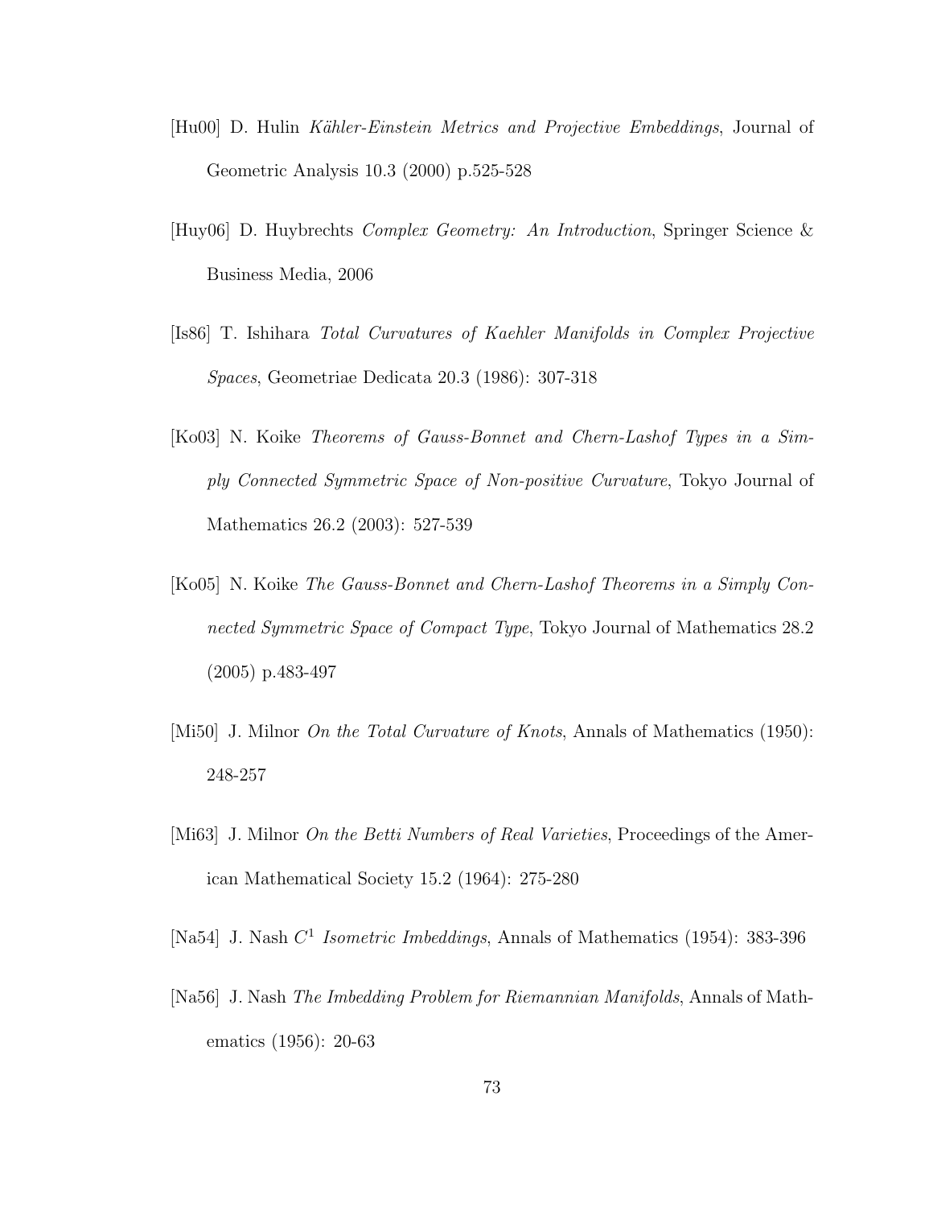[Hu00] D. Hulin *Kähler-Einstein Metrics and Projective Embeddings*, Journal of Geometric Analysis 10.3 (2000) p.525-528

[Huy06] D. Huybrechts *Complex Geometry: An Introduction*, Springer Science & Business Media, 2006

[Is86] T. Ishihara *Total Curvatures of Kaehler Manifolds in Complex Projective Spaces*, Geometriae Dedicata 20.3 (1986): 307-318

[Ko03] N. Koike *Theorems of Gauss-Bonnet and Chern-Lashof Types in a Simply Connected Symmetric Space of Non-positive Curvature*, Tokyo Journal of Mathematics 26.2 (2003): 527-539

[Ko05] N. Koike *The Gauss-Bonnet and Chern-Lashof Theorems in a Simply Connected Symmetric Space of Compact Type*, Tokyo Journal of Mathematics 28.2 (2005) p.483-497

[Mi50] J. Milnor *On the Total Curvature of Knots*, Annals of Mathematics (1950): 248-257

[Mi63] J. Milnor *On the Betti Numbers of Real Varieties*, Proceedings of the American Mathematical Society 15.2 (1964): 275-280

[Na54] J. Nash *$C^1$ Isometric Imbeddings*, Annals of Mathematics (1954): 383-396

[Na56] J. Nash *The Imbedding Problem for Riemannian Manifolds*, Annals of Mathematics (1956): 20-63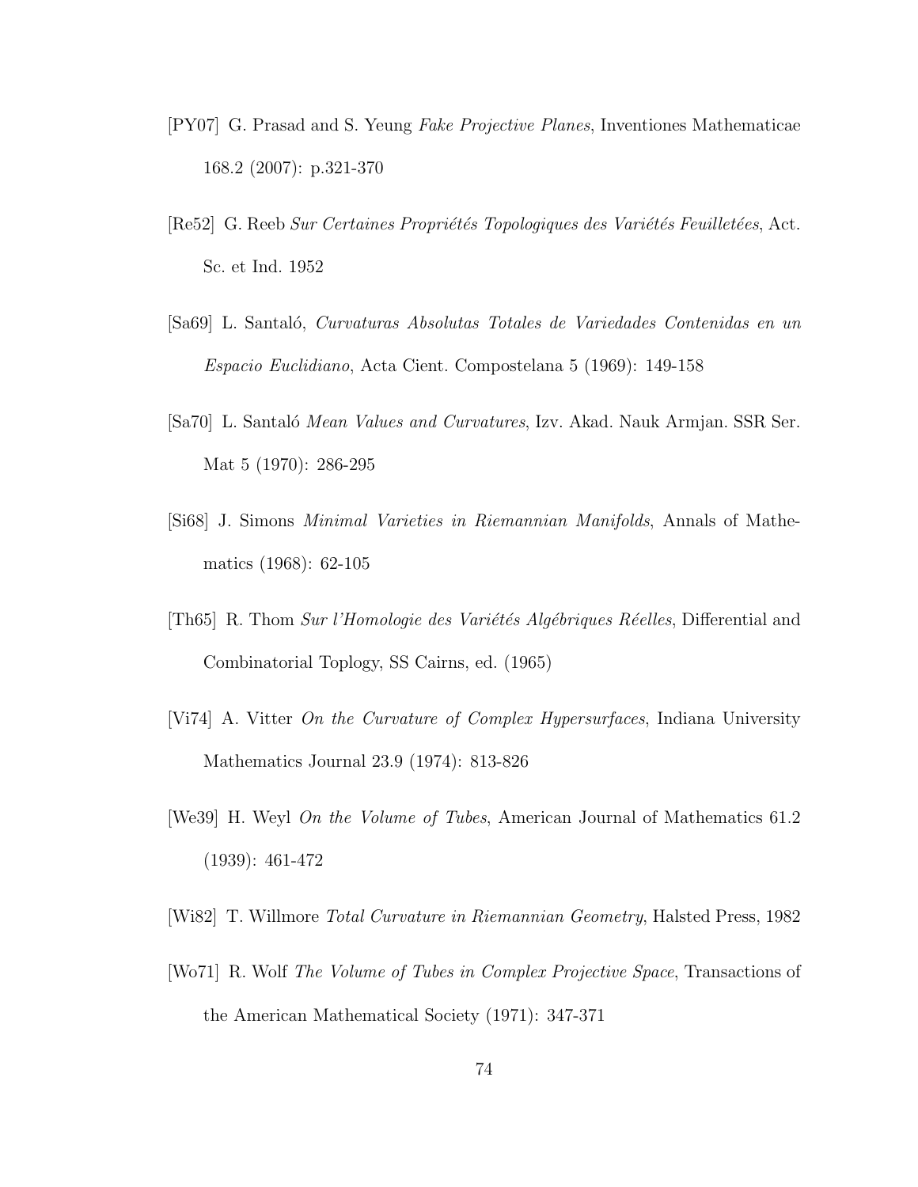[PY07] G. Prasad and S. Yeung *Fake Projective Planes*, Inventiones Mathematicae 168.2 (2007): p.321-370

[Re52] G. Reeb *Sur Certaines Propriétés Topologiques des Variétés Feuilletées*, Act. Sc. et Ind. 1952

[Sa69] L. Santaló, *Curvaturas Absolutas Totales de Variedades Contenidas en un Espacio Euclidiano*, Acta Cient. Compostelana 5 (1969): 149-158

[Sa70] L. Santaló *Mean Values and Curvatures*, Izv. Akad. Nauk Armjan. SSR Ser. Mat 5 (1970): 286-295

[Si68] J. Simons *Minimal Varieties in Riemannian Manifolds*, Annals of Mathematics (1968): 62-105

[Th65] R. Thom *Sur l'Homologie des Variétés Algébriques Réelles*, Differential and Combinatorial Toplogy, SS Cairns, ed. (1965)

[Vi74] A. Vitter *On the Curvature of Complex Hypersurfaces*, Indiana University Mathematics Journal 23.9 (1974): 813-826

[We39] H. Weyl *On the Volume of Tubes*, American Journal of Mathematics 61.2 (1939): 461-472

[Wi82] T. Willmore *Total Curvature in Riemannian Geometry*, Halsted Press, 1982

[Wo71] R. Wolf *The Volume of Tubes in Complex Projective Space*, Transactions of the American Mathematical Society (1971): 347-371